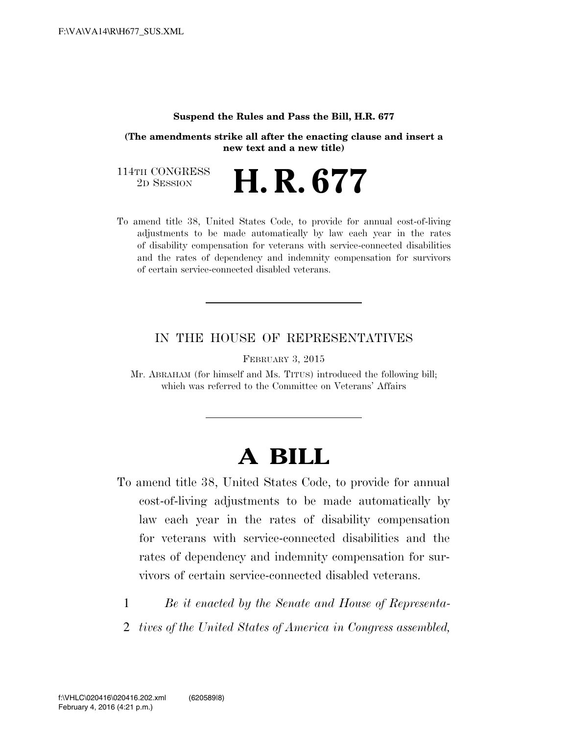**Suspend the Rules and Pass the Bill, H.R. 677**

**(The amendments strike all after the enacting clause and insert a new text and a new title)**

114TH CONGRESS
2D SESSION

# H. R. 677

To amend title 38, United States Code, to provide for annual cost-of-living adjustments to be made automatically by law each year in the rates of disability compensation for veterans with service-connected disabilities and the rates of dependency and indemnity compensation for survivors of certain service-connected disabled veterans.

---

IN THE HOUSE OF REPRESENTATIVES

FEBRUARY 3, 2015

Mr. ABRAHAM (for himself and Ms. TITUS) introduced the following bill; which was referred to the Committee on Veterans' Affairs

---

# A BILL

To amend title 38, United States Code, to provide for annual cost-of-living adjustments to be made automatically by law each year in the rates of disability compensation for veterans with service-connected disabilities and the rates of dependency and indemnity compensation for survivors of certain service-connected disabled veterans.

1 *Be it enacted by the Senate and House of Representa-*
2 *tives of the United States of America in Congress assembled,*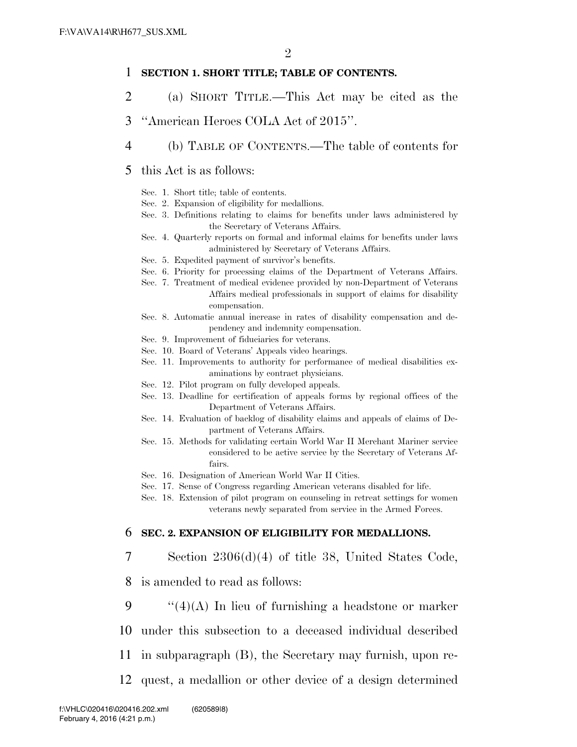**SECTION 1. SHORT TITLE; TABLE OF CONTENTS.**

(a) SHORT TITLE.—This Act may be cited as the "American Heroes COLA Act of 2015".

(b) TABLE OF CONTENTS.—The table of contents for this Act is as follows:

Sec. 1. Short title; table of contents.
Sec. 2. Expansion of eligibility for medallions.
Sec. 3. Definitions relating to claims for benefits under laws administered by the Secretary of Veterans Affairs.
Sec. 4. Quarterly reports on formal and informal claims for benefits under laws administered by Secretary of Veterans Affairs.
Sec. 5. Expedited payment of survivor's benefits.
Sec. 6. Priority for processing claims of the Department of Veterans Affairs.
Sec. 7. Treatment of medical evidence provided by non-Department of Veterans Affairs medical professionals in support of claims for disability compensation.
Sec. 8. Automatic annual increase in rates of disability compensation and dependency and indemnity compensation.
Sec. 9. Improvement of fiduciaries for veterans.
Sec. 10. Board of Veterans' Appeals video hearings.
Sec. 11. Improvements to authority for performance of medical disabilities examinations by contract physicians.
Sec. 12. Pilot program on fully developed appeals.
Sec. 13. Deadline for certification of appeals forms by regional offices of the Department of Veterans Affairs.
Sec. 14. Evaluation of backlog of disability claims and appeals of claims of Department of Veterans Affairs.
Sec. 15. Methods for validating certain World War II Merchant Mariner service considered to be active service by the Secretary of Veterans Affairs.
Sec. 16. Designation of American World War II Cities.
Sec. 17. Sense of Congress regarding American veterans disabled for life.
Sec. 18. Extension of pilot program on counseling in retreat settings for women veterans newly separated from service in the Armed Forces.

**SEC. 2. EXPANSION OF ELIGIBILITY FOR MEDALLIONS.**

Section 2306(d)(4) of title 38, United States Code, is amended to read as follows:

"(4)(A) In lieu of furnishing a headstone or marker under this subsection to a deceased individual described in subparagraph (B), the Secretary may furnish, upon request, a medallion or other device of a design determined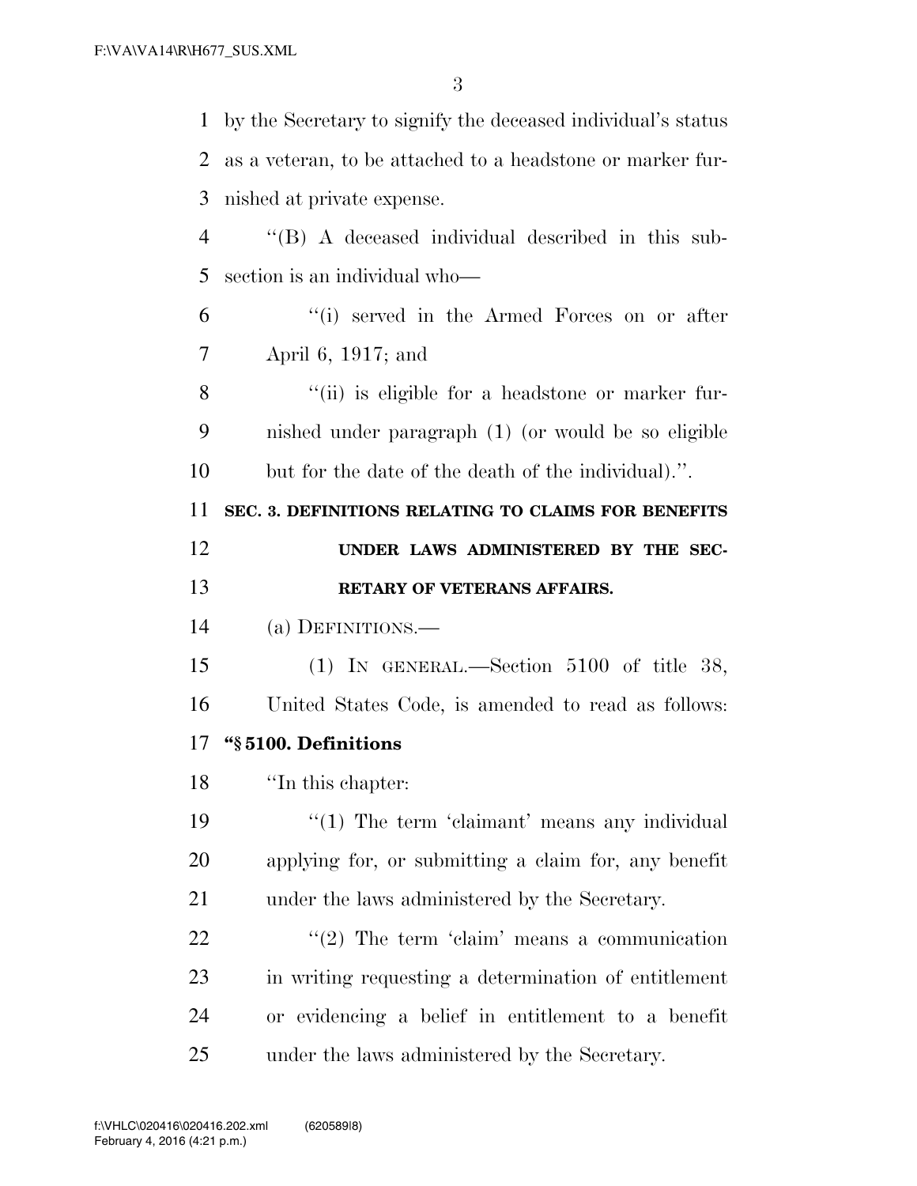by the Secretary to signify the deceased individual's status as a veteran, to be attached to a headstone or marker furnished at private expense.

''(B) A deceased individual described in this subsection is an individual who—

''(i) served in the Armed Forces on or after April 6, 1917; and

''(ii) is eligible for a headstone or marker furnished under paragraph (1) (or would be so eligible but for the date of the death of the individual).''.

**SEC. 3. DEFINITIONS RELATING TO CLAIMS FOR BENEFITS UNDER LAWS ADMINISTERED BY THE SECRETARY OF VETERANS AFFAIRS.**

(a) DEFINITIONS.—

(1) IN GENERAL.—Section 5100 of title 38, United States Code, is amended to read as follows:

**''§ 5100. Definitions**

''In this chapter:

''(1) The term 'claimant' means any individual applying for, or submitting a claim for, any benefit under the laws administered by the Secretary.

''(2) The term 'claim' means a communication in writing requesting a determination of entitlement or evidencing a belief in entitlement to a benefit under the laws administered by the Secretary.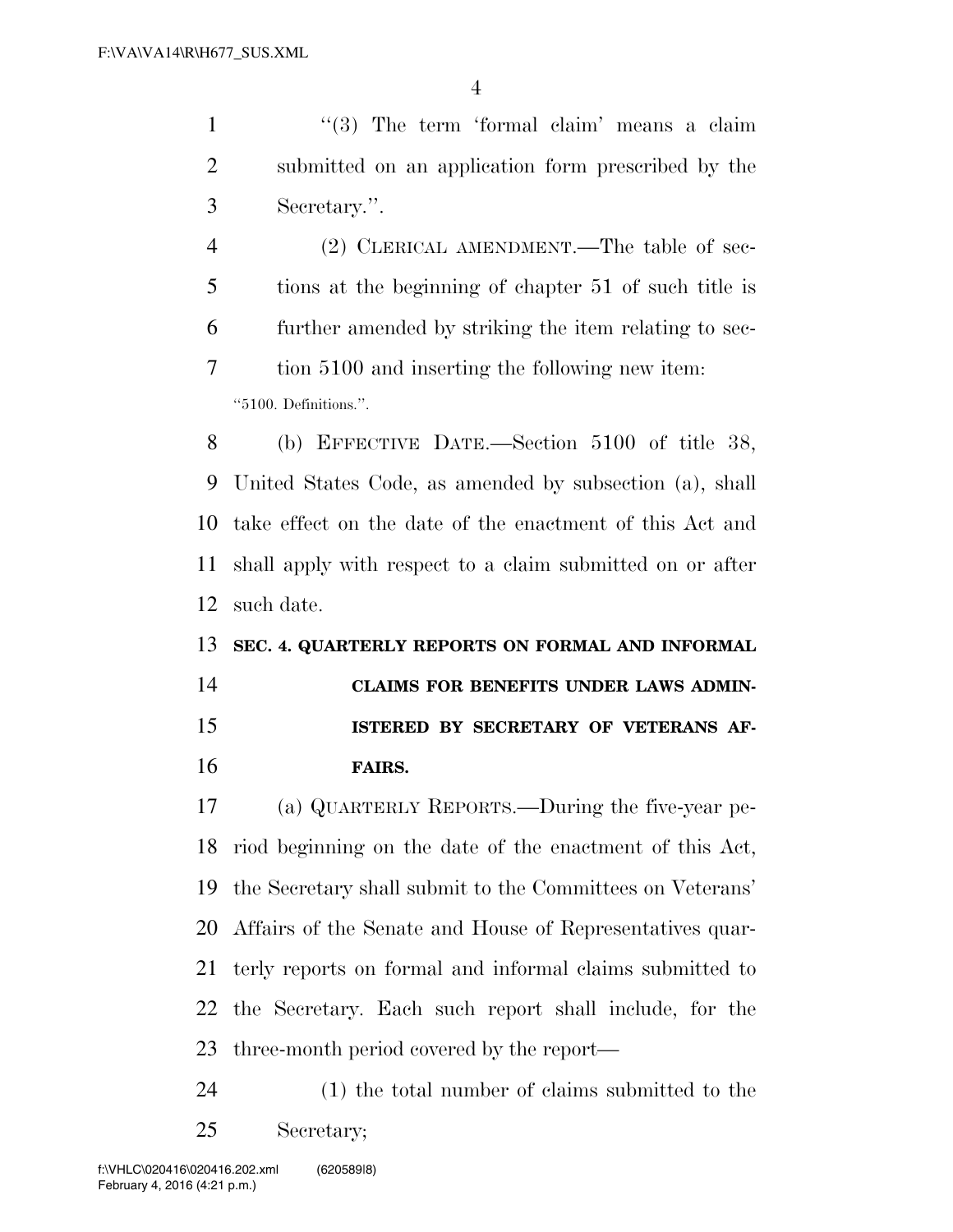"(3) The term 'formal claim' means a claim submitted on an application form prescribed by the Secretary.".

(2) CLERICAL AMENDMENT.—The table of sections at the beginning of chapter 51 of such title is further amended by striking the item relating to section 5100 and inserting the following new item:

"5100. Definitions.".

(b) EFFECTIVE DATE.—Section 5100 of title 38, United States Code, as amended by subsection (a), shall take effect on the date of the enactment of this Act and shall apply with respect to a claim submitted on or after such date.

**SEC. 4. QUARTERLY REPORTS ON FORMAL AND INFORMAL CLAIMS FOR BENEFITS UNDER LAWS ADMINISTERED BY SECRETARY OF VETERANS AFFAIRS.**

(a) QUARTERLY REPORTS.—During the five-year period beginning on the date of the enactment of this Act, the Secretary shall submit to the Committees on Veterans' Affairs of the Senate and House of Representatives quarterly reports on formal and informal claims submitted to the Secretary. Each such report shall include, for the three-month period covered by the report—

(1) the total number of claims submitted to the Secretary;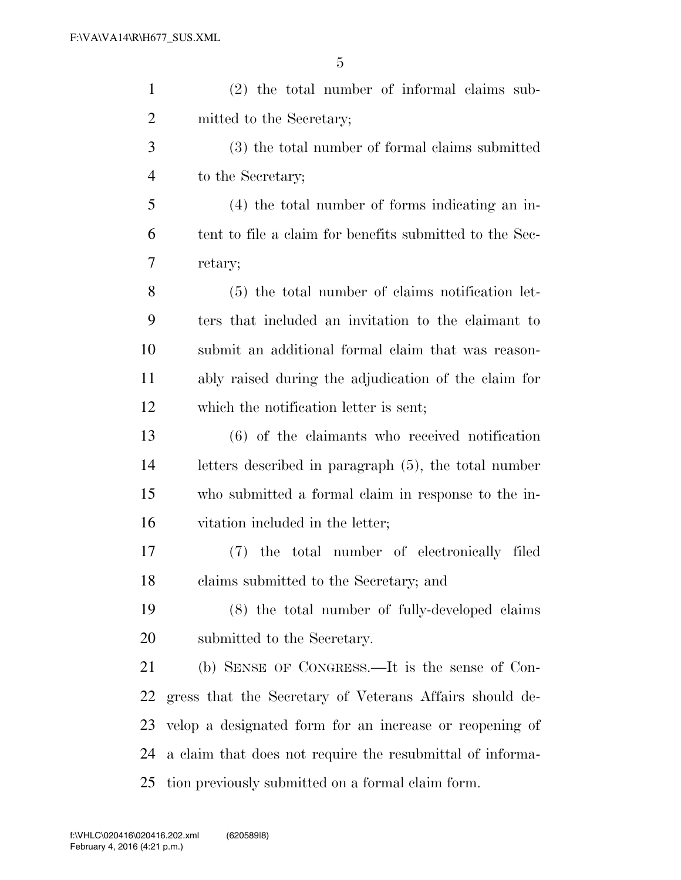(2) the total number of informal claims submitted to the Secretary;

(3) the total number of formal claims submitted to the Secretary;

(4) the total number of forms indicating an intent to file a claim for benefits submitted to the Secretary;

(5) the total number of claims notification letters that included an invitation to the claimant to submit an additional formal claim that was reasonably raised during the adjudication of the claim for which the notification letter is sent;

(6) of the claimants who received notification letters described in paragraph (5), the total number who submitted a formal claim in response to the invitation included in the letter;

(7) the total number of electronically filed claims submitted to the Secretary; and

(8) the total number of fully-developed claims submitted to the Secretary.

(b) SENSE OF CONGRESS.—It is the sense of Congress that the Secretary of Veterans Affairs should develop a designated form for an increase or reopening of a claim that does not require the resubmittal of information previously submitted on a formal claim form.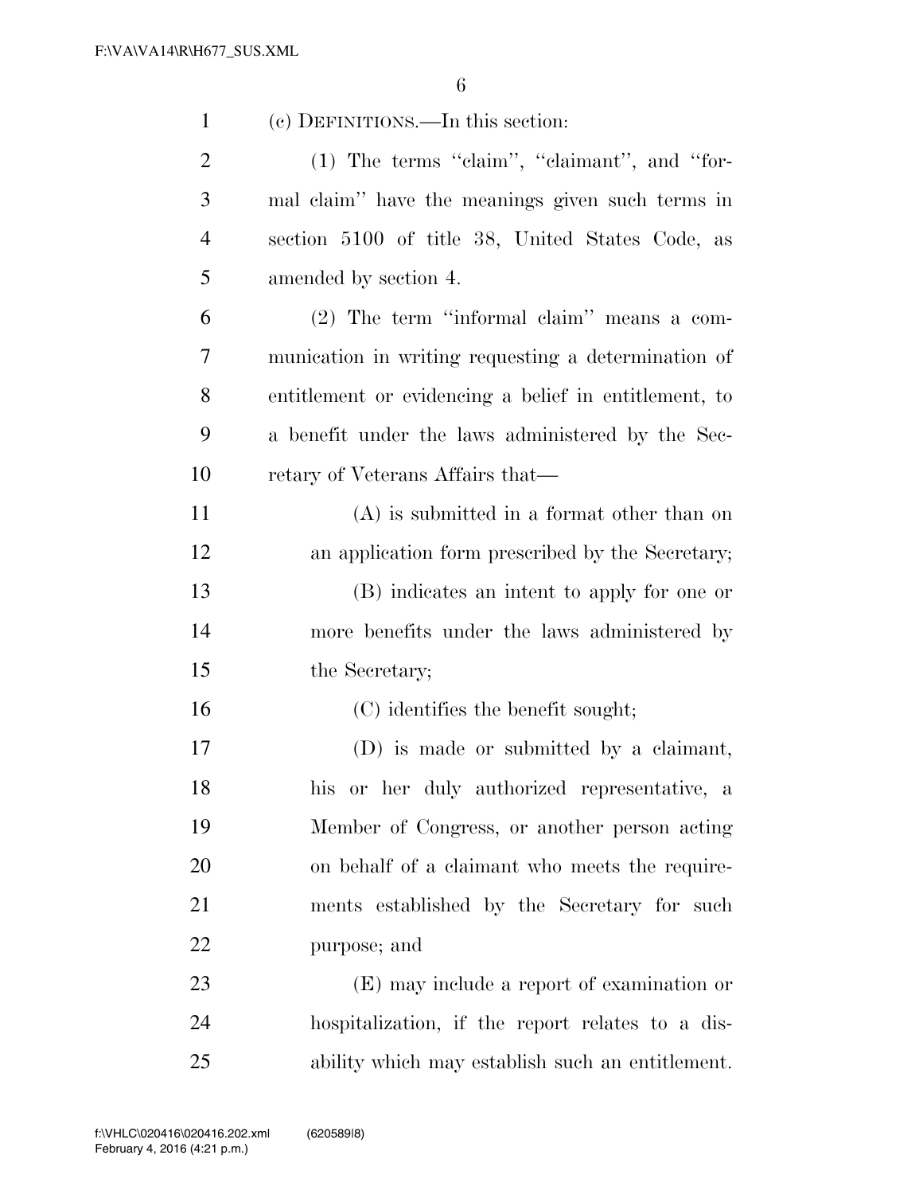(c) DEFINITIONS.—In this section:

(1) The terms ''claim'', ''claimant'', and ''formal claim'' have the meanings given such terms in section 5100 of title 38, United States Code, as amended by section 4.

(2) The term ''informal claim'' means a communication in writing requesting a determination of entitlement or evidencing a belief in entitlement, to a benefit under the laws administered by the Secretary of Veterans Affairs that—

(A) is submitted in a format other than on an application form prescribed by the Secretary;

(B) indicates an intent to apply for one or more benefits under the laws administered by the Secretary;

(C) identifies the benefit sought;

(D) is made or submitted by a claimant, his or her duly authorized representative, a Member of Congress, or another person acting on behalf of a claimant who meets the requirements established by the Secretary for such purpose; and

(E) may include a report of examination or hospitalization, if the report relates to a disability which may establish such an entitlement.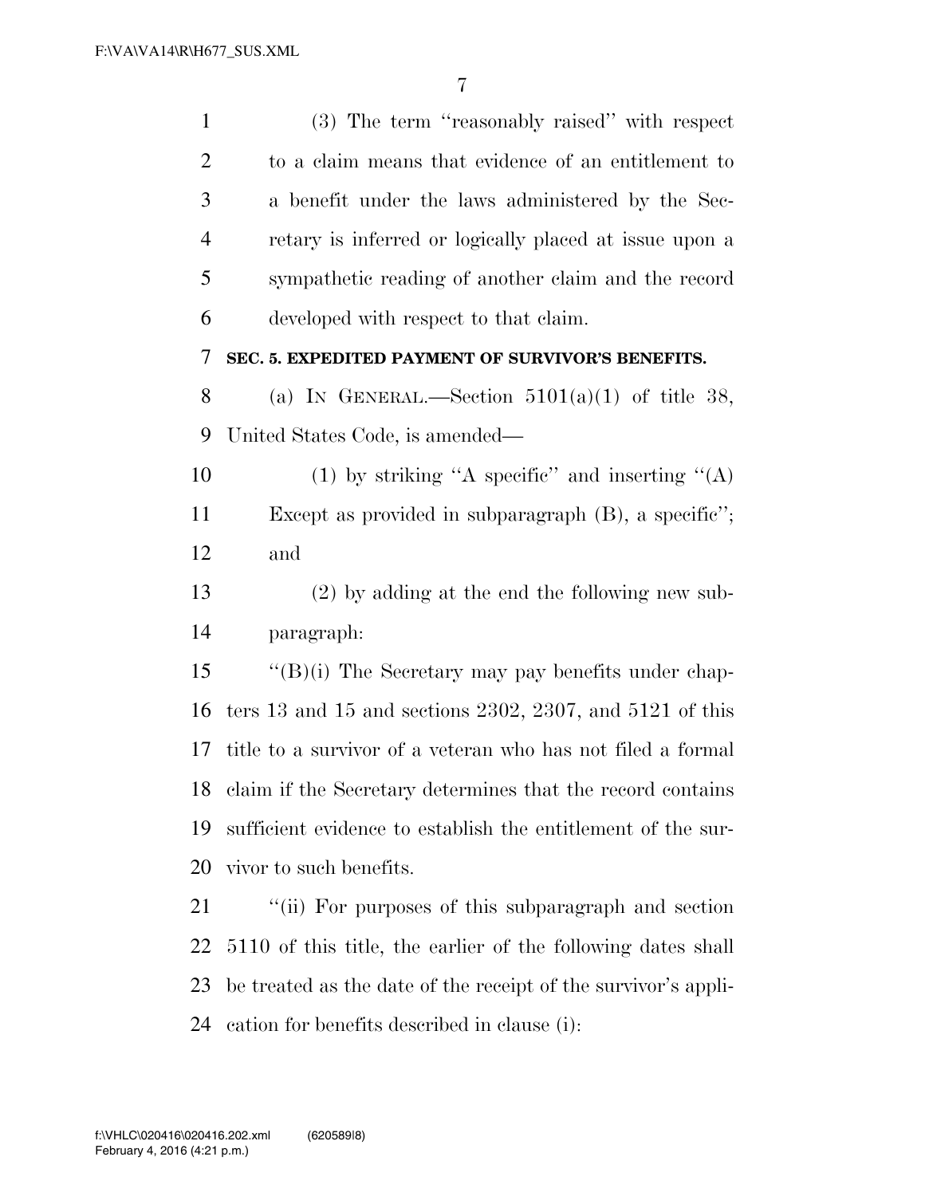(3) The term ''reasonably raised'' with respect to a claim means that evidence of an entitlement to a benefit under the laws administered by the Secretary is inferred or logically placed at issue upon a sympathetic reading of another claim and the record developed with respect to that claim.

**SEC. 5. EXPEDITED PAYMENT OF SURVIVOR'S BENEFITS.**

(a) IN GENERAL.—Section 5101(a)(1) of title 38, United States Code, is amended—

(1) by striking ''A specific'' and inserting ''(A) Except as provided in subparagraph (B), a specific''; and

(2) by adding at the end the following new subparagraph:

''(B)(i) The Secretary may pay benefits under chapters 13 and 15 and sections 2302, 2307, and 5121 of this title to a survivor of a veteran who has not filed a formal claim if the Secretary determines that the record contains sufficient evidence to establish the entitlement of the survivor to such benefits.

''(ii) For purposes of this subparagraph and section 5110 of this title, the earlier of the following dates shall be treated as the date of the receipt of the survivor's application for benefits described in clause (i):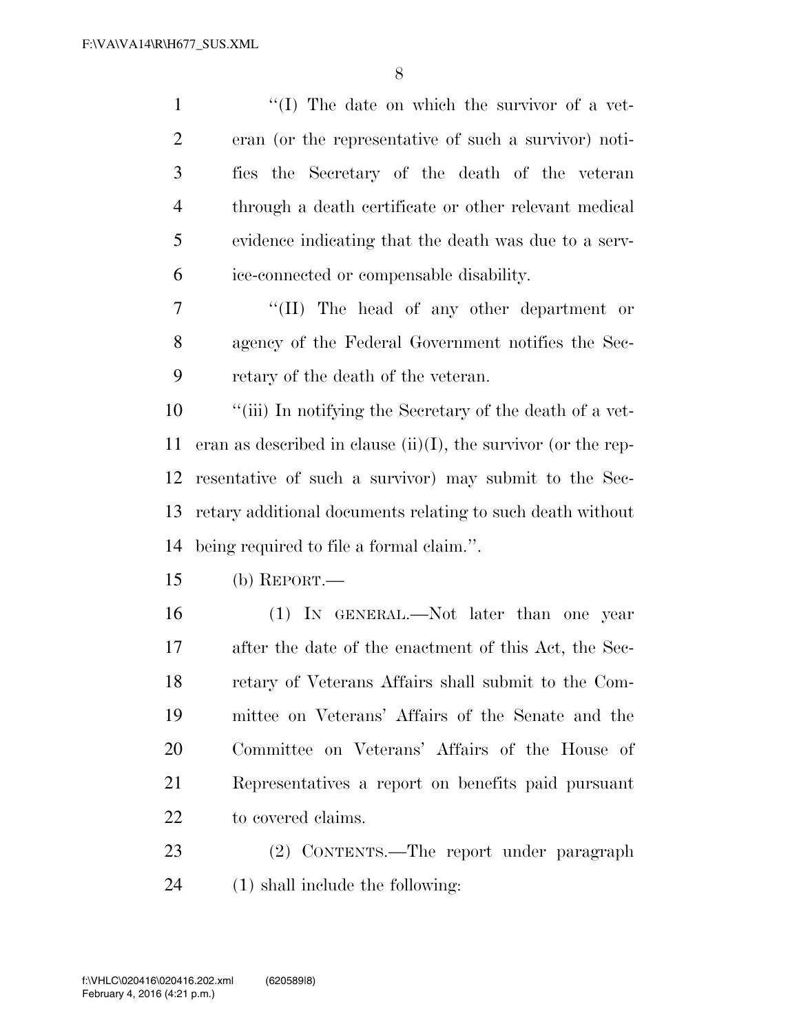''(I) The date on which the survivor of a veteran (or the representative of such a survivor) notifies the Secretary of the death of the veteran through a death certificate or other relevant medical evidence indicating that the death was due to a service-connected or compensable disability.

''(II) The head of any other department or agency of the Federal Government notifies the Secretary of the death of the veteran.

''(iii) In notifying the Secretary of the death of a veteran as described in clause (ii)(I), the survivor (or the representative of such a survivor) may submit to the Secretary additional documents relating to such death without being required to file a formal claim.''.

(b) REPORT.—

(1) IN GENERAL.—Not later than one year after the date of the enactment of this Act, the Secretary of Veterans Affairs shall submit to the Committee on Veterans' Affairs of the Senate and the Committee on Veterans' Affairs of the House of Representatives a report on benefits paid pursuant to covered claims.

(2) CONTENTS.—The report under paragraph (1) shall include the following: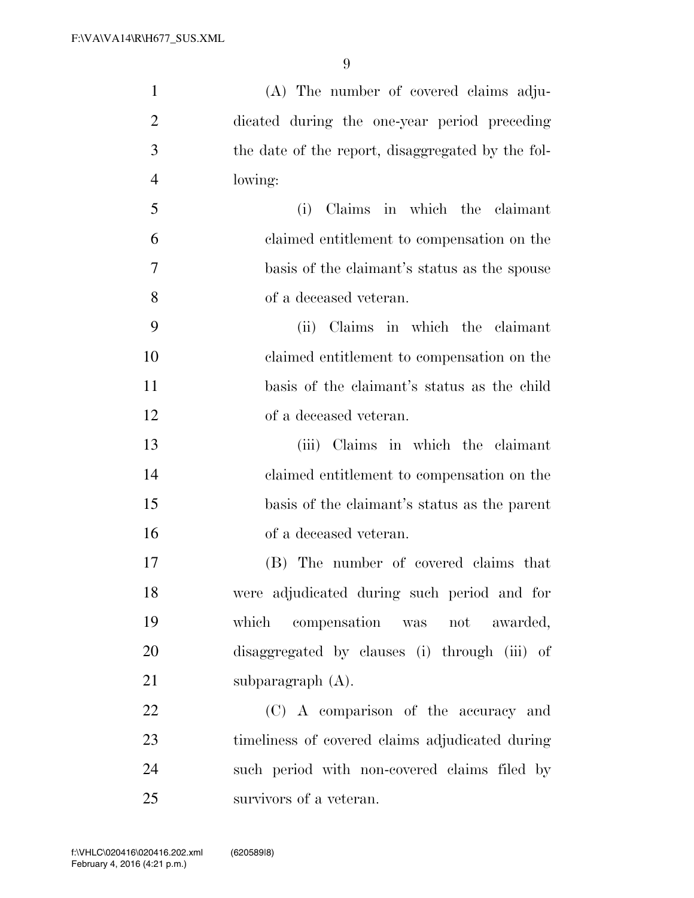(A) The number of covered claims adjudicated during the one-year period preceding the date of the report, disaggregated by the following:

(i) Claims in which the claimant claimed entitlement to compensation on the basis of the claimant's status as the spouse of a deceased veteran.

(ii) Claims in which the claimant claimed entitlement to compensation on the basis of the claimant's status as the child of a deceased veteran.

(iii) Claims in which the claimant claimed entitlement to compensation on the basis of the claimant's status as the parent of a deceased veteran.

(B) The number of covered claims that were adjudicated during such period and for which compensation was not awarded, disaggregated by clauses (i) through (iii) of subparagraph (A).

(C) A comparison of the accuracy and timeliness of covered claims adjudicated during such period with non-covered claims filed by survivors of a veteran.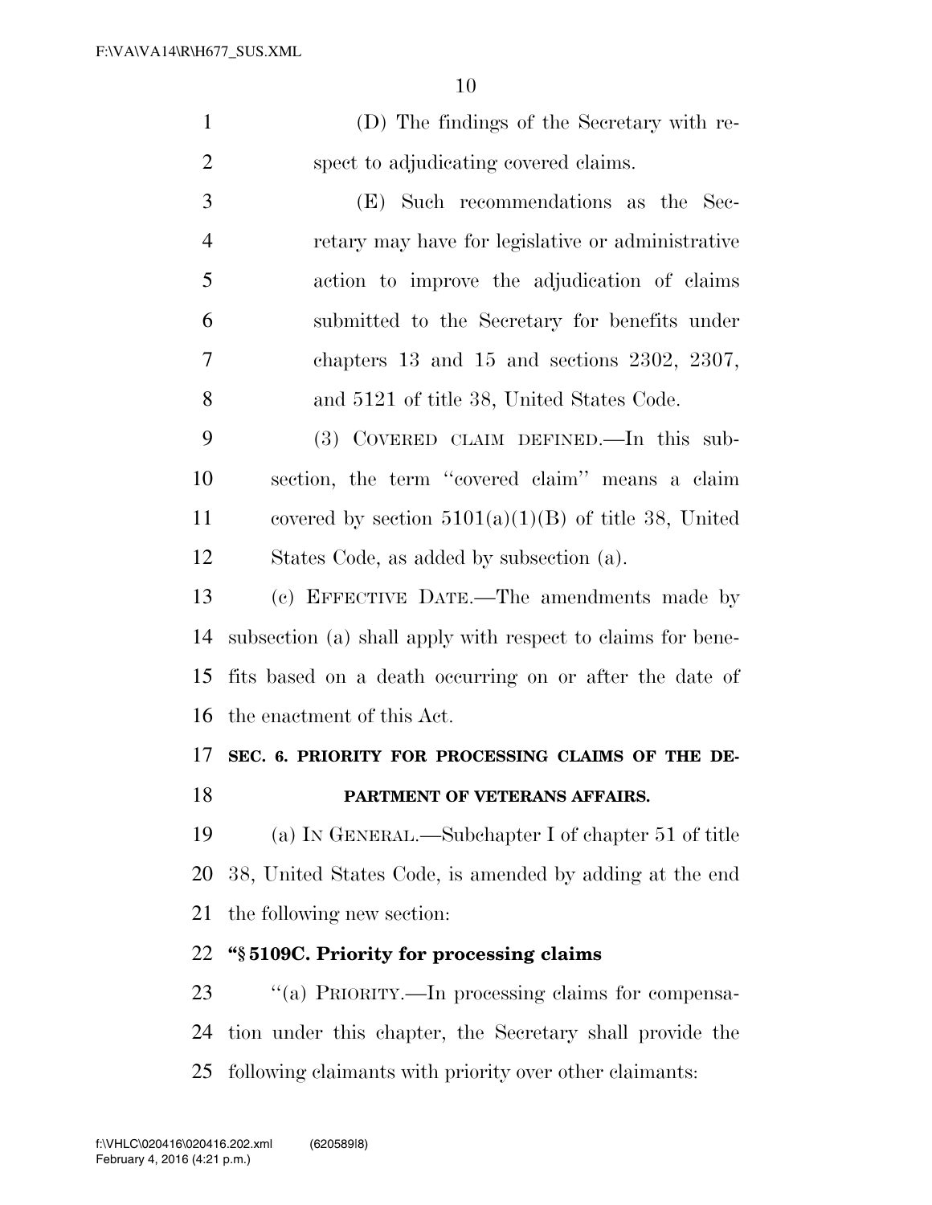(D) The findings of the Secretary with respect to adjudicating covered claims.

(E) Such recommendations as the Secretary may have for legislative or administrative action to improve the adjudication of claims submitted to the Secretary for benefits under chapters 13 and 15 and sections 2302, 2307, and 5121 of title 38, United States Code.

(3) COVERED CLAIM DEFINED.—In this subsection, the term ''covered claim'' means a claim covered by section 5101(a)(1)(B) of title 38, United States Code, as added by subsection (a).

(c) EFFECTIVE DATE.—The amendments made by subsection (a) shall apply with respect to claims for benefits based on a death occurring on or after the date of the enactment of this Act.

**SEC. 6. PRIORITY FOR PROCESSING CLAIMS OF THE DEPARTMENT OF VETERANS AFFAIRS.**

(a) IN GENERAL.—Subchapter I of chapter 51 of title 38, United States Code, is amended by adding at the end the following new section:

**''§ 5109C. Priority for processing claims**

''(a) PRIORITY.—In processing claims for compensation under this chapter, the Secretary shall provide the following claimants with priority over other claimants: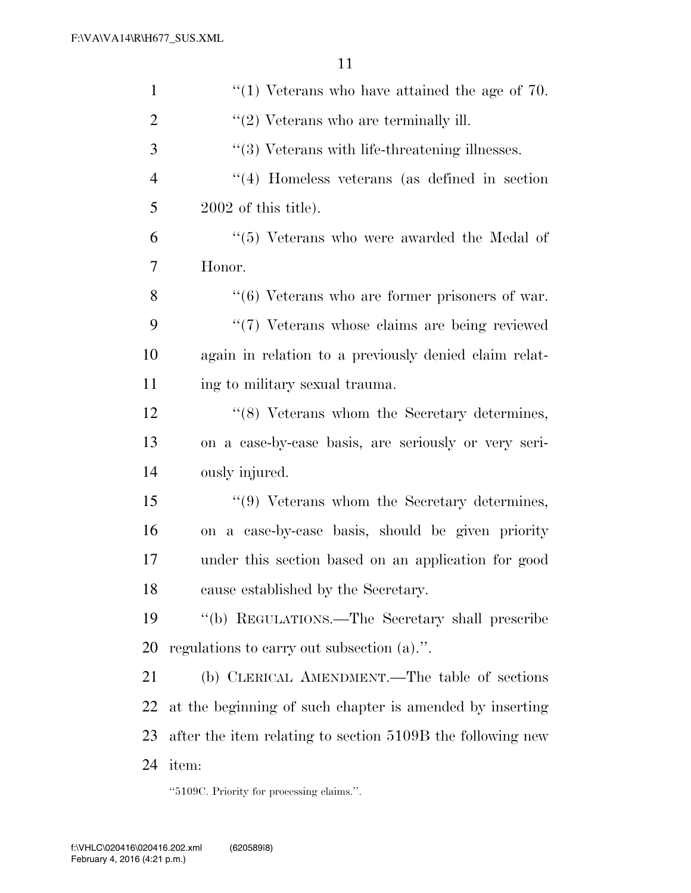"(1) Veterans who have attained the age of 70.

"(2) Veterans who are terminally ill.

"(3) Veterans with life-threatening illnesses.

"(4) Homeless veterans (as defined in section 2002 of this title).

"(5) Veterans who were awarded the Medal of Honor.

"(6) Veterans who are former prisoners of war.

"(7) Veterans whose claims are being reviewed again in relation to a previously denied claim relating to military sexual trauma.

"(8) Veterans whom the Secretary determines, on a case-by-case basis, are seriously or very seriously injured.

"(9) Veterans whom the Secretary determines, on a case-by-case basis, should be given priority under this section based on an application for good cause established by the Secretary.

"(b) REGULATIONS.—The Secretary shall prescribe regulations to carry out subsection (a).".

(b) CLERICAL AMENDMENT.—The table of sections at the beginning of such chapter is amended by inserting after the item relating to section 5109B the following new item:

"5109C. Priority for processing claims.".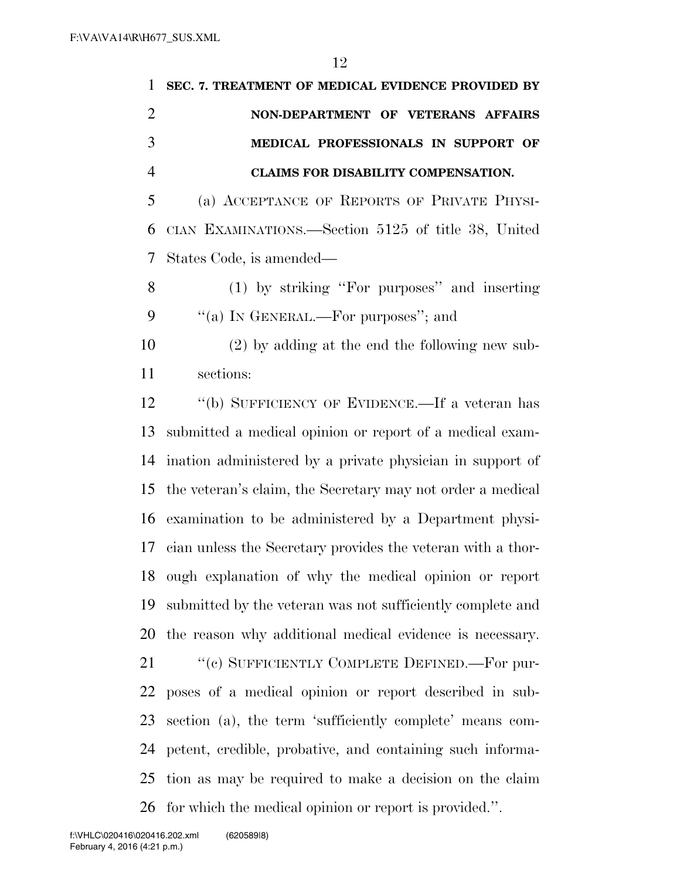**SEC. 7. TREATMENT OF MEDICAL EVIDENCE PROVIDED BY NON-DEPARTMENT OF VETERANS AFFAIRS MEDICAL PROFESSIONALS IN SUPPORT OF CLAIMS FOR DISABILITY COMPENSATION.**

(a) ACCEPTANCE OF REPORTS OF PRIVATE PHYSICIAN EXAMINATIONS.—Section 5125 of title 38, United States Code, is amended—

(1) by striking "For purposes" and inserting "(a) IN GENERAL.—For purposes"; and

(2) by adding at the end the following new subsections:

"(b) SUFFICIENCY OF EVIDENCE.—If a veteran has submitted a medical opinion or report of a medical examination administered by a private physician in support of the veteran's claim, the Secretary may not order a medical examination to be administered by a Department physician unless the Secretary provides the veteran with a thorough explanation of why the medical opinion or report submitted by the veteran was not sufficiently complete and the reason why additional medical evidence is necessary.

"(c) SUFFICIENTLY COMPLETE DEFINED.—For purposes of a medical opinion or report described in subsection (a), the term 'sufficiently complete' means competent, credible, probative, and containing such information as may be required to make a decision on the claim for which the medical opinion or report is provided.".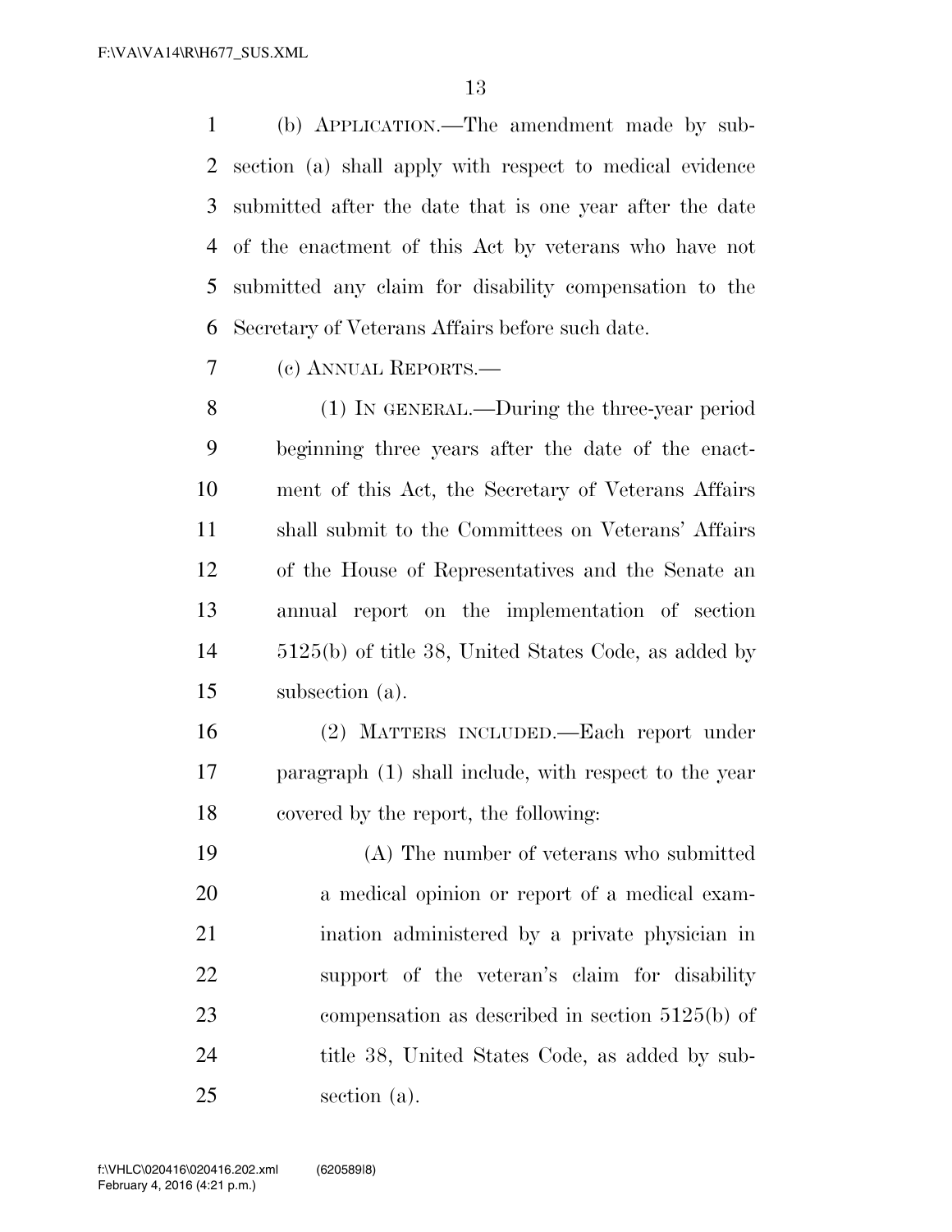(b) APPLICATION.—The amendment made by subsection (a) shall apply with respect to medical evidence submitted after the date that is one year after the date of the enactment of this Act by veterans who have not submitted any claim for disability compensation to the Secretary of Veterans Affairs before such date.

(c) ANNUAL REPORTS.—

(1) IN GENERAL.—During the three-year period beginning three years after the date of the enactment of this Act, the Secretary of Veterans Affairs shall submit to the Committees on Veterans' Affairs of the House of Representatives and the Senate an annual report on the implementation of section 5125(b) of title 38, United States Code, as added by subsection (a).

(2) MATTERS INCLUDED.—Each report under paragraph (1) shall include, with respect to the year covered by the report, the following:

(A) The number of veterans who submitted a medical opinion or report of a medical examination administered by a private physician in support of the veteran's claim for disability compensation as described in section 5125(b) of title 38, United States Code, as added by subsection (a).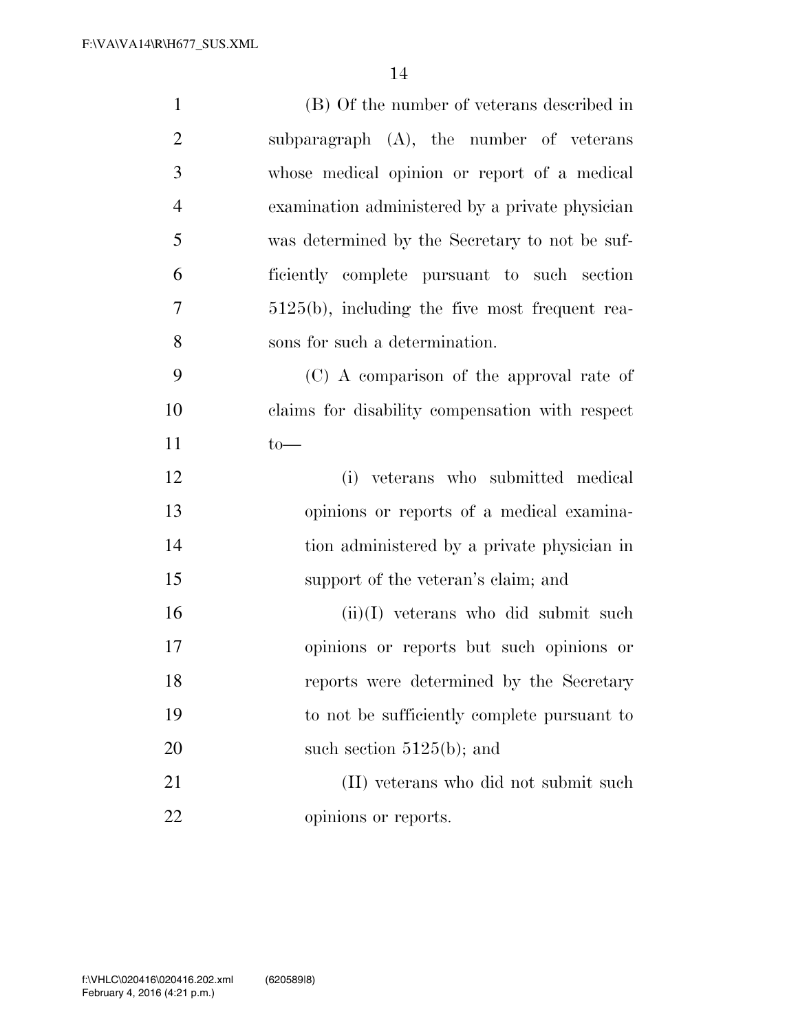(B) Of the number of veterans described in subparagraph (A), the number of veterans whose medical opinion or report of a medical examination administered by a private physician was determined by the Secretary to not be sufficiently complete pursuant to such section 5125(b), including the five most frequent reasons for such a determination.

(C) A comparison of the approval rate of claims for disability compensation with respect to—

(i) veterans who submitted medical opinions or reports of a medical examination administered by a private physician in support of the veteran's claim; and

(ii)(I) veterans who did submit such opinions or reports but such opinions or reports were determined by the Secretary to not be sufficiently complete pursuant to such section 5125(b); and

(II) veterans who did not submit such opinions or reports.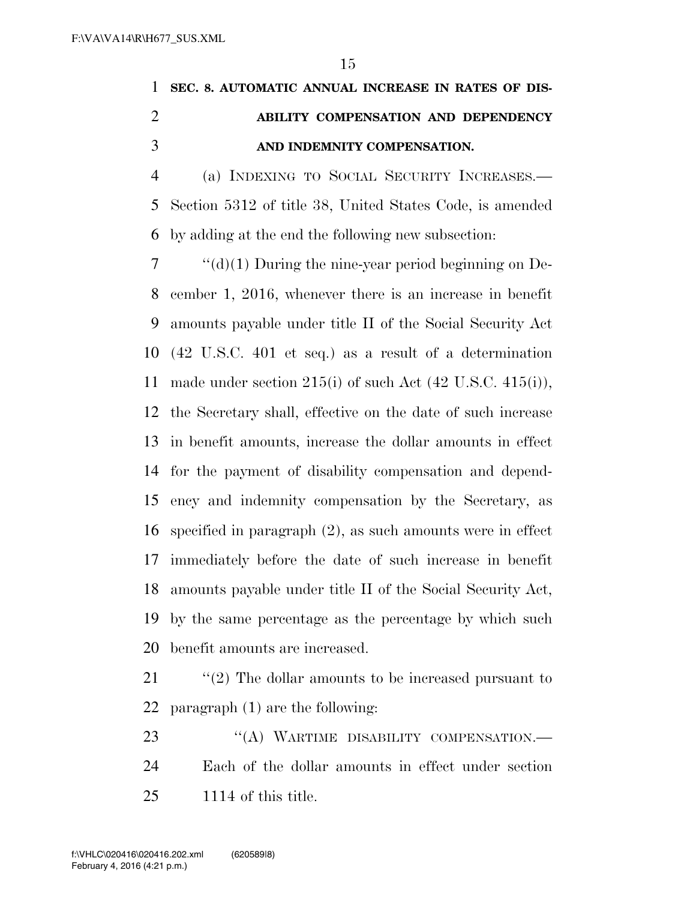**SEC. 8. AUTOMATIC ANNUAL INCREASE IN RATES OF DISABILITY COMPENSATION AND DEPENDENCY AND INDEMNITY COMPENSATION.**

(a) INDEXING TO SOCIAL SECURITY INCREASES.—Section 5312 of title 38, United States Code, is amended by adding at the end the following new subsection:

"(d)(1) During the nine-year period beginning on December 1, 2016, whenever there is an increase in benefit amounts payable under title II of the Social Security Act (42 U.S.C. 401 et seq.) as a result of a determination made under section 215(i) of such Act (42 U.S.C. 415(i)), the Secretary shall, effective on the date of such increase in benefit amounts, increase the dollar amounts in effect for the payment of disability compensation and dependency and indemnity compensation by the Secretary, as specified in paragraph (2), as such amounts were in effect immediately before the date of such increase in benefit amounts payable under title II of the Social Security Act, by the same percentage as the percentage by which such benefit amounts are increased.

"(2) The dollar amounts to be increased pursuant to paragraph (1) are the following:

"(A) WARTIME DISABILITY COMPENSATION.—Each of the dollar amounts in effect under section 1114 of this title.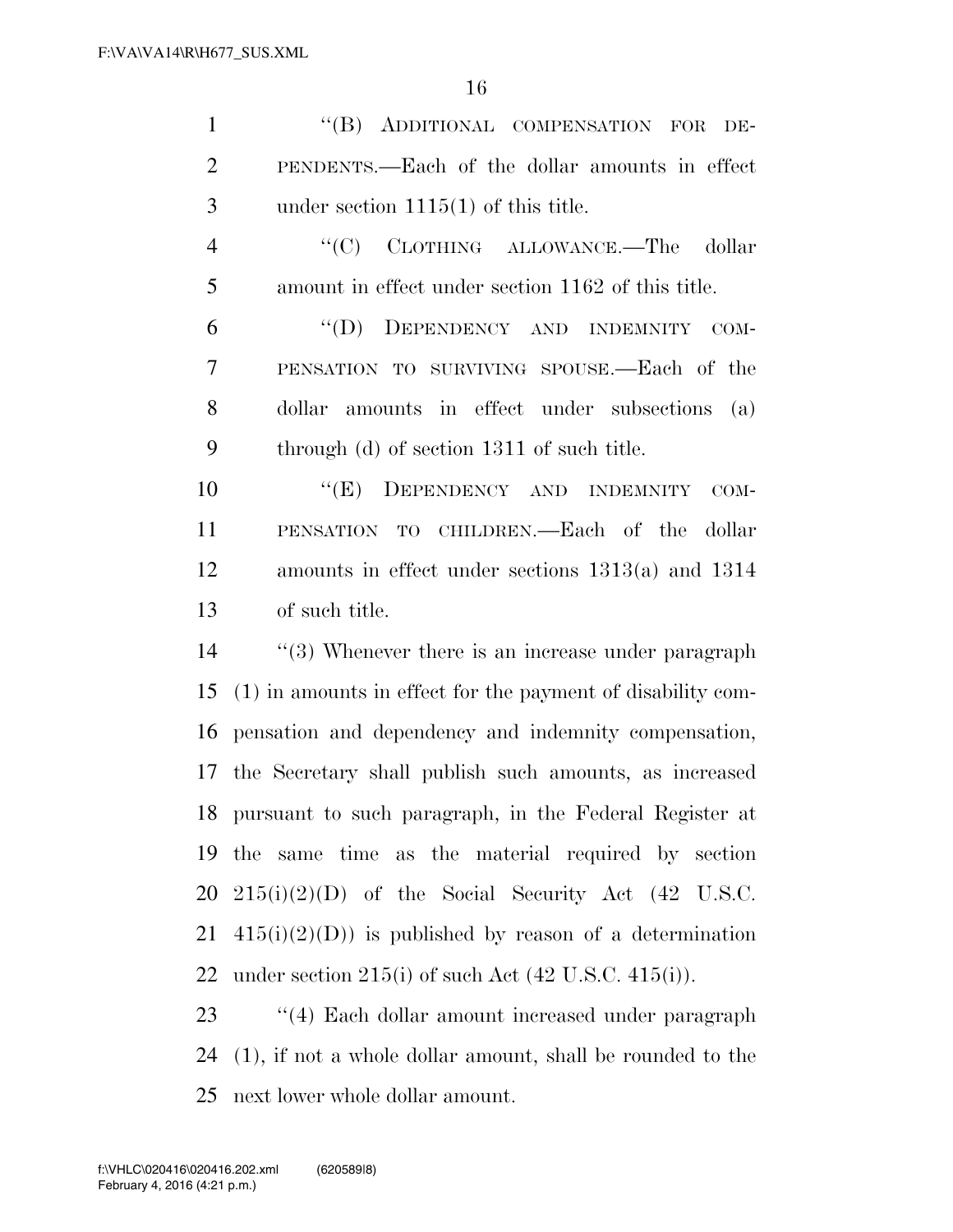"(B) ADDITIONAL COMPENSATION FOR DEPENDENTS.—Each of the dollar amounts in effect under section 1115(1) of this title.

"(C) CLOTHING ALLOWANCE.—The dollar amount in effect under section 1162 of this title.

"(D) DEPENDENCY AND INDEMNITY COMPENSATION TO SURVIVING SPOUSE.—Each of the dollar amounts in effect under subsections (a) through (d) of section 1311 of such title.

"(E) DEPENDENCY AND INDEMNITY COMPENSATION TO CHILDREN.—Each of the dollar amounts in effect under sections 1313(a) and 1314 of such title.

"(3) Whenever there is an increase under paragraph (1) in amounts in effect for the payment of disability compensation and dependency and indemnity compensation, the Secretary shall publish such amounts, as increased pursuant to such paragraph, in the Federal Register at the same time as the material required by section 215(i)(2)(D) of the Social Security Act (42 U.S.C. 415(i)(2)(D)) is published by reason of a determination under section 215(i) of such Act (42 U.S.C. 415(i)).

"(4) Each dollar amount increased under paragraph (1), if not a whole dollar amount, shall be rounded to the next lower whole dollar amount.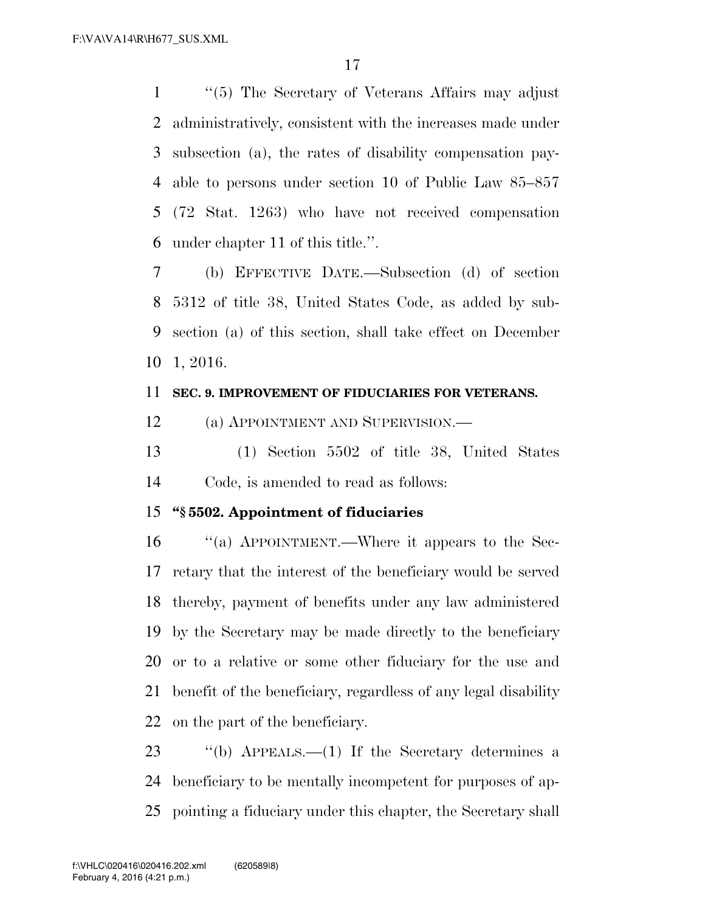"(5) The Secretary of Veterans Affairs may adjust administratively, consistent with the increases made under subsection (a), the rates of disability compensation payable to persons under section 10 of Public Law 85–857 (72 Stat. 1263) who have not received compensation under chapter 11 of this title.".

(b) EFFECTIVE DATE.—Subsection (d) of section 5312 of title 38, United States Code, as added by subsection (a) of this section, shall take effect on December 1, 2016.

**SEC. 9. IMPROVEMENT OF FIDUCIARIES FOR VETERANS.**

(a) APPOINTMENT AND SUPERVISION.—

(1) Section 5502 of title 38, United States Code, is amended to read as follows:

**"§ 5502. Appointment of fiduciaries**

"(a) APPOINTMENT.—Where it appears to the Secretary that the interest of the beneficiary would be served thereby, payment of benefits under any law administered by the Secretary may be made directly to the beneficiary or to a relative or some other fiduciary for the use and benefit of the beneficiary, regardless of any legal disability on the part of the beneficiary.

"(b) APPEALS.—(1) If the Secretary determines a beneficiary to be mentally incompetent for purposes of appointing a fiduciary under this chapter, the Secretary shall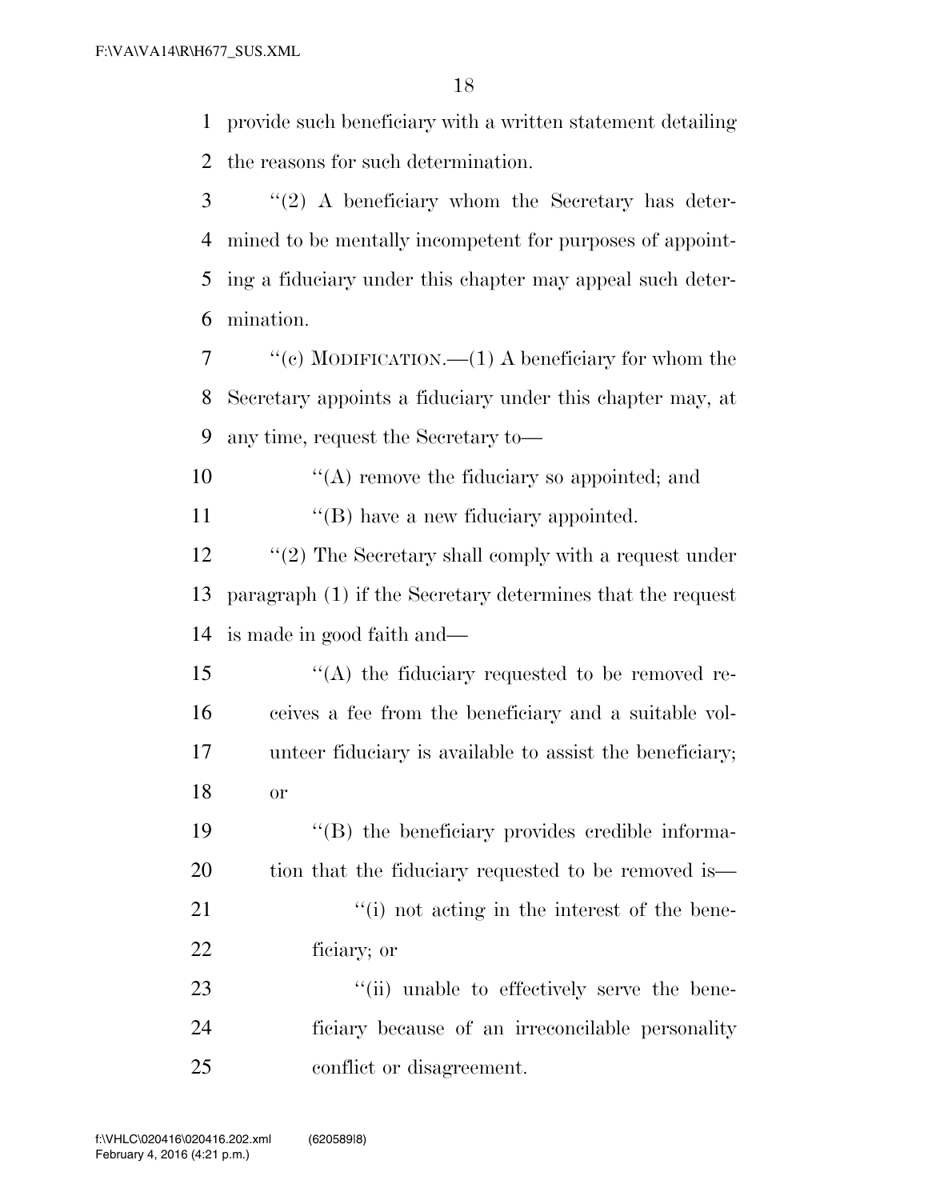provide such beneficiary with a written statement detailing the reasons for such determination.

''(2) A beneficiary whom the Secretary has determined to be mentally incompetent for purposes of appointing a fiduciary under this chapter may appeal such determination.

''(c) MODIFICATION.—(1) A beneficiary for whom the Secretary appoints a fiduciary under this chapter may, at any time, request the Secretary to—

''(A) remove the fiduciary so appointed; and

''(B) have a new fiduciary appointed.

''(2) The Secretary shall comply with a request under paragraph (1) if the Secretary determines that the request is made in good faith and—

''(A) the fiduciary requested to be removed receives a fee from the beneficiary and a suitable volunteer fiduciary is available to assist the beneficiary; or

''(B) the beneficiary provides credible information that the fiduciary requested to be removed is—

''(i) not acting in the interest of the beneficiary; or

''(ii) unable to effectively serve the beneficiary because of an irreconcilable personality conflict or disagreement.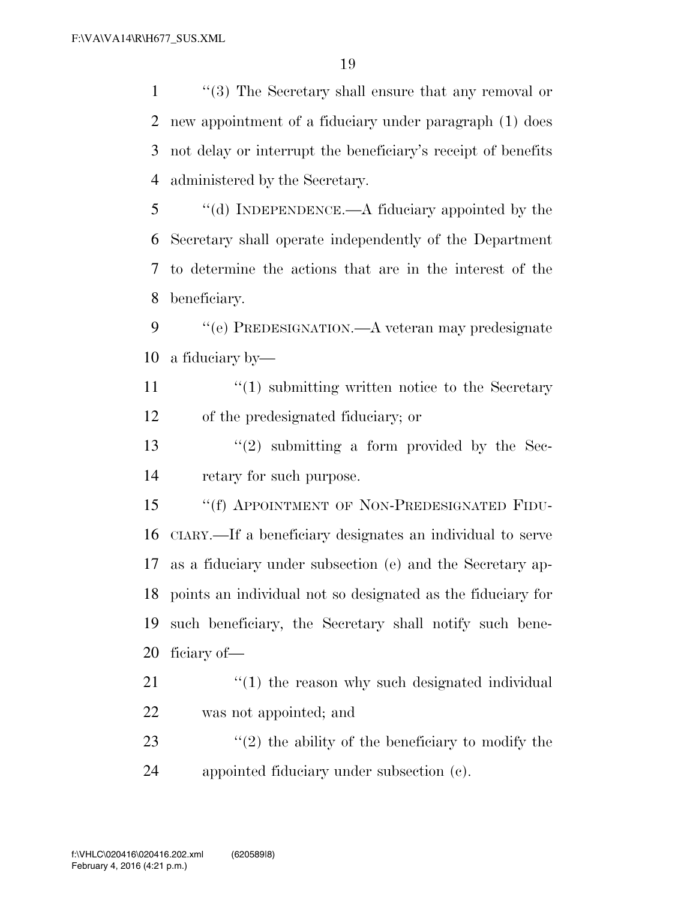"(3) The Secretary shall ensure that any removal or new appointment of a fiduciary under paragraph (1) does not delay or interrupt the beneficiary's receipt of benefits administered by the Secretary.

"(d) INDEPENDENCE.—A fiduciary appointed by the Secretary shall operate independently of the Department to determine the actions that are in the interest of the beneficiary.

"(e) PREDESIGNATION.—A veteran may predesignate a fiduciary by—

"(1) submitting written notice to the Secretary of the predesignated fiduciary; or

"(2) submitting a form provided by the Secretary for such purpose.

"(f) APPOINTMENT OF NON-PREDESIGNATED FIDUCIARY.—If a beneficiary designates an individual to serve as a fiduciary under subsection (e) and the Secretary appoints an individual not so designated as the fiduciary for such beneficiary, the Secretary shall notify such beneficiary of—

"(1) the reason why such designated individual was not appointed; and

"(2) the ability of the beneficiary to modify the appointed fiduciary under subsection (c).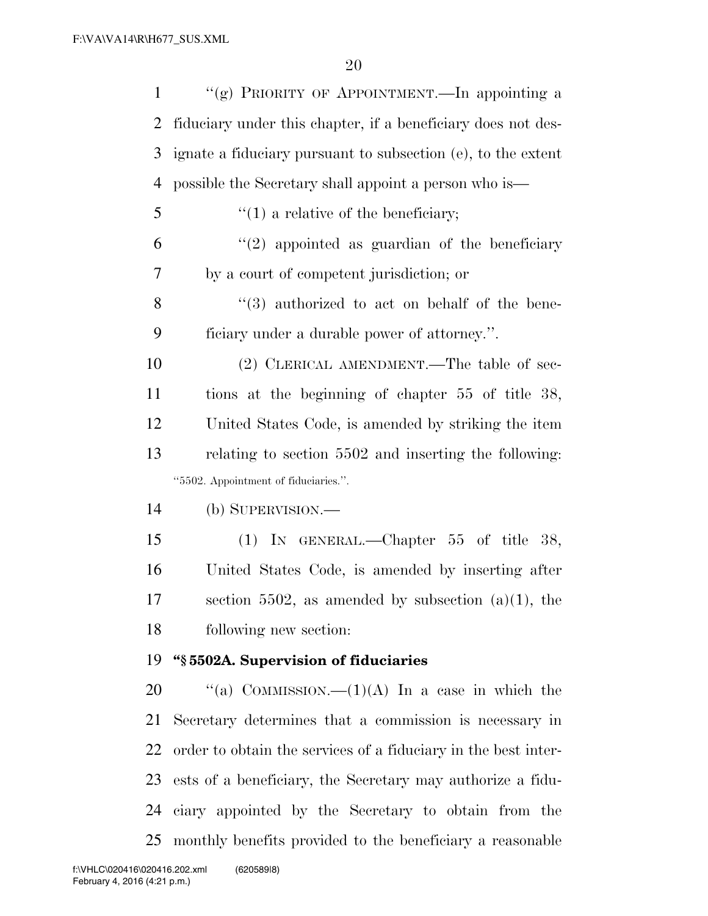''(g) PRIORITY OF APPOINTMENT.—In appointing a fiduciary under this chapter, if a beneficiary does not designate a fiduciary pursuant to subsection (e), to the extent possible the Secretary shall appoint a person who is—

''(1) a relative of the beneficiary;

''(2) appointed as guardian of the beneficiary by a court of competent jurisdiction; or

''(3) authorized to act on behalf of the beneficiary under a durable power of attorney.''.

(2) CLERICAL AMENDMENT.—The table of sections at the beginning of chapter 55 of title 38, United States Code, is amended by striking the item relating to section 5502 and inserting the following:

''5502. Appointment of fiduciaries.''.

(b) SUPERVISION.—

(1) IN GENERAL.—Chapter 55 of title 38, United States Code, is amended by inserting after section 5502, as amended by subsection (a)(1), the following new section:

**''§ 5502A. Supervision of fiduciaries**

''(a) COMMISSION.—(1)(A) In a case in which the Secretary determines that a commission is necessary in order to obtain the services of a fiduciary in the best interests of a beneficiary, the Secretary may authorize a fiduciary appointed by the Secretary to obtain from the monthly benefits provided to the beneficiary a reasonable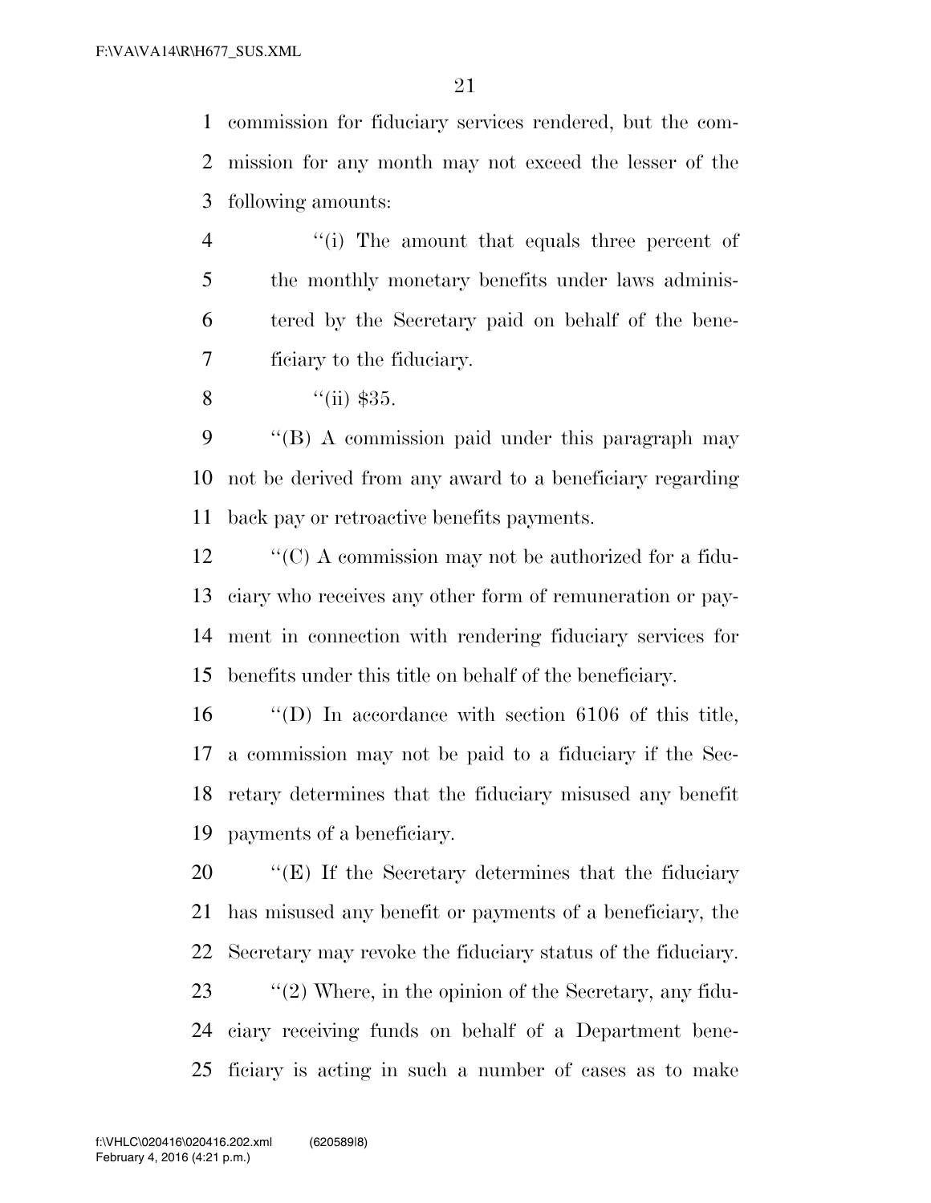commission for fiduciary services rendered, but the commission for any month may not exceed the lesser of the following amounts:

''(i) The amount that equals three percent of the monthly monetary benefits under laws administered by the Secretary paid on behalf of the beneficiary to the fiduciary.

''(ii) $35.

''(B) A commission paid under this paragraph may not be derived from any award to a beneficiary regarding back pay or retroactive benefits payments.

''(C) A commission may not be authorized for a fiduciary who receives any other form of remuneration or payment in connection with rendering fiduciary services for benefits under this title on behalf of the beneficiary.

''(D) In accordance with section 6106 of this title, a commission may not be paid to a fiduciary if the Secretary determines that the fiduciary misused any benefit payments of a beneficiary.

''(E) If the Secretary determines that the fiduciary has misused any benefit or payments of a beneficiary, the Secretary may revoke the fiduciary status of the fiduciary.

''(2) Where, in the opinion of the Secretary, any fiduciary receiving funds on behalf of a Department beneficiary is acting in such a number of cases as to make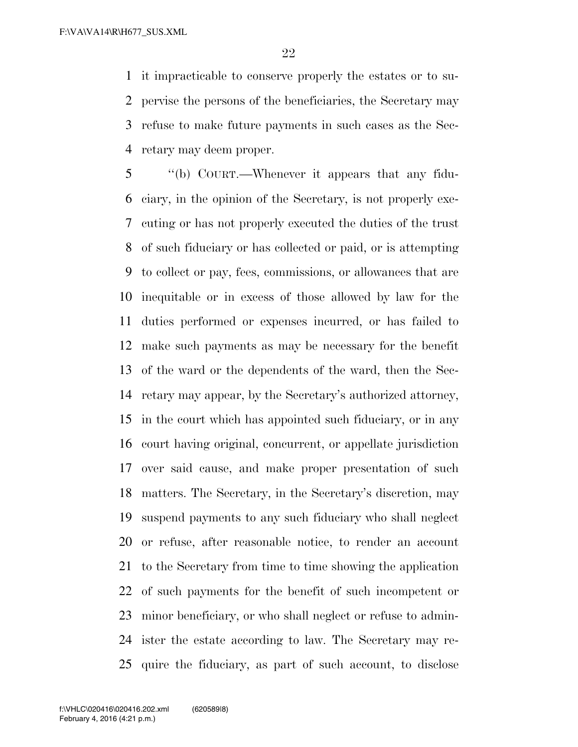it impracticable to conserve properly the estates or to supervise the persons of the beneficiaries, the Secretary may refuse to make future payments in such cases as the Secretary may deem proper.

"(b) COURT.—Whenever it appears that any fiduciary, in the opinion of the Secretary, is not properly executing or has not properly executed the duties of the trust of such fiduciary or has collected or paid, or is attempting to collect or pay, fees, commissions, or allowances that are inequitable or in excess of those allowed by law for the duties performed or expenses incurred, or has failed to make such payments as may be necessary for the benefit of the ward or the dependents of the ward, then the Secretary may appear, by the Secretary's authorized attorney, in the court which has appointed such fiduciary, or in any court having original, concurrent, or appellate jurisdiction over said cause, and make proper presentation of such matters. The Secretary, in the Secretary's discretion, may suspend payments to any such fiduciary who shall neglect or refuse, after reasonable notice, to render an account to the Secretary from time to time showing the application of such payments for the benefit of such incompetent or minor beneficiary, or who shall neglect or refuse to administer the estate according to law. The Secretary may require the fiduciary, as part of such account, to disclose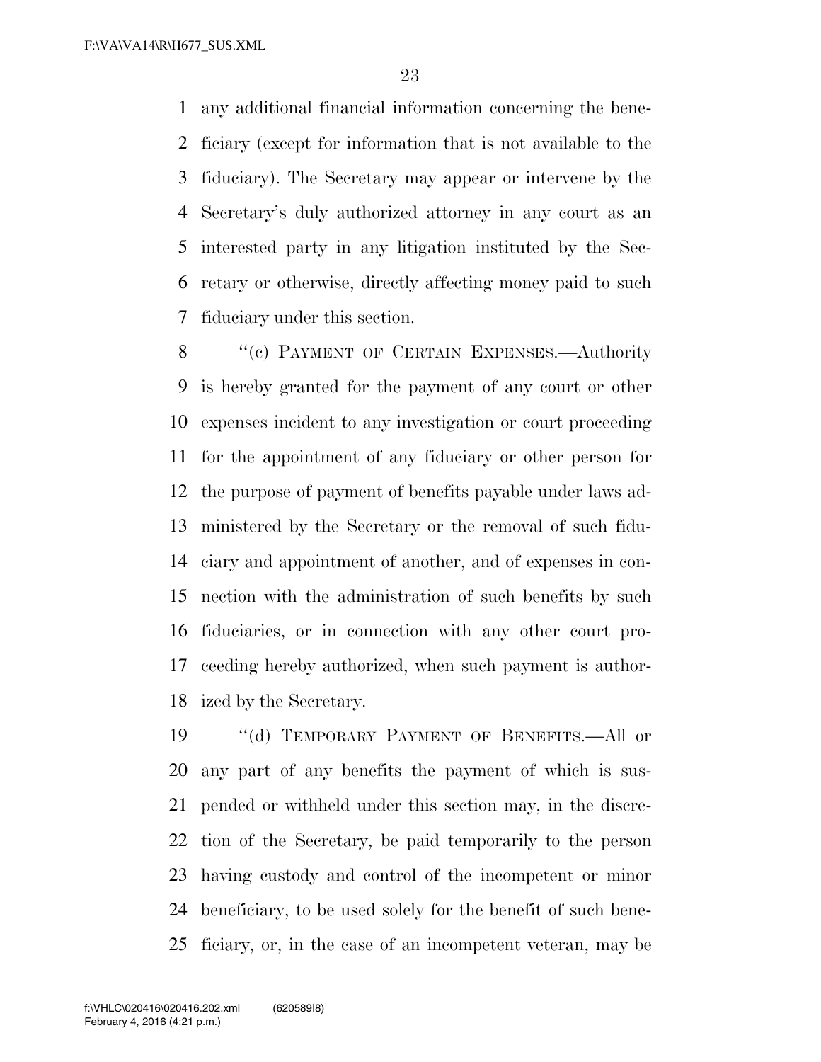any additional financial information concerning the beneficiary (except for information that is not available to the fiduciary). The Secretary may appear or intervene by the Secretary's duly authorized attorney in any court as an interested party in any litigation instituted by the Secretary or otherwise, directly affecting money paid to such fiduciary under this section.

"(c) PAYMENT OF CERTAIN EXPENSES.—Authority is hereby granted for the payment of any court or other expenses incident to any investigation or court proceeding for the appointment of any fiduciary or other person for the purpose of payment of benefits payable under laws administered by the Secretary or the removal of such fiduciary and appointment of another, and of expenses in connection with the administration of such benefits by such fiduciaries, or in connection with any other court proceeding hereby authorized, when such payment is authorized by the Secretary.

"(d) TEMPORARY PAYMENT OF BENEFITS.—All or any part of any benefits the payment of which is suspended or withheld under this section may, in the discretion of the Secretary, be paid temporarily to the person having custody and control of the incompetent or minor beneficiary, to be used solely for the benefit of such beneficiary, or, in the case of an incompetent veteran, may be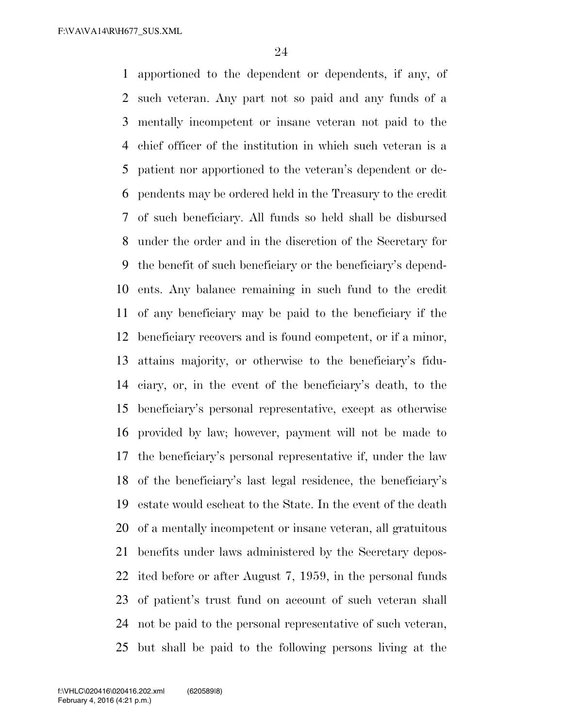apportioned to the dependent or dependents, if any, of such veteran. Any part not so paid and any funds of a mentally incompetent or insane veteran not paid to the chief officer of the institution in which such veteran is a patient nor apportioned to the veteran's dependent or dependents may be ordered held in the Treasury to the credit of such beneficiary. All funds so held shall be disbursed under the order and in the discretion of the Secretary for the benefit of such beneficiary or the beneficiary's dependents. Any balance remaining in such fund to the credit of any beneficiary may be paid to the beneficiary if the beneficiary recovers and is found competent, or if a minor, attains majority, or otherwise to the beneficiary's fiduciary, or, in the event of the beneficiary's death, to the beneficiary's personal representative, except as otherwise provided by law; however, payment will not be made to the beneficiary's personal representative if, under the law of the beneficiary's last legal residence, the beneficiary's estate would escheat to the State. In the event of the death of a mentally incompetent or insane veteran, all gratuitous benefits under laws administered by the Secretary deposited before or after August 7, 1959, in the personal funds of patient's trust fund on account of such veteran shall not be paid to the personal representative of such veteran, but shall be paid to the following persons living at the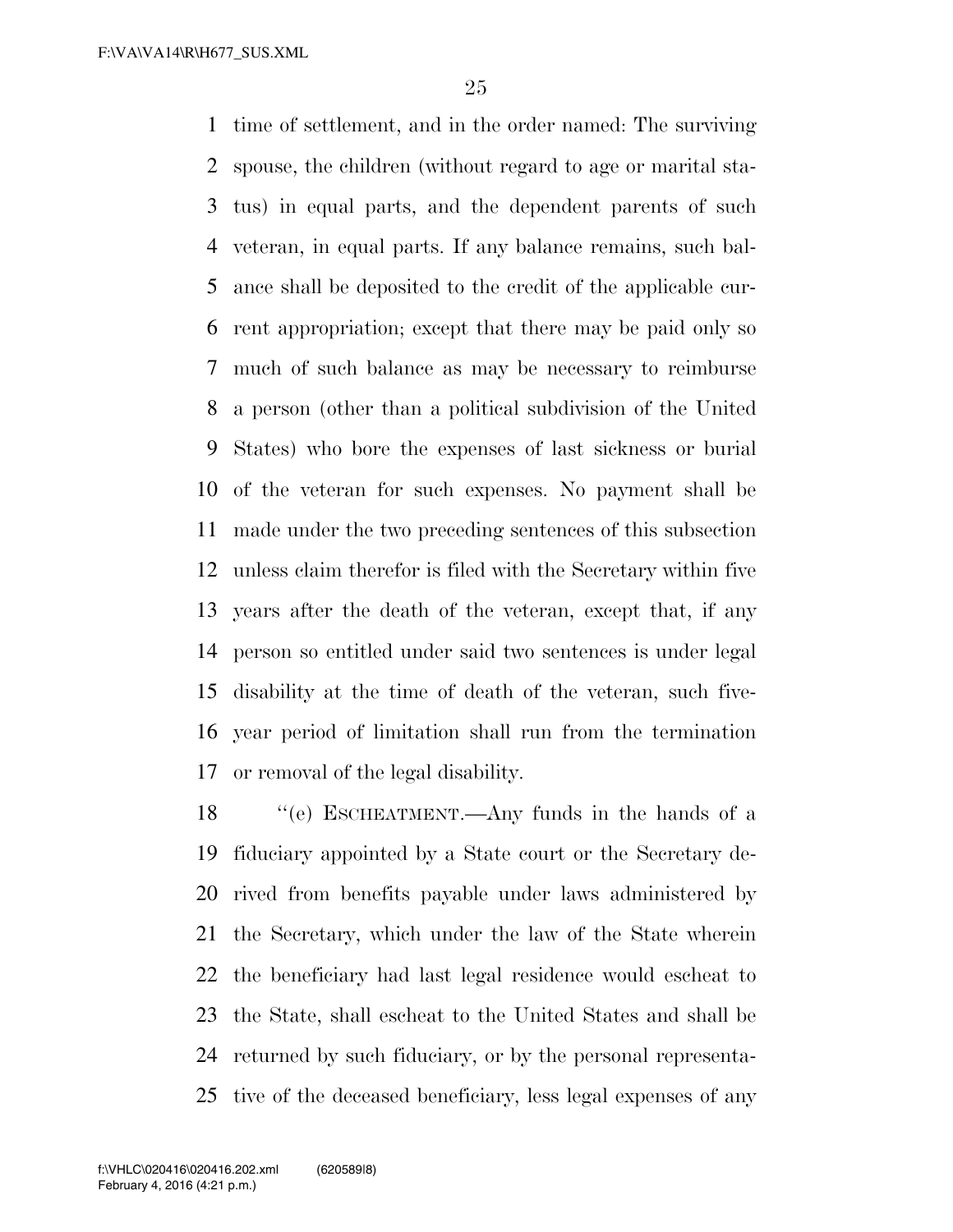time of settlement, and in the order named: The surviving spouse, the children (without regard to age or marital status) in equal parts, and the dependent parents of such veteran, in equal parts. If any balance remains, such balance shall be deposited to the credit of the applicable current appropriation; except that there may be paid only so much of such balance as may be necessary to reimburse a person (other than a political subdivision of the United States) who bore the expenses of last sickness or burial of the veteran for such expenses. No payment shall be made under the two preceding sentences of this subsection unless claim therefor is filed with the Secretary within five years after the death of the veteran, except that, if any person so entitled under said two sentences is under legal disability at the time of death of the veteran, such five-year period of limitation shall run from the termination or removal of the legal disability.

"(e) ESCHEATMENT.—Any funds in the hands of a fiduciary appointed by a State court or the Secretary derived from benefits payable under laws administered by the Secretary, which under the law of the State wherein the beneficiary had last legal residence would escheat to the State, shall escheat to the United States and shall be returned by such fiduciary, or by the personal representative of the deceased beneficiary, less legal expenses of any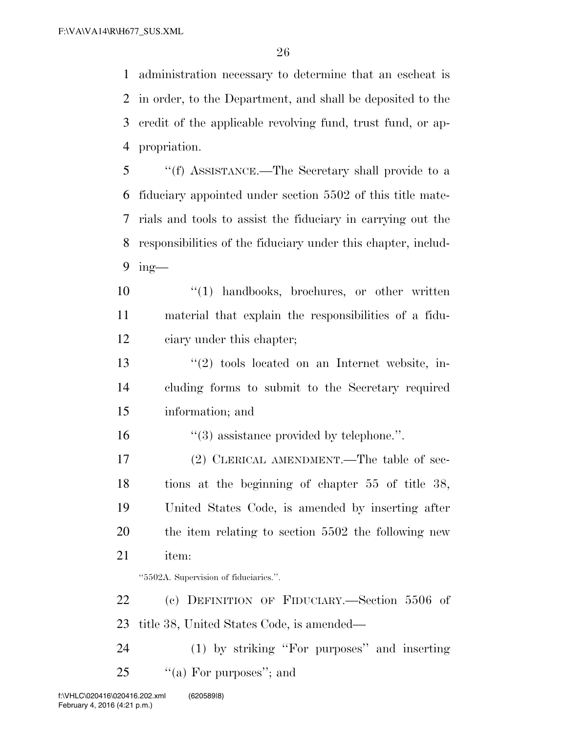administration necessary to determine that an escheat is in order, to the Department, and shall be deposited to the credit of the applicable revolving fund, trust fund, or appropriation.

''(f) ASSISTANCE.—The Secretary shall provide to a fiduciary appointed under section 5502 of this title materials and tools to assist the fiduciary in carrying out the responsibilities of the fiduciary under this chapter, including—

''(1) handbooks, brochures, or other written material that explain the responsibilities of a fiduciary under this chapter;

''(2) tools located on an Internet website, including forms to submit to the Secretary required information; and

''(3) assistance provided by telephone.''.

(2) CLERICAL AMENDMENT.—The table of sections at the beginning of chapter 55 of title 38, United States Code, is amended by inserting after the item relating to section 5502 the following new item:

''5502A. Supervision of fiduciaries.''.

(c) DEFINITION OF FIDUCIARY.—Section 5506 of title 38, United States Code, is amended—

(1) by striking ''For purposes'' and inserting ''(a) For purposes''; and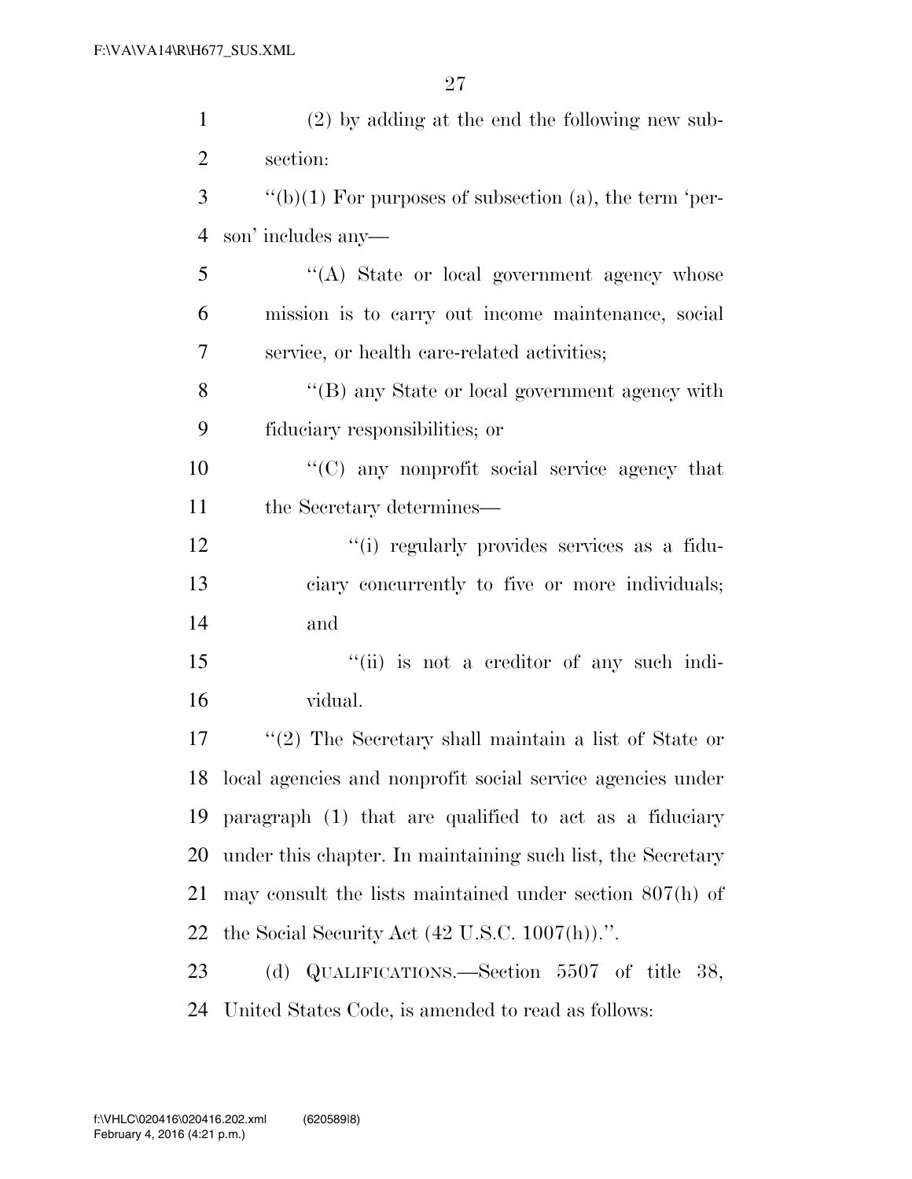(2) by adding at the end the following new subsection:

"(b)(1) For purposes of subsection (a), the term 'person' includes any—

"(A) State or local government agency whose mission is to carry out income maintenance, social service, or health care-related activities;

"(B) any State or local government agency with fiduciary responsibilities; or

"(C) any nonprofit social service agency that the Secretary determines—

"(i) regularly provides services as a fiduciary concurrently to five or more individuals; and

"(ii) is not a creditor of any such individual.

"(2) The Secretary shall maintain a list of State or local agencies and nonprofit social service agencies under paragraph (1) that are qualified to act as a fiduciary under this chapter. In maintaining such list, the Secretary may consult the lists maintained under section 807(h) of the Social Security Act (42 U.S.C. 1007(h)).".

(d) QUALIFICATIONS.—Section 5507 of title 38, United States Code, is amended to read as follows: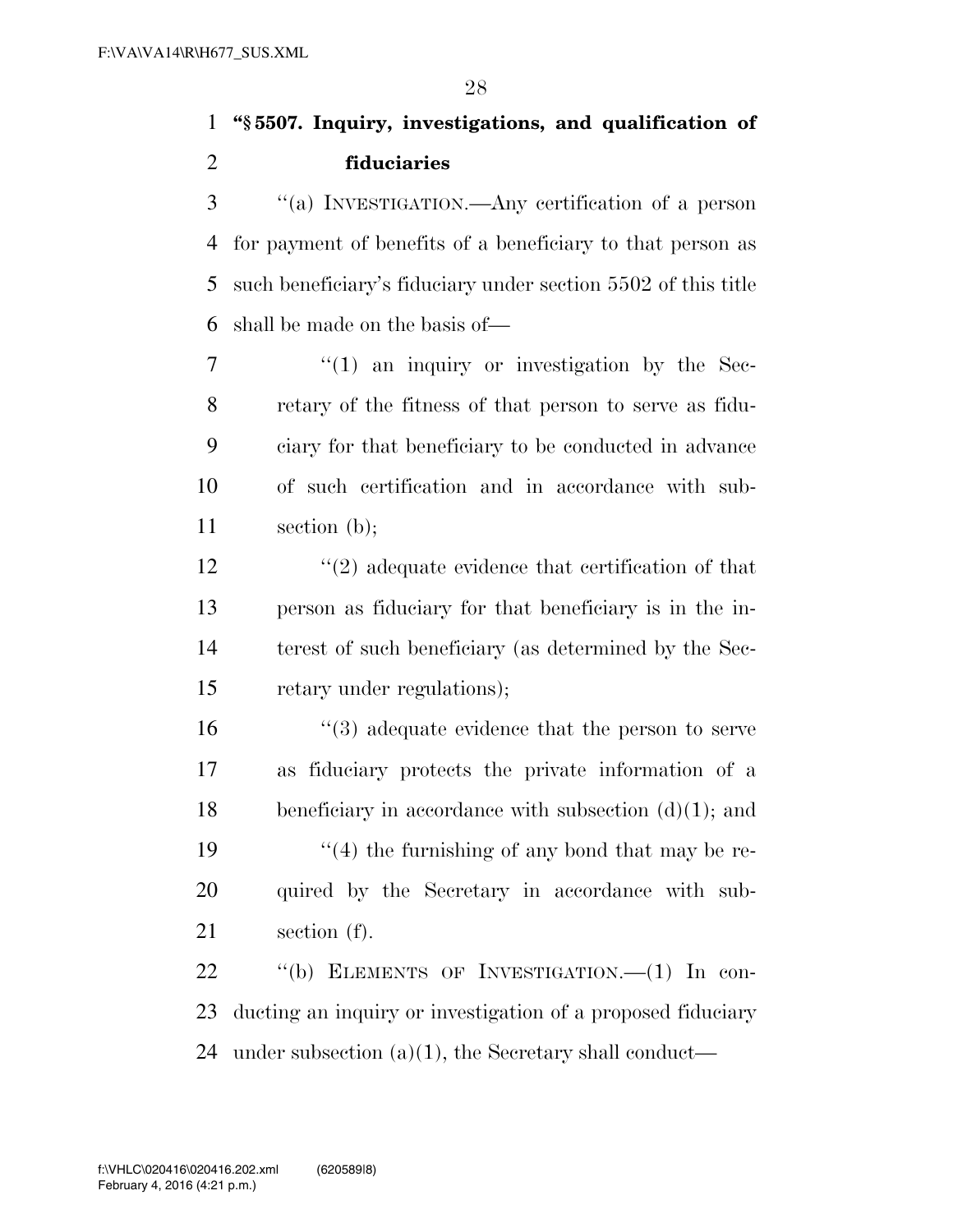**"§ 5507. Inquiry, investigations, and qualification of fiduciaries**

"(a) INVESTIGATION.—Any certification of a person for payment of benefits of a beneficiary to that person as such beneficiary's fiduciary under section 5502 of this title shall be made on the basis of—

"(1) an inquiry or investigation by the Secretary of the fitness of that person to serve as fiduciary for that beneficiary to be conducted in advance of such certification and in accordance with subsection (b);

"(2) adequate evidence that certification of that person as fiduciary for that beneficiary is in the interest of such beneficiary (as determined by the Secretary under regulations);

"(3) adequate evidence that the person to serve as fiduciary protects the private information of a beneficiary in accordance with subsection (d)(1); and

"(4) the furnishing of any bond that may be required by the Secretary in accordance with subsection (f).

"(b) ELEMENTS OF INVESTIGATION.—(1) In conducting an inquiry or investigation of a proposed fiduciary under subsection (a)(1), the Secretary shall conduct—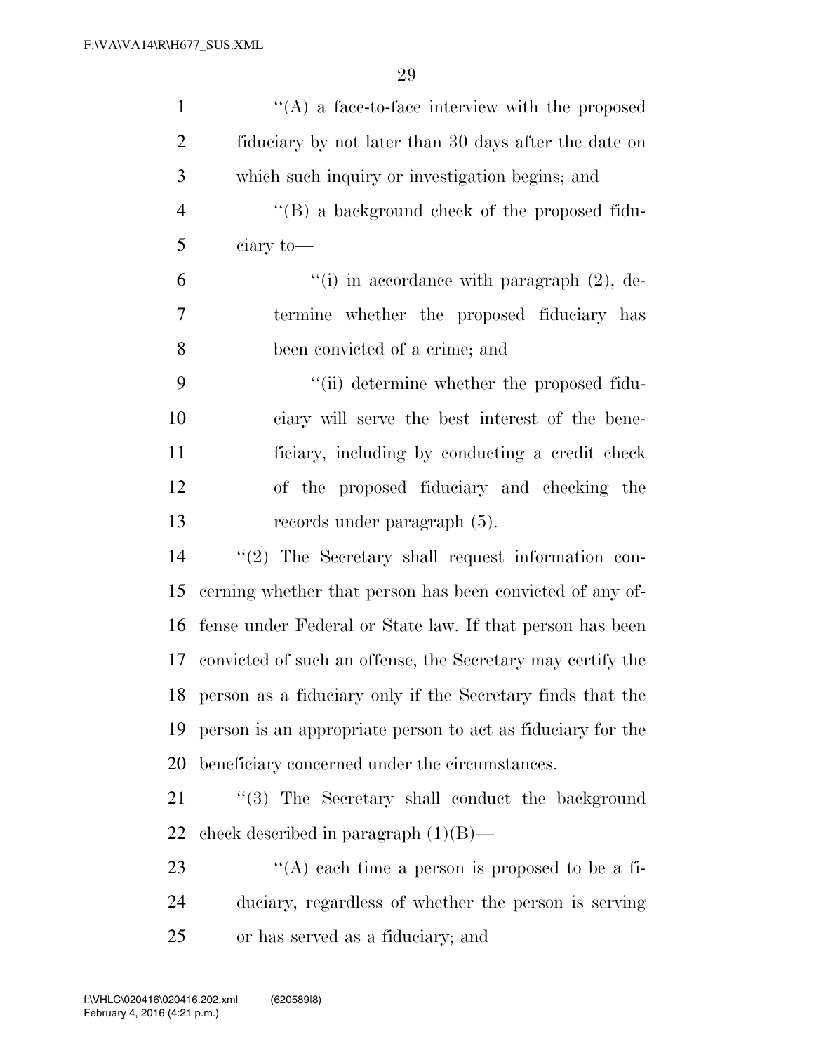''(A) a face-to-face interview with the proposed fiduciary by not later than 30 days after the date on which such inquiry or investigation begins; and

''(B) a background check of the proposed fiduciary to—

''(i) in accordance with paragraph (2), determine whether the proposed fiduciary has been convicted of a crime; and

''(ii) determine whether the proposed fiduciary will serve the best interest of the beneficiary, including by conducting a credit check of the proposed fiduciary and checking the records under paragraph (5).

''(2) The Secretary shall request information concerning whether that person has been convicted of any offense under Federal or State law. If that person has been convicted of such an offense, the Secretary may certify the person as a fiduciary only if the Secretary finds that the person is an appropriate person to act as fiduciary for the beneficiary concerned under the circumstances.

''(3) The Secretary shall conduct the background check described in paragraph (1)(B)—

''(A) each time a person is proposed to be a fiduciary, regardless of whether the person is serving or has served as a fiduciary; and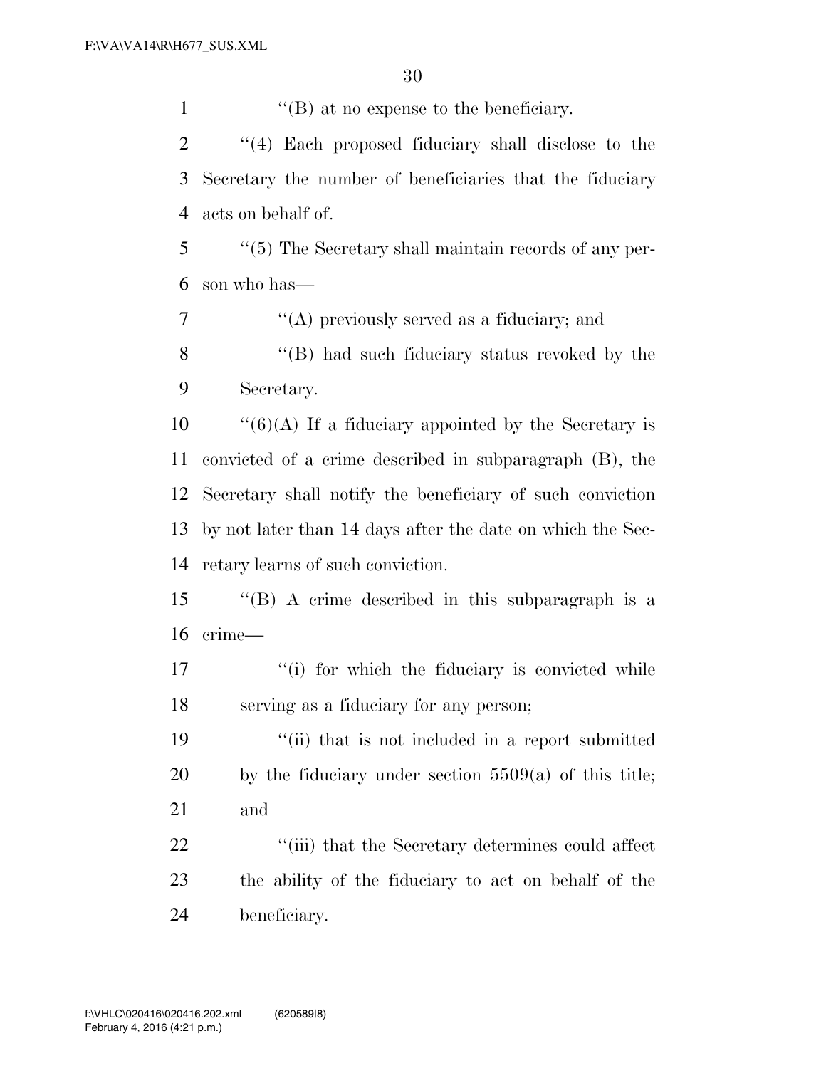''(B) at no expense to the beneficiary.

''(4) Each proposed fiduciary shall disclose to the Secretary the number of beneficiaries that the fiduciary acts on behalf of.

''(5) The Secretary shall maintain records of any person who has—

''(A) previously served as a fiduciary; and

''(B) had such fiduciary status revoked by the Secretary.

''(6)(A) If a fiduciary appointed by the Secretary is convicted of a crime described in subparagraph (B), the Secretary shall notify the beneficiary of such conviction by not later than 14 days after the date on which the Secretary learns of such conviction.

''(B) A crime described in this subparagraph is a crime—

''(i) for which the fiduciary is convicted while serving as a fiduciary for any person;

''(ii) that is not included in a report submitted by the fiduciary under section 5509(a) of this title; and

''(iii) that the Secretary determines could affect the ability of the fiduciary to act on behalf of the beneficiary.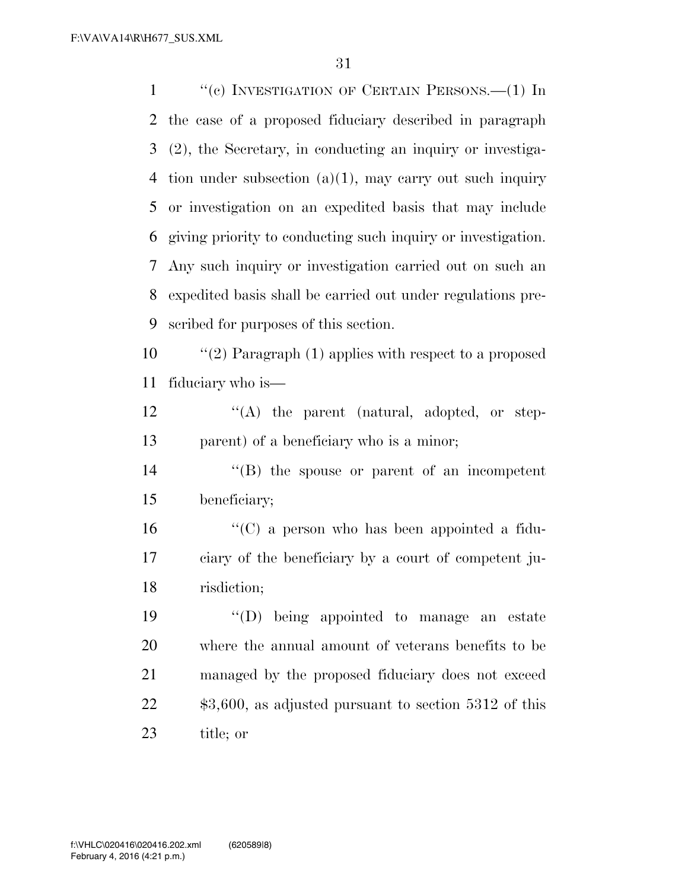''(c) INVESTIGATION OF CERTAIN PERSONS.—(1) In the case of a proposed fiduciary described in paragraph (2), the Secretary, in conducting an inquiry or investigation under subsection (a)(1), may carry out such inquiry or investigation on an expedited basis that may include giving priority to conducting such inquiry or investigation. Any such inquiry or investigation carried out on such an expedited basis shall be carried out under regulations prescribed for purposes of this section.

''(2) Paragraph (1) applies with respect to a proposed fiduciary who is—

''(A) the parent (natural, adopted, or stepparent) of a beneficiary who is a minor;

''(B) the spouse or parent of an incompetent beneficiary;

''(C) a person who has been appointed a fiduciary of the beneficiary by a court of competent jurisdiction;

''(D) being appointed to manage an estate where the annual amount of veterans benefits to be managed by the proposed fiduciary does not exceed $3,600, as adjusted pursuant to section 5312 of this title; or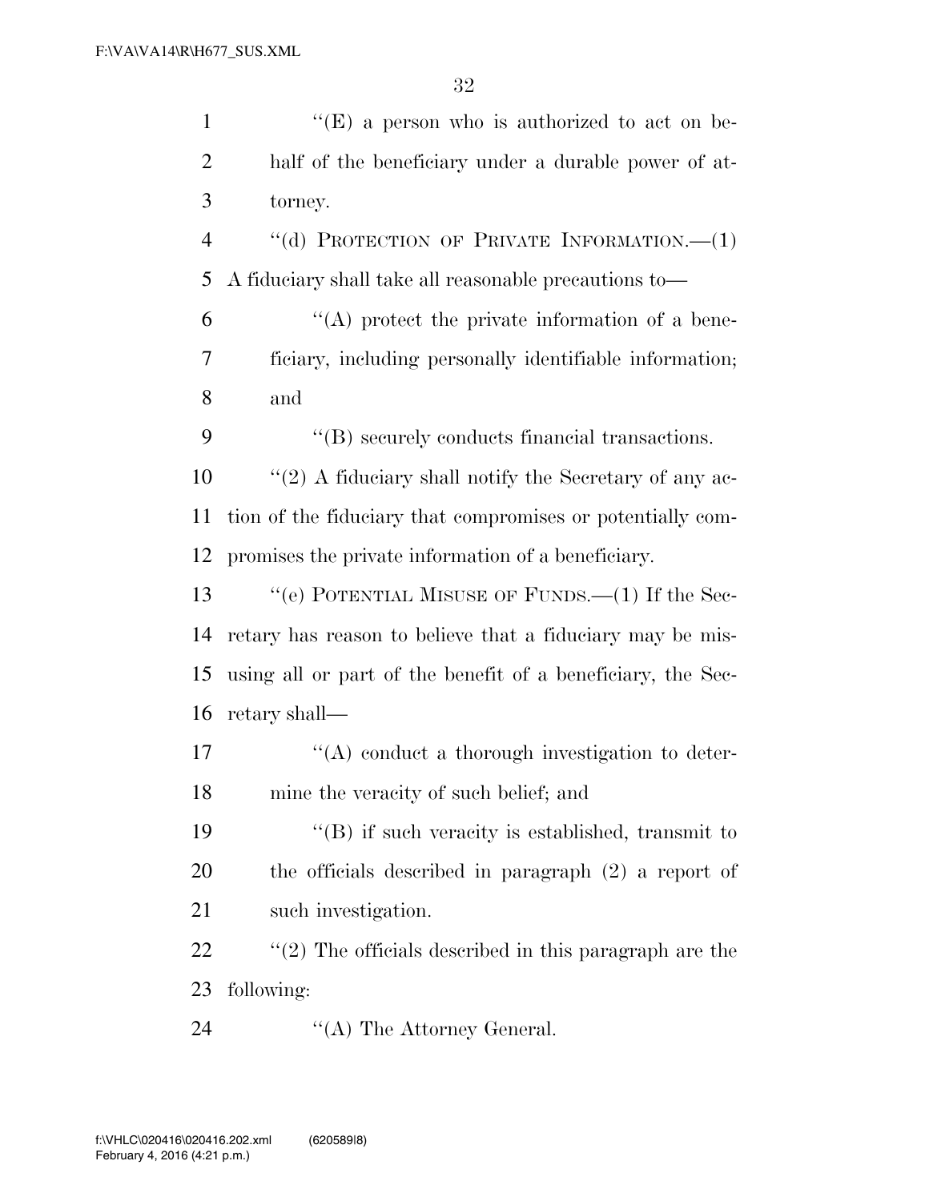''(E) a person who is authorized to act on behalf of the beneficiary under a durable power of attorney.

''(d) PROTECTION OF PRIVATE INFORMATION.—(1) A fiduciary shall take all reasonable precautions to—

''(A) protect the private information of a beneficiary, including personally identifiable information; and

''(B) securely conducts financial transactions.

''(2) A fiduciary shall notify the Secretary of any action of the fiduciary that compromises or potentially compromises the private information of a beneficiary.

''(e) POTENTIAL MISUSE OF FUNDS.—(1) If the Secretary has reason to believe that a fiduciary may be misusing all or part of the benefit of a beneficiary, the Secretary shall—

''(A) conduct a thorough investigation to determine the veracity of such belief; and

''(B) if such veracity is established, transmit to the officials described in paragraph (2) a report of such investigation.

''(2) The officials described in this paragraph are the following:

''(A) The Attorney General.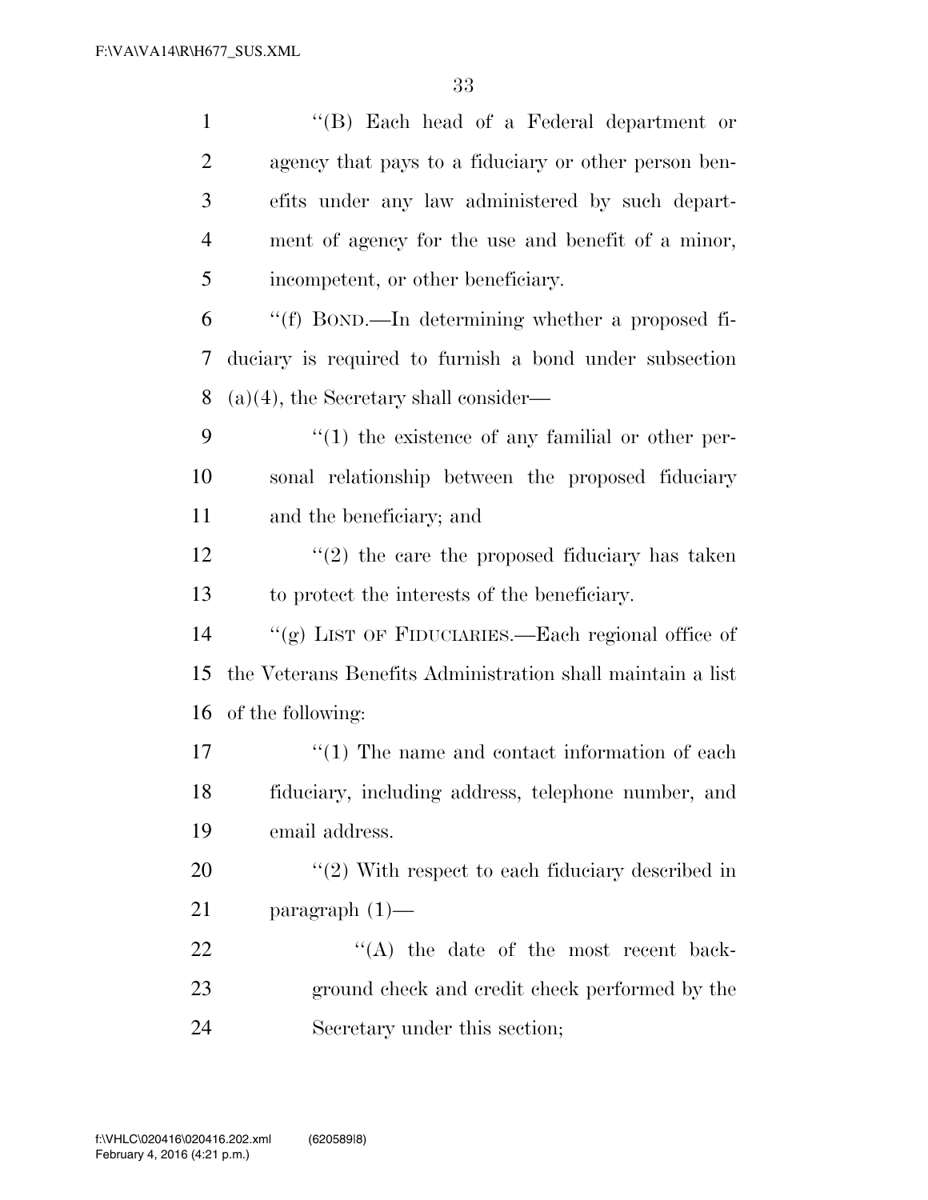''(B) Each head of a Federal department or agency that pays to a fiduciary or other person benefits under any law administered by such department of agency for the use and benefit of a minor, incompetent, or other beneficiary.

''(f) BOND.—In determining whether a proposed fiduciary is required to furnish a bond under subsection (a)(4), the Secretary shall consider—

''(1) the existence of any familial or other personal relationship between the proposed fiduciary and the beneficiary; and

''(2) the care the proposed fiduciary has taken to protect the interests of the beneficiary.

''(g) LIST OF FIDUCIARIES.—Each regional office of the Veterans Benefits Administration shall maintain a list of the following:

''(1) The name and contact information of each fiduciary, including address, telephone number, and email address.

''(2) With respect to each fiduciary described in paragraph (1)—

''(A) the date of the most recent background check and credit check performed by the Secretary under this section;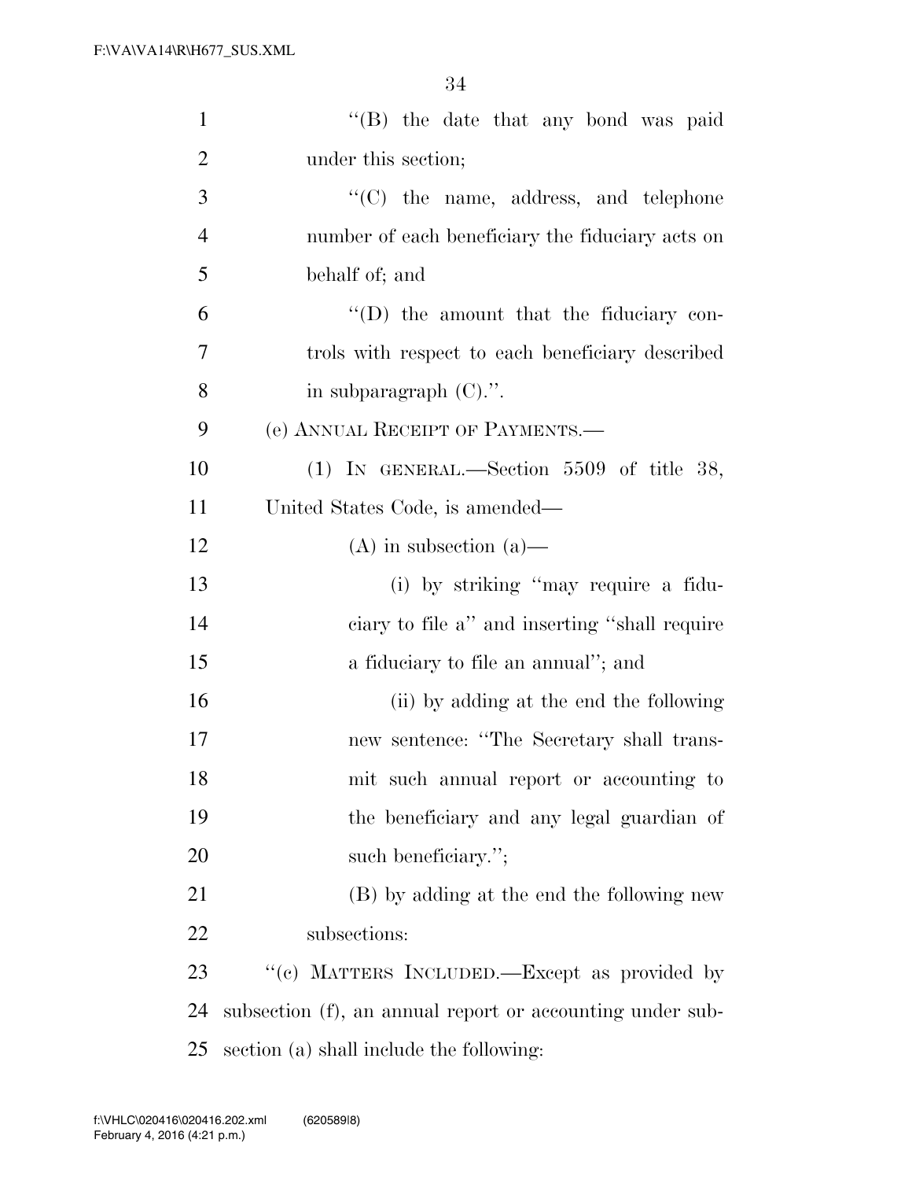''(B) the date that any bond was paid under this section;

''(C) the name, address, and telephone number of each beneficiary the fiduciary acts on behalf of; and

''(D) the amount that the fiduciary controls with respect to each beneficiary described in subparagraph (C).''.

(e) ANNUAL RECEIPT OF PAYMENTS.—

(1) IN GENERAL.—Section 5509 of title 38, United States Code, is amended—

(A) in subsection (a)—

(i) by striking ''may require a fiduciary to file a'' and inserting ''shall require a fiduciary to file an annual''; and

(ii) by adding at the end the following new sentence: ''The Secretary shall transmit such annual report or accounting to the beneficiary and any legal guardian of such beneficiary.'';

(B) by adding at the end the following new subsections:

''(c) MATTERS INCLUDED.—Except as provided by subsection (f), an annual report or accounting under subsection (a) shall include the following: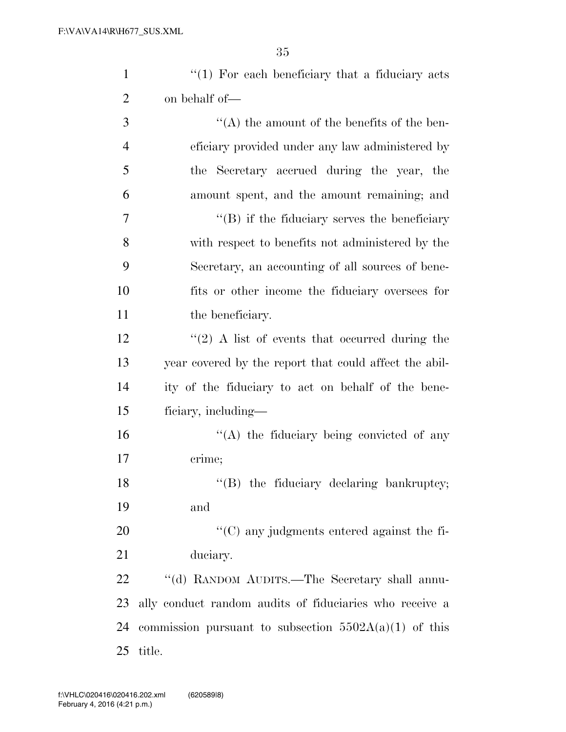"(1) For each beneficiary that a fiduciary acts on behalf of—

"(A) the amount of the benefits of the beneficiary provided under any law administered by the Secretary accrued during the year, the amount spent, and the amount remaining; and

"(B) if the fiduciary serves the beneficiary with respect to benefits not administered by the Secretary, an accounting of all sources of benefits or other income the fiduciary oversees for the beneficiary.

"(2) A list of events that occurred during the year covered by the report that could affect the ability of the fiduciary to act on behalf of the beneficiary, including—

"(A) the fiduciary being convicted of any crime;

"(B) the fiduciary declaring bankruptcy; and

"(C) any judgments entered against the fiduciary.

"(d) RANDOM AUDITS.—The Secretary shall annually conduct random audits of fiduciaries who receive a commission pursuant to subsection 5502A(a)(1) of this title.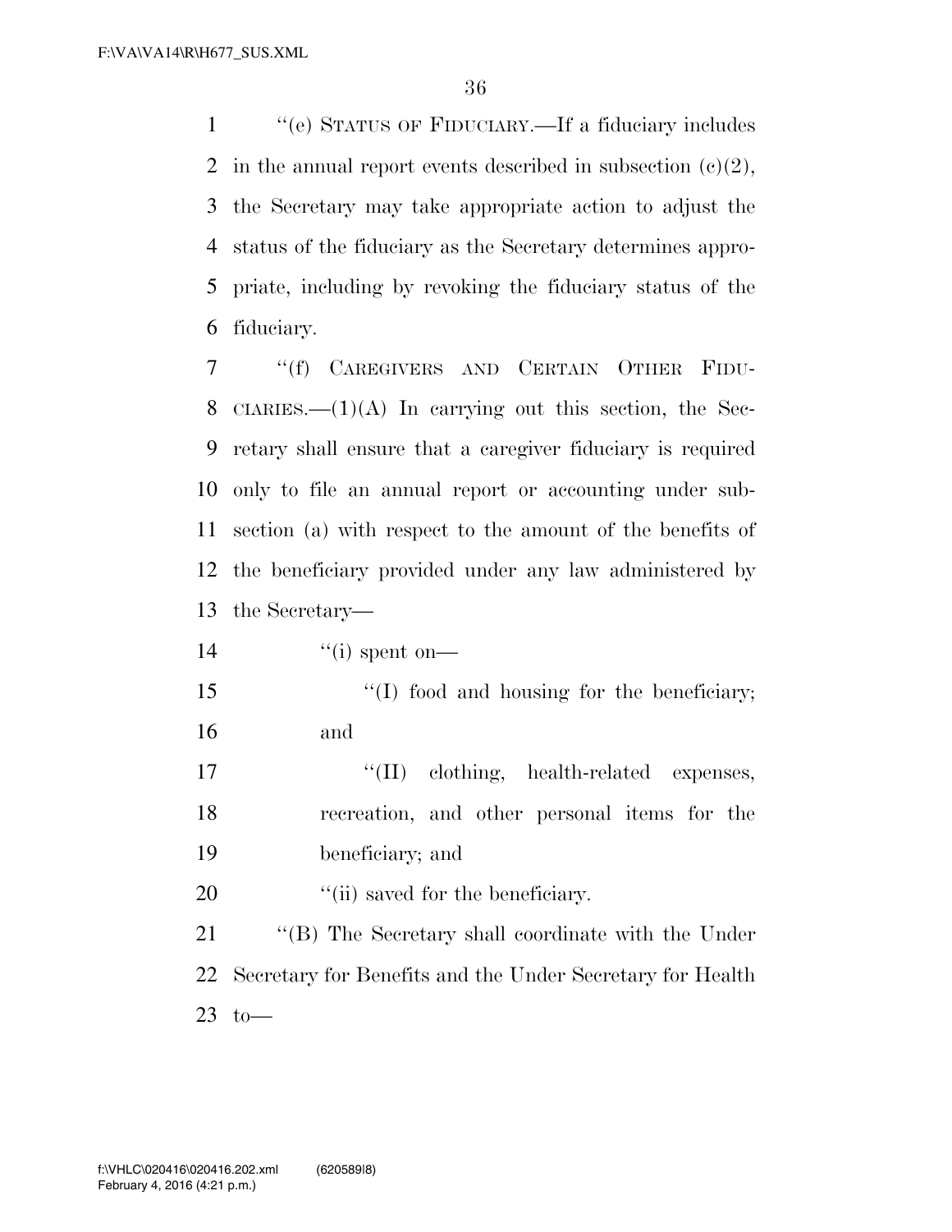"(e) STATUS OF FIDUCIARY.—If a fiduciary includes in the annual report events described in subsection (c)(2), the Secretary may take appropriate action to adjust the status of the fiduciary as the Secretary determines appropriate, including by revoking the fiduciary status of the fiduciary.

"(f) CAREGIVERS AND CERTAIN OTHER FIDUCIARIES.—(1)(A) In carrying out this section, the Secretary shall ensure that a caregiver fiduciary is required only to file an annual report or accounting under subsection (a) with respect to the amount of the benefits of the beneficiary provided under any law administered by the Secretary—

"(i) spent on—

"(I) food and housing for the beneficiary; and

"(II) clothing, health-related expenses, recreation, and other personal items for the beneficiary; and

"(ii) saved for the beneficiary.

"(B) The Secretary shall coordinate with the Under Secretary for Benefits and the Under Secretary for Health to—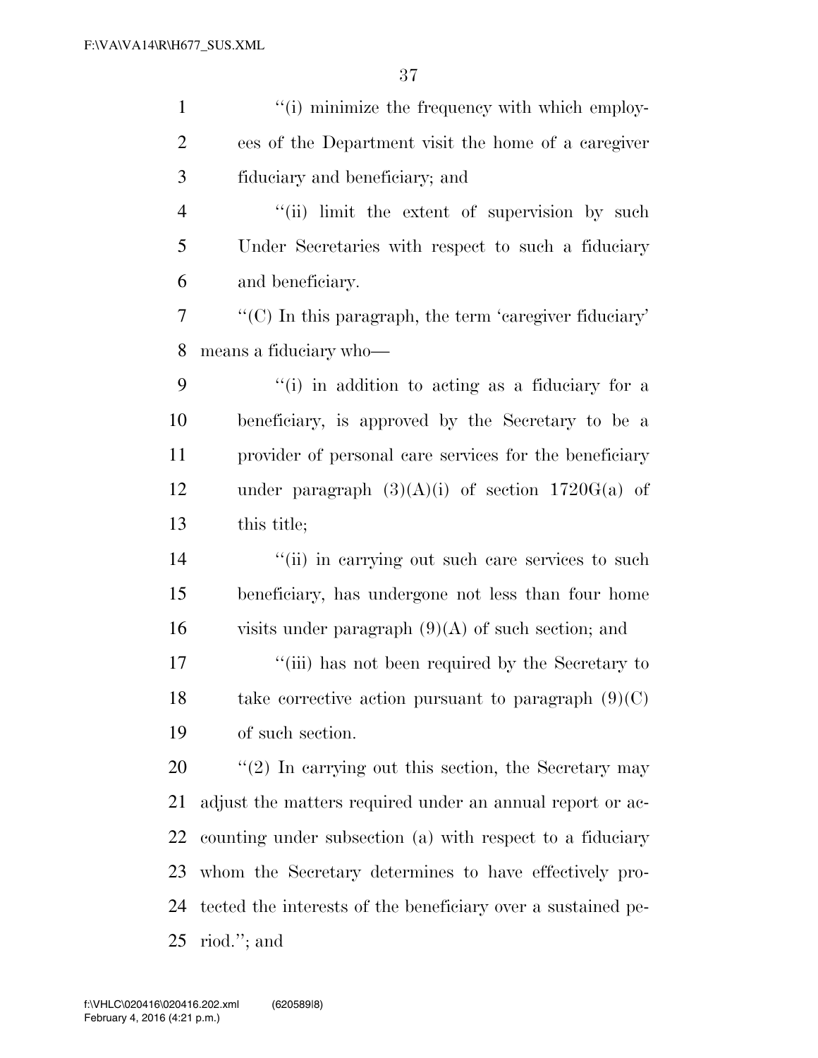''(i) minimize the frequency with which employees of the Department visit the home of a caregiver fiduciary and beneficiary; and

''(ii) limit the extent of supervision by such Under Secretaries with respect to such a fiduciary and beneficiary.

''(C) In this paragraph, the term 'caregiver fiduciary' means a fiduciary who—

''(i) in addition to acting as a fiduciary for a beneficiary, is approved by the Secretary to be a provider of personal care services for the beneficiary under paragraph (3)(A)(i) of section 1720G(a) of this title;

''(ii) in carrying out such care services to such beneficiary, has undergone not less than four home visits under paragraph (9)(A) of such section; and

''(iii) has not been required by the Secretary to take corrective action pursuant to paragraph (9)(C) of such section.

''(2) In carrying out this section, the Secretary may adjust the matters required under an annual report or accounting under subsection (a) with respect to a fiduciary whom the Secretary determines to have effectively protected the interests of the beneficiary over a sustained period.''; and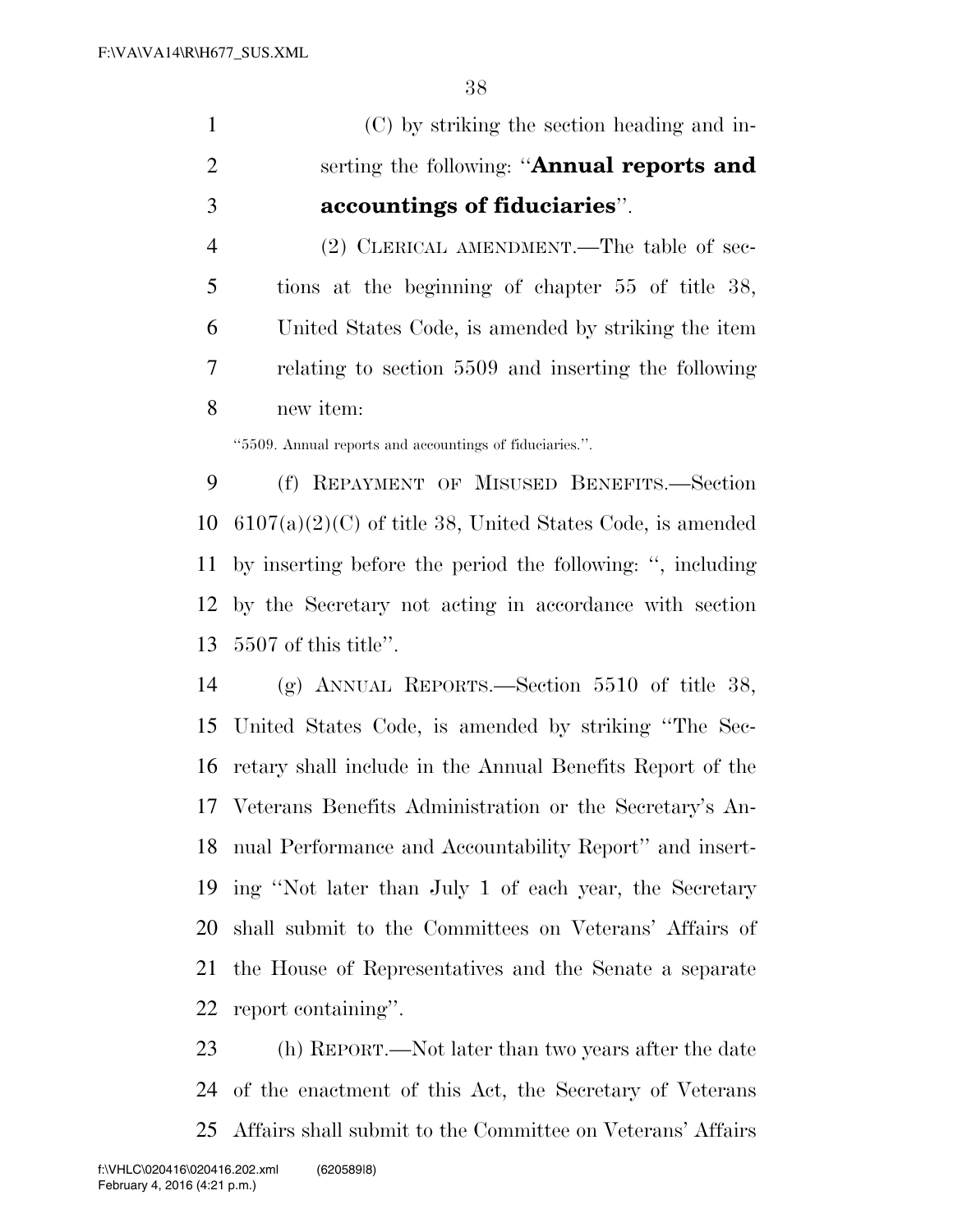(C) by striking the section heading and inserting the following: "**Annual reports and accountings of fiduciaries**".

(2) CLERICAL AMENDMENT.—The table of sections at the beginning of chapter 55 of title 38, United States Code, is amended by striking the item relating to section 5509 and inserting the following new item:

"5509. Annual reports and accountings of fiduciaries.".

(f) REPAYMENT OF MISUSED BENEFITS.—Section 6107(a)(2)(C) of title 38, United States Code, is amended by inserting before the period the following: ", including by the Secretary not acting in accordance with section 5507 of this title".

(g) ANNUAL REPORTS.—Section 5510 of title 38, United States Code, is amended by striking "The Secretary shall include in the Annual Benefits Report of the Veterans Benefits Administration or the Secretary's Annual Performance and Accountability Report" and inserting "Not later than July 1 of each year, the Secretary shall submit to the Committees on Veterans' Affairs of the House of Representatives and the Senate a separate report containing".

(h) REPORT.—Not later than two years after the date of the enactment of this Act, the Secretary of Veterans Affairs shall submit to the Committee on Veterans' Affairs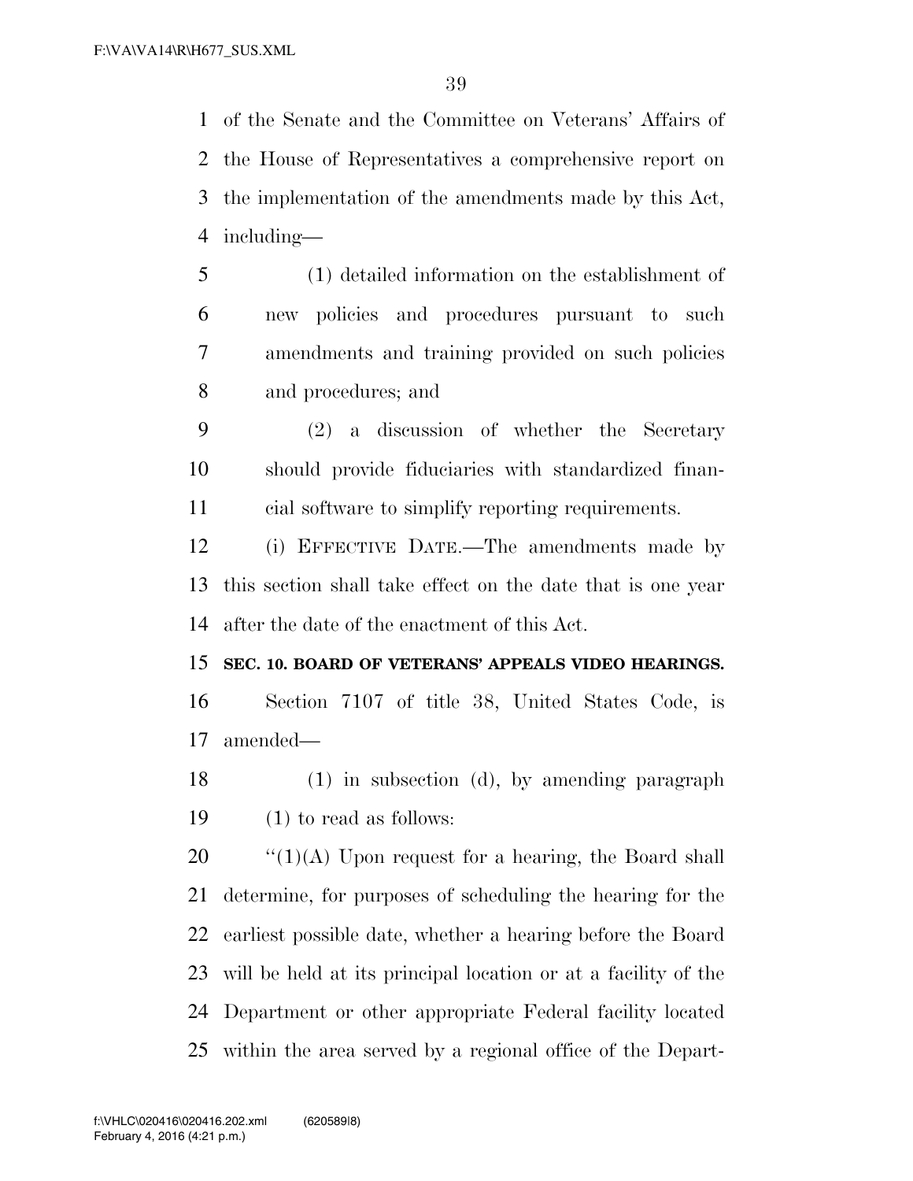of the Senate and the Committee on Veterans' Affairs of the House of Representatives a comprehensive report on the implementation of the amendments made by this Act, including—

(1) detailed information on the establishment of new policies and procedures pursuant to such amendments and training provided on such policies and procedures; and

(2) a discussion of whether the Secretary should provide fiduciaries with standardized financial software to simplify reporting requirements.

(i) EFFECTIVE DATE.—The amendments made by this section shall take effect on the date that is one year after the date of the enactment of this Act.

**SEC. 10. BOARD OF VETERANS' APPEALS VIDEO HEARINGS.**

Section 7107 of title 38, United States Code, is amended—

(1) in subsection (d), by amending paragraph (1) to read as follows:

"(1)(A) Upon request for a hearing, the Board shall determine, for purposes of scheduling the hearing for the earliest possible date, whether a hearing before the Board will be held at its principal location or at a facility of the Department or other appropriate Federal facility located within the area served by a regional office of the Depart-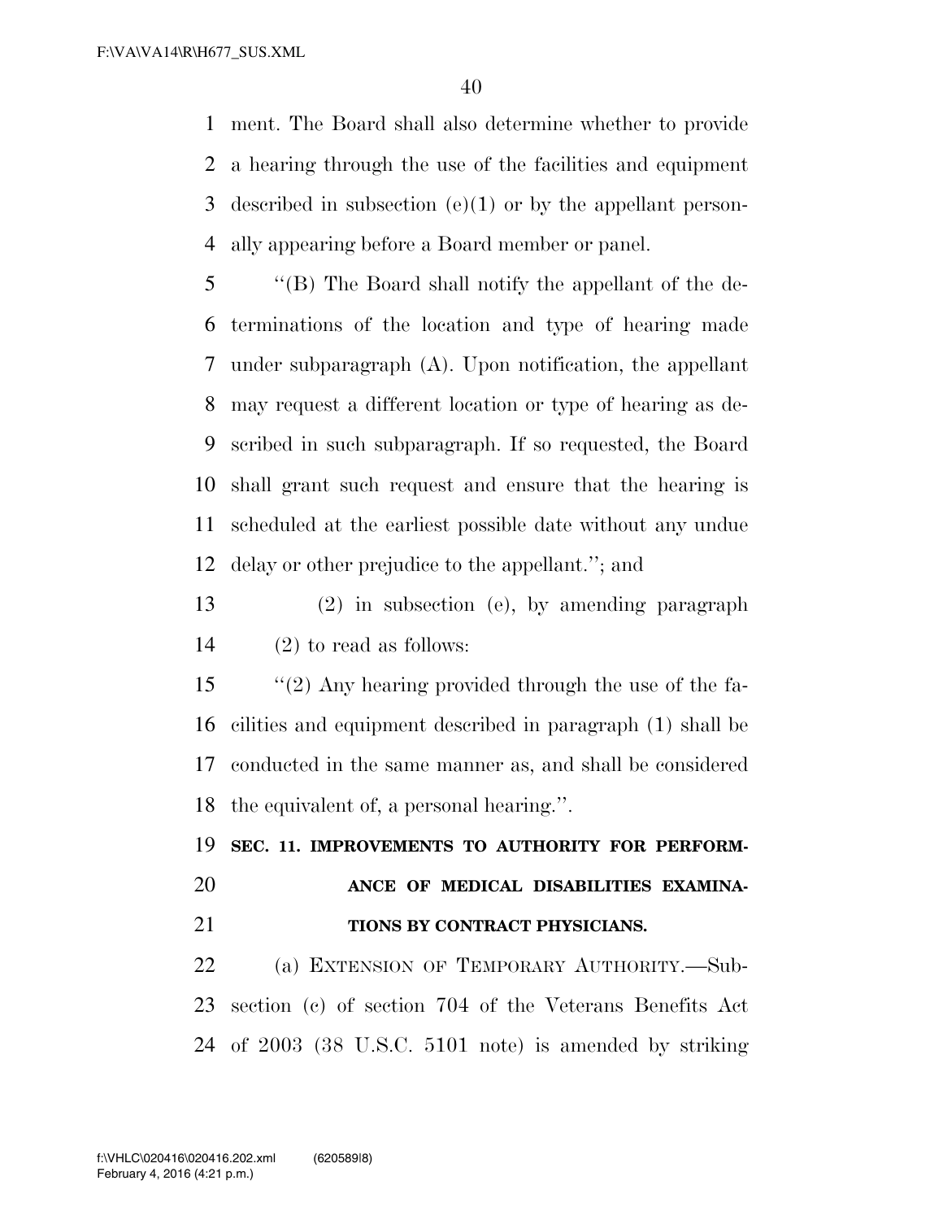ment. The Board shall also determine whether to provide a hearing through the use of the facilities and equipment described in subsection (e)(1) or by the appellant personally appearing before a Board member or panel.

"(B) The Board shall notify the appellant of the determinations of the location and type of hearing made under subparagraph (A). Upon notification, the appellant may request a different location or type of hearing as described in such subparagraph. If so requested, the Board shall grant such request and ensure that the hearing is scheduled at the earliest possible date without any undue delay or other prejudice to the appellant."; and

(2) in subsection (e), by amending paragraph (2) to read as follows:

"(2) Any hearing provided through the use of the facilities and equipment described in paragraph (1) shall be conducted in the same manner as, and shall be considered the equivalent of, a personal hearing.".

**SEC. 11. IMPROVEMENTS TO AUTHORITY FOR PERFORMANCE OF MEDICAL DISABILITIES EXAMINATIONS BY CONTRACT PHYSICIANS.**

(a) EXTENSION OF TEMPORARY AUTHORITY.—Subsection (c) of section 704 of the Veterans Benefits Act of 2003 (38 U.S.C. 5101 note) is amended by striking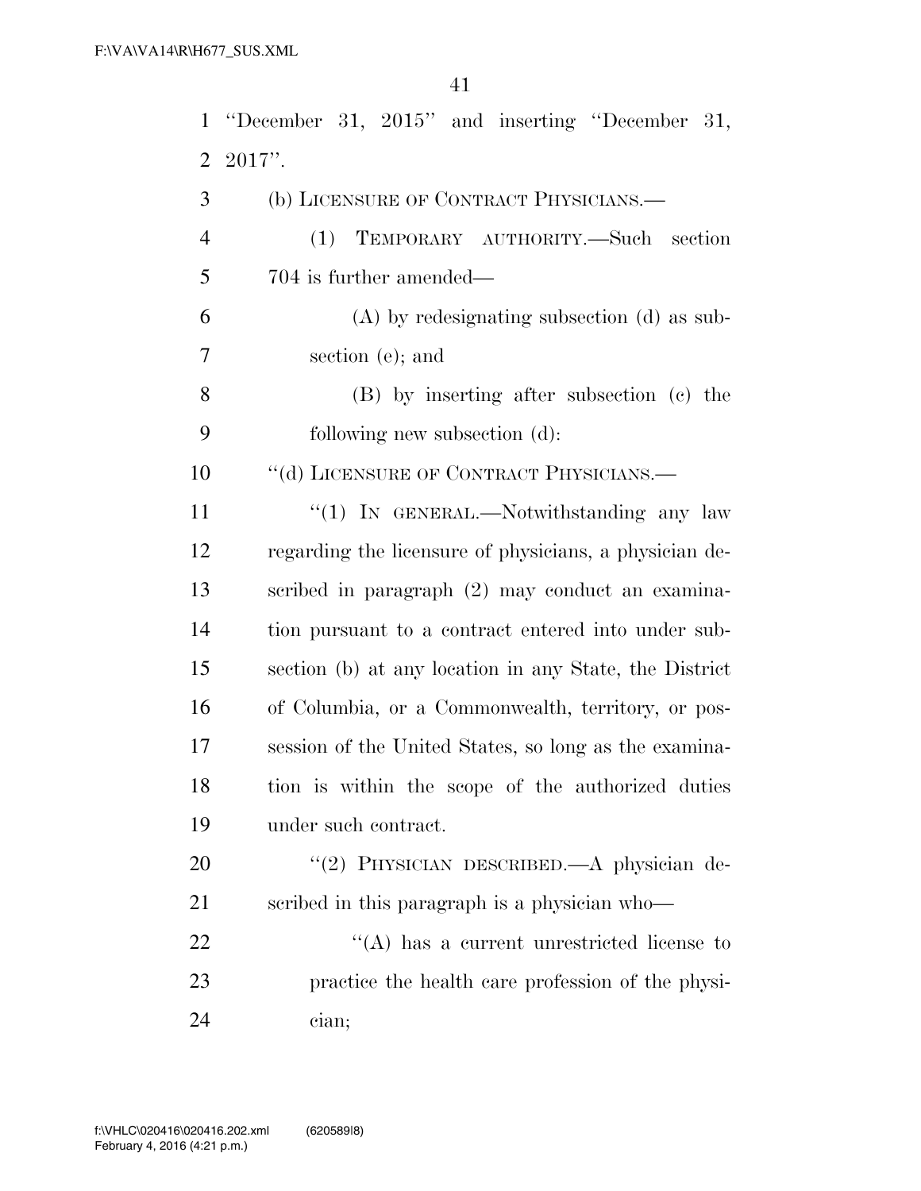"December 31, 2015" and inserting "December 31, 2017".

(b) LICENSURE OF CONTRACT PHYSICIANS.—

(1) TEMPORARY AUTHORITY.—Such section 704 is further amended—

(A) by redesignating subsection (d) as subsection (e); and

(B) by inserting after subsection (c) the following new subsection (d):

"(d) LICENSURE OF CONTRACT PHYSICIANS.—

"(1) IN GENERAL.—Notwithstanding any law regarding the licensure of physicians, a physician described in paragraph (2) may conduct an examination pursuant to a contract entered into under subsection (b) at any location in any State, the District of Columbia, or a Commonwealth, territory, or possession of the United States, so long as the examination is within the scope of the authorized duties under such contract.

"(2) PHYSICIAN DESCRIBED.—A physician described in this paragraph is a physician who—

"(A) has a current unrestricted license to practice the health care profession of the physician;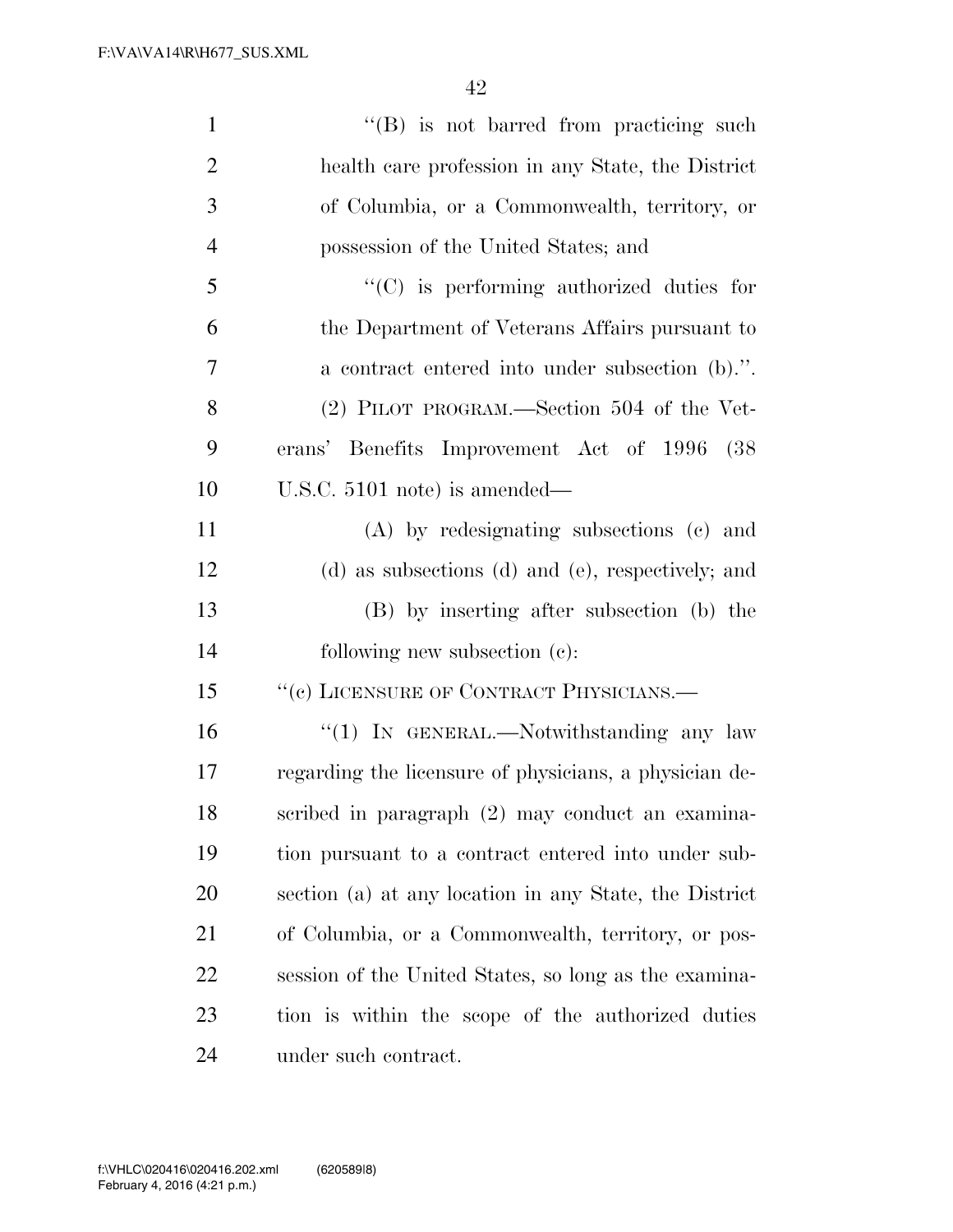"(B) is not barred from practicing such health care profession in any State, the District of Columbia, or a Commonwealth, territory, or possession of the United States; and

"(C) is performing authorized duties for the Department of Veterans Affairs pursuant to a contract entered into under subsection (b).".

(2) PILOT PROGRAM.—Section 504 of the Veterans' Benefits Improvement Act of 1996 (38 U.S.C. 5101 note) is amended—

(A) by redesignating subsections (c) and (d) as subsections (d) and (e), respectively; and

(B) by inserting after subsection (b) the following new subsection (c):

"(c) LICENSURE OF CONTRACT PHYSICIANS.—

"(1) IN GENERAL.—Notwithstanding any law regarding the licensure of physicians, a physician described in paragraph (2) may conduct an examination pursuant to a contract entered into under subsection (a) at any location in any State, the District of Columbia, or a Commonwealth, territory, or possession of the United States, so long as the examination is within the scope of the authorized duties under such contract.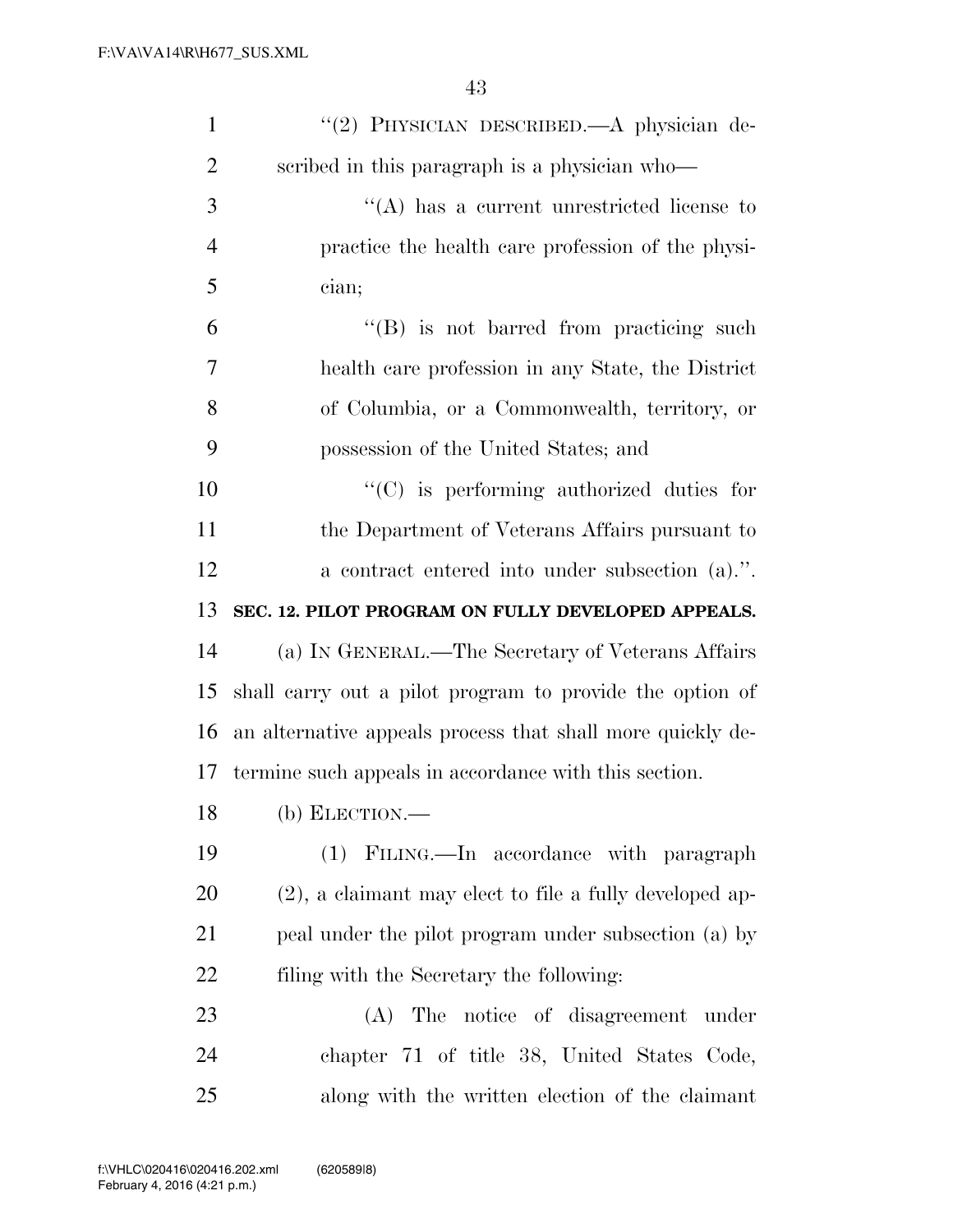"(2) PHYSICIAN DESCRIBED.—A physician described in this paragraph is a physician who—

"(A) has a current unrestricted license to practice the health care profession of the physician;

"(B) is not barred from practicing such health care profession in any State, the District of Columbia, or a Commonwealth, territory, or possession of the United States; and

"(C) is performing authorized duties for the Department of Veterans Affairs pursuant to a contract entered into under subsection (a).".

**SEC. 12. PILOT PROGRAM ON FULLY DEVELOPED APPEALS.**

(a) IN GENERAL.—The Secretary of Veterans Affairs shall carry out a pilot program to provide the option of an alternative appeals process that shall more quickly determine such appeals in accordance with this section.

(b) ELECTION.—

(1) FILING.—In accordance with paragraph (2), a claimant may elect to file a fully developed appeal under the pilot program under subsection (a) by filing with the Secretary the following:

(A) The notice of disagreement under chapter 71 of title 38, United States Code, along with the written election of the claimant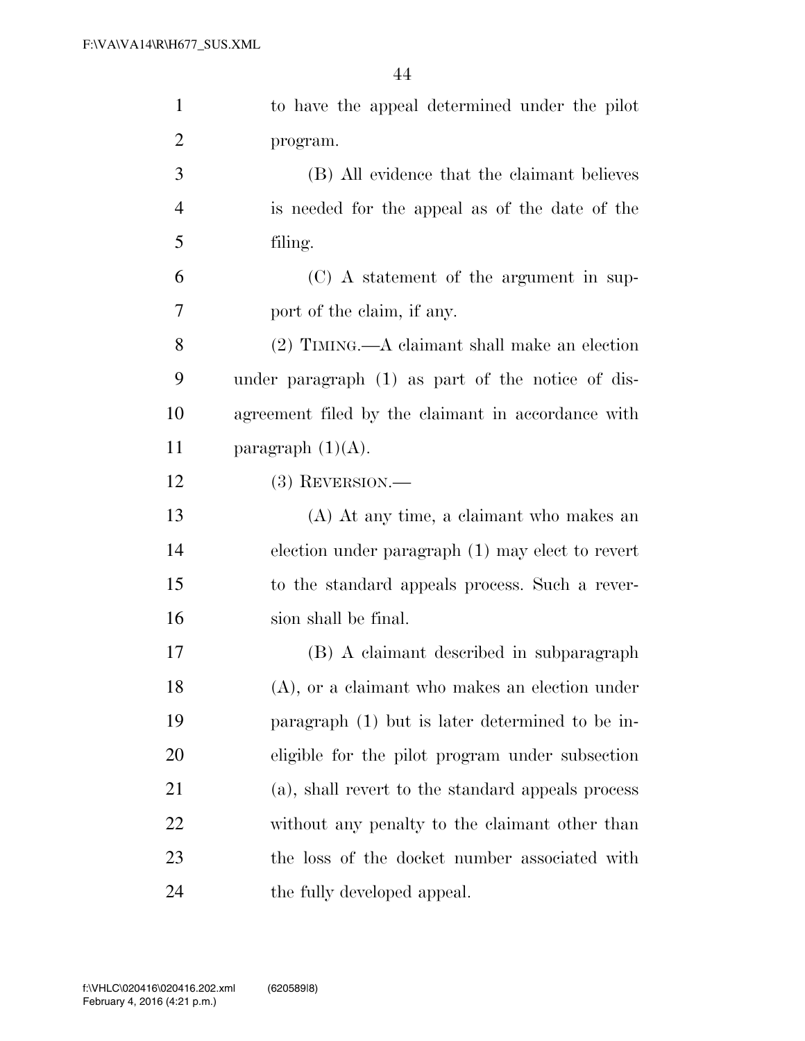to have the appeal determined under the pilot program.

(B) All evidence that the claimant believes is needed for the appeal as of the date of the filing.

(C) A statement of the argument in support of the claim, if any.

(2) TIMING.—A claimant shall make an election under paragraph (1) as part of the notice of disagreement filed by the claimant in accordance with paragraph (1)(A).

(3) REVERSION.—

(A) At any time, a claimant who makes an election under paragraph (1) may elect to revert to the standard appeals process. Such a reversion shall be final.

(B) A claimant described in subparagraph (A), or a claimant who makes an election under paragraph (1) but is later determined to be ineligible for the pilot program under subsection (a), shall revert to the standard appeals process without any penalty to the claimant other than the loss of the docket number associated with the fully developed appeal.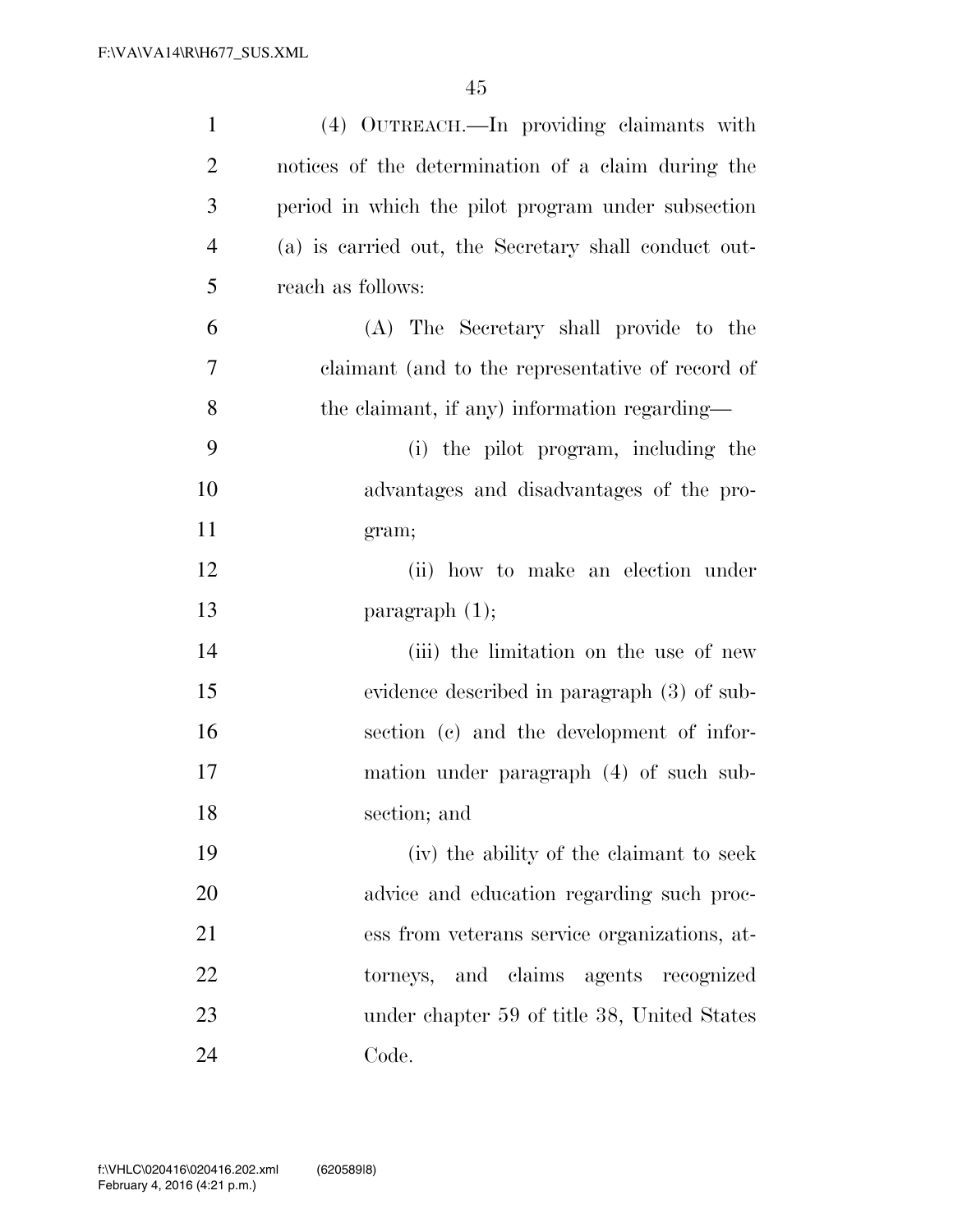(4) OUTREACH.—In providing claimants with notices of the determination of a claim during the period in which the pilot program under subsection (a) is carried out, the Secretary shall conduct outreach as follows:

(A) The Secretary shall provide to the claimant (and to the representative of record of the claimant, if any) information regarding—

(i) the pilot program, including the advantages and disadvantages of the program;

(ii) how to make an election under paragraph (1);

(iii) the limitation on the use of new evidence described in paragraph (3) of subsection (c) and the development of information under paragraph (4) of such subsection; and

(iv) the ability of the claimant to seek advice and education regarding such process from veterans service organizations, attorneys, and claims agents recognized under chapter 59 of title 38, United States Code.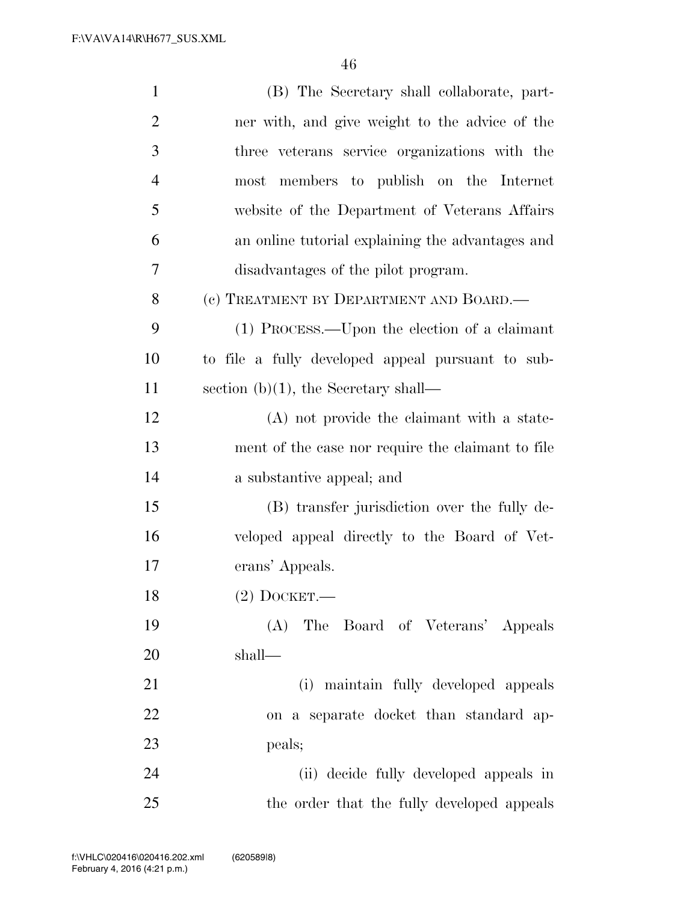(B) The Secretary shall collaborate, partner with, and give weight to the advice of the three veterans service organizations with the most members to publish on the Internet website of the Department of Veterans Affairs an online tutorial explaining the advantages and disadvantages of the pilot program.

(c) TREATMENT BY DEPARTMENT AND BOARD.—

(1) PROCESS.—Upon the election of a claimant to file a fully developed appeal pursuant to subsection (b)(1), the Secretary shall—

(A) not provide the claimant with a statement of the case nor require the claimant to file a substantive appeal; and

(B) transfer jurisdiction over the fully developed appeal directly to the Board of Veterans' Appeals.

(2) DOCKET.—

(A) The Board of Veterans' Appeals shall—

(i) maintain fully developed appeals on a separate docket than standard appeals;

(ii) decide fully developed appeals in the order that the fully developed appeals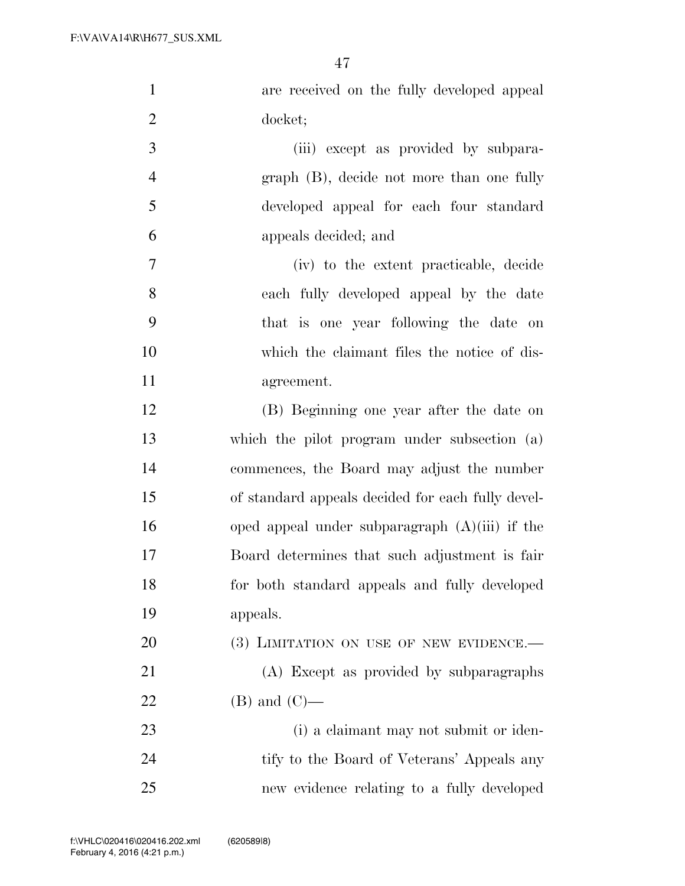are received on the fully developed appeal docket;

(iii) except as provided by subparagraph (B), decide not more than one fully developed appeal for each four standard appeals decided; and

(iv) to the extent practicable, decide each fully developed appeal by the date that is one year following the date on which the claimant files the notice of disagreement.

(B) Beginning one year after the date on which the pilot program under subsection (a) commences, the Board may adjust the number of standard appeals decided for each fully developed appeal under subparagraph (A)(iii) if the Board determines that such adjustment is fair for both standard appeals and fully developed appeals.

(3) LIMITATION ON USE OF NEW EVIDENCE.—

(A) Except as provided by subparagraphs (B) and (C)—

(i) a claimant may not submit or identify to the Board of Veterans' Appeals any new evidence relating to a fully developed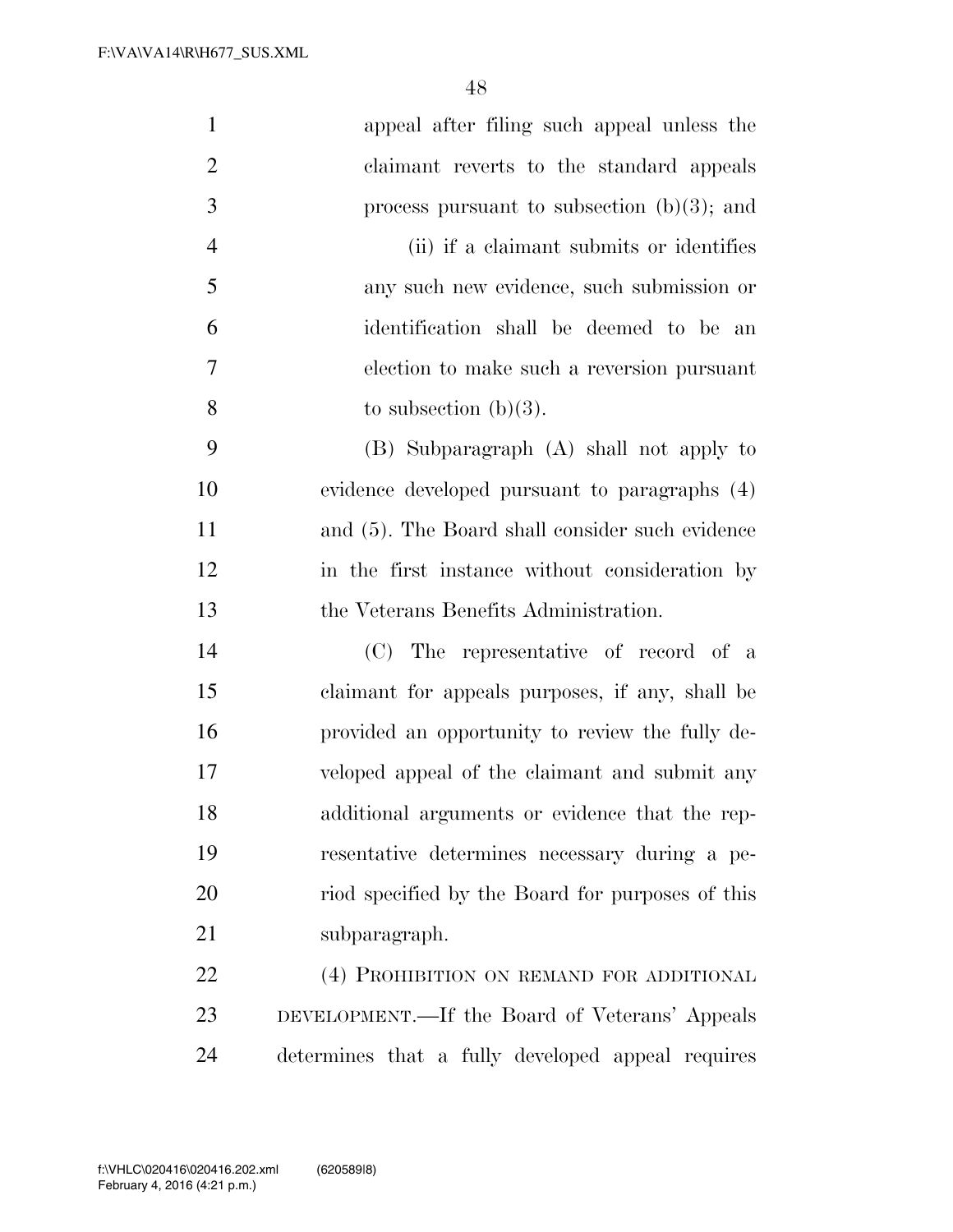appeal after filing such appeal unless the claimant reverts to the standard appeals process pursuant to subsection (b)(3); and

(ii) if a claimant submits or identifies any such new evidence, such submission or identification shall be deemed to be an election to make such a reversion pursuant to subsection (b)(3).

(B) Subparagraph (A) shall not apply to evidence developed pursuant to paragraphs (4) and (5). The Board shall consider such evidence in the first instance without consideration by the Veterans Benefits Administration.

(C) The representative of record of a claimant for appeals purposes, if any, shall be provided an opportunity to review the fully developed appeal of the claimant and submit any additional arguments or evidence that the representative determines necessary during a period specified by the Board for purposes of this subparagraph.

(4) PROHIBITION ON REMAND FOR ADDITIONAL DEVELOPMENT.—If the Board of Veterans' Appeals determines that a fully developed appeal requires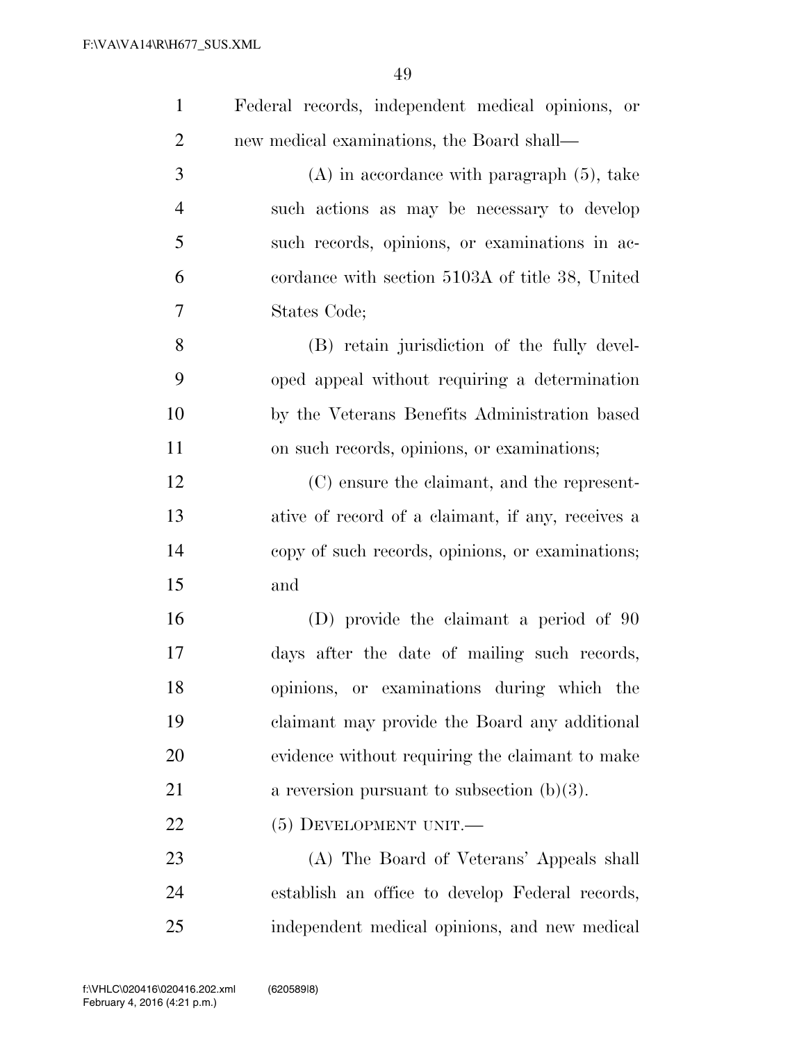Federal records, independent medical opinions, or new medical examinations, the Board shall—

(A) in accordance with paragraph (5), take such actions as may be necessary to develop such records, opinions, or examinations in accordance with section 5103A of title 38, United States Code;

(B) retain jurisdiction of the fully developed appeal without requiring a determination by the Veterans Benefits Administration based on such records, opinions, or examinations;

(C) ensure the claimant, and the representative of record of a claimant, if any, receives a copy of such records, opinions, or examinations; and

(D) provide the claimant a period of 90 days after the date of mailing such records, opinions, or examinations during which the claimant may provide the Board any additional evidence without requiring the claimant to make a reversion pursuant to subsection (b)(3).

(5) DEVELOPMENT UNIT.—

(A) The Board of Veterans' Appeals shall establish an office to develop Federal records, independent medical opinions, and new medical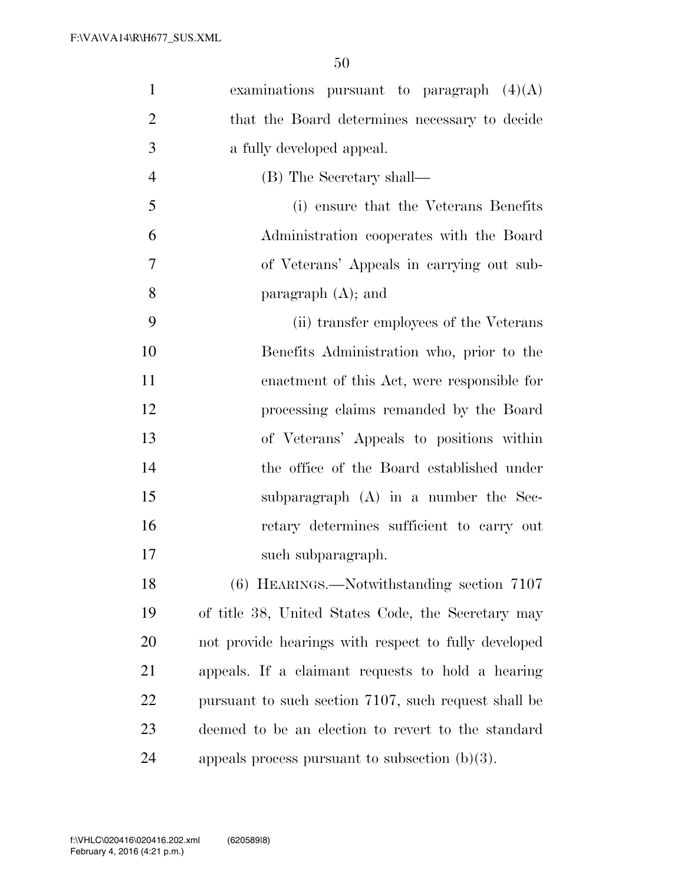examinations pursuant to paragraph (4)(A) that the Board determines necessary to decide a fully developed appeal.

(B) The Secretary shall—

(i) ensure that the Veterans Benefits Administration cooperates with the Board of Veterans' Appeals in carrying out subparagraph (A); and

(ii) transfer employees of the Veterans Benefits Administration who, prior to the enactment of this Act, were responsible for processing claims remanded by the Board of Veterans' Appeals to positions within the office of the Board established under subparagraph (A) in a number the Secretary determines sufficient to carry out such subparagraph.

(6) HEARINGS.—Notwithstanding section 7107 of title 38, United States Code, the Secretary may not provide hearings with respect to fully developed appeals. If a claimant requests to hold a hearing pursuant to such section 7107, such request shall be deemed to be an election to revert to the standard appeals process pursuant to subsection (b)(3).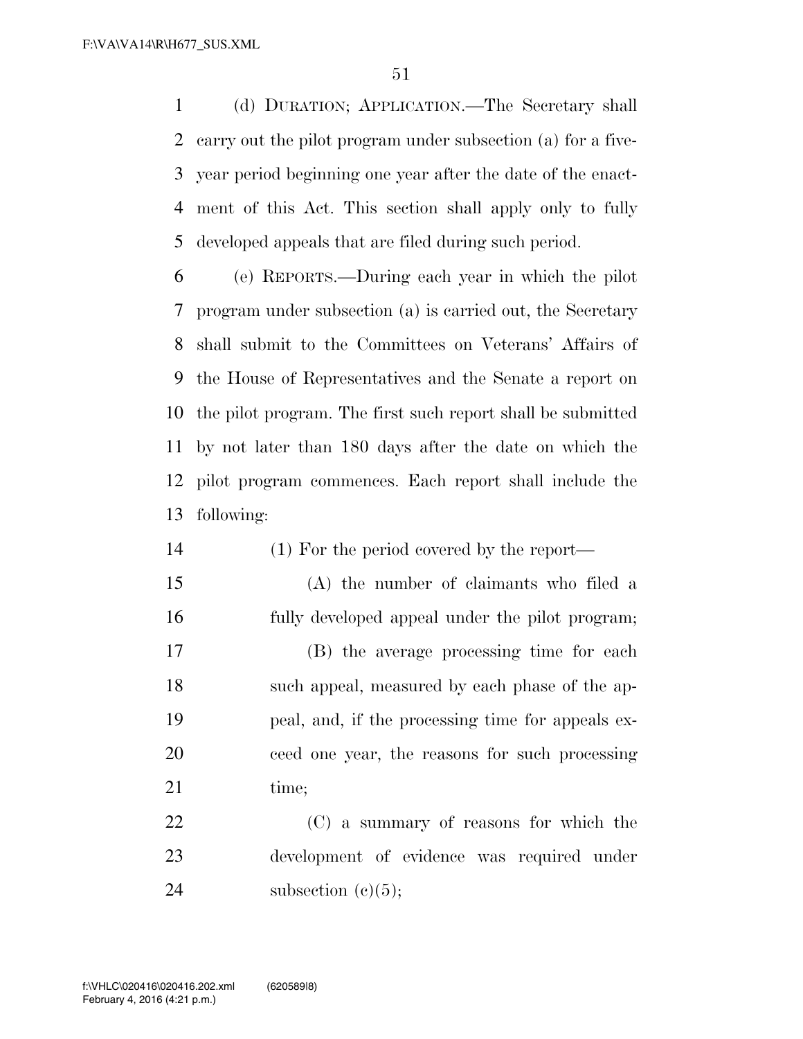(d) DURATION; APPLICATION.—The Secretary shall carry out the pilot program under subsection (a) for a five-year period beginning one year after the date of the enactment of this Act. This section shall apply only to fully developed appeals that are filed during such period.

(e) REPORTS.—During each year in which the pilot program under subsection (a) is carried out, the Secretary shall submit to the Committees on Veterans' Affairs of the House of Representatives and the Senate a report on the pilot program. The first such report shall be submitted by not later than 180 days after the date on which the pilot program commences. Each report shall include the following:

(1) For the period covered by the report—

(A) the number of claimants who filed a fully developed appeal under the pilot program;

(B) the average processing time for each such appeal, measured by each phase of the appeal, and, if the processing time for appeals exceed one year, the reasons for such processing time;

(C) a summary of reasons for which the development of evidence was required under subsection (c)(5);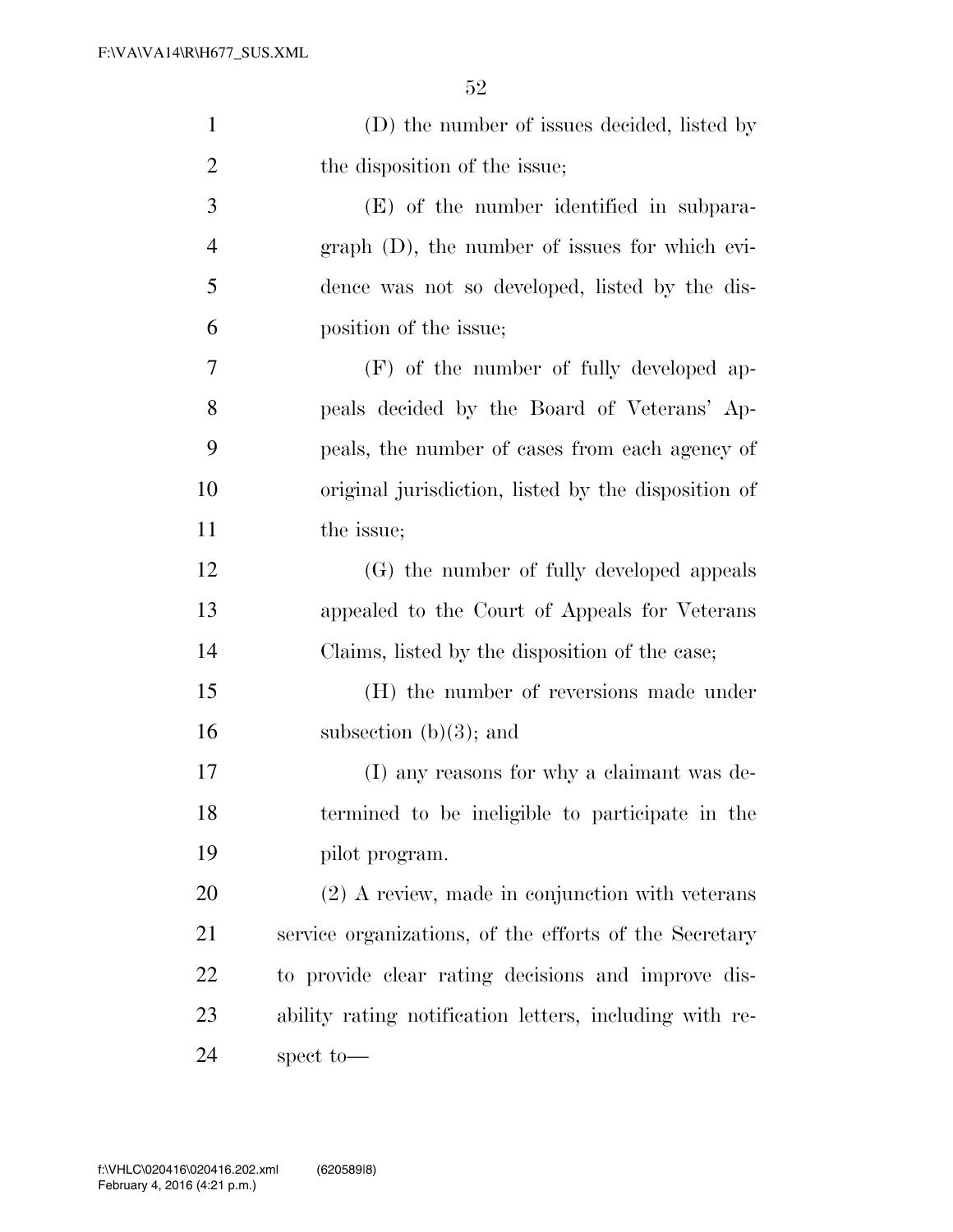(D) the number of issues decided, listed by the disposition of the issue;

(E) of the number identified in subparagraph (D), the number of issues for which evidence was not so developed, listed by the disposition of the issue;

(F) of the number of fully developed appeals decided by the Board of Veterans' Appeals, the number of cases from each agency of original jurisdiction, listed by the disposition of the issue;

(G) the number of fully developed appeals appealed to the Court of Appeals for Veterans Claims, listed by the disposition of the case;

(H) the number of reversions made under subsection (b)(3); and

(I) any reasons for why a claimant was determined to be ineligible to participate in the pilot program.

(2) A review, made in conjunction with veterans service organizations, of the efforts of the Secretary to provide clear rating decisions and improve disability rating notification letters, including with respect to—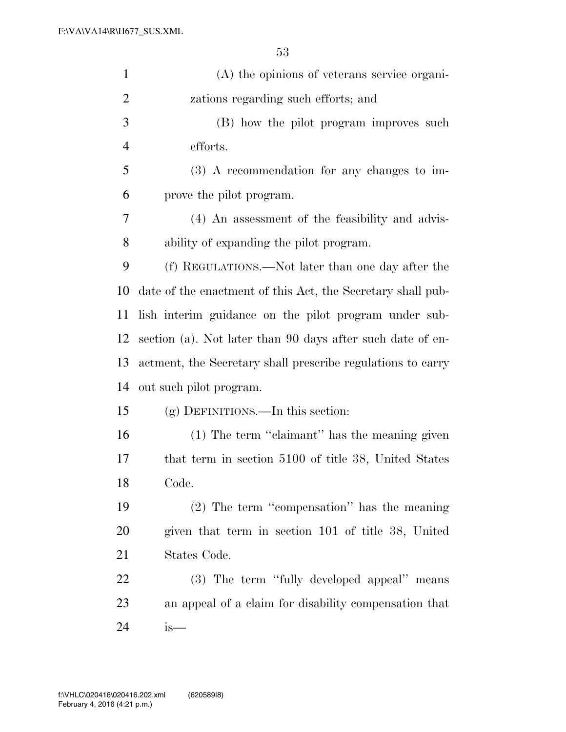(A) the opinions of veterans service organizations regarding such efforts; and

(B) how the pilot program improves such efforts.

(3) A recommendation for any changes to improve the pilot program.

(4) An assessment of the feasibility and advisability of expanding the pilot program.

(f) REGULATIONS.—Not later than one day after the date of the enactment of this Act, the Secretary shall publish interim guidance on the pilot program under subsection (a). Not later than 90 days after such date of enactment, the Secretary shall prescribe regulations to carry out such pilot program.

(g) DEFINITIONS.—In this section:

(1) The term ''claimant'' has the meaning given that term in section 5100 of title 38, United States Code.

(2) The term ''compensation'' has the meaning given that term in section 101 of title 38, United States Code.

(3) The term ''fully developed appeal'' means an appeal of a claim for disability compensation that is—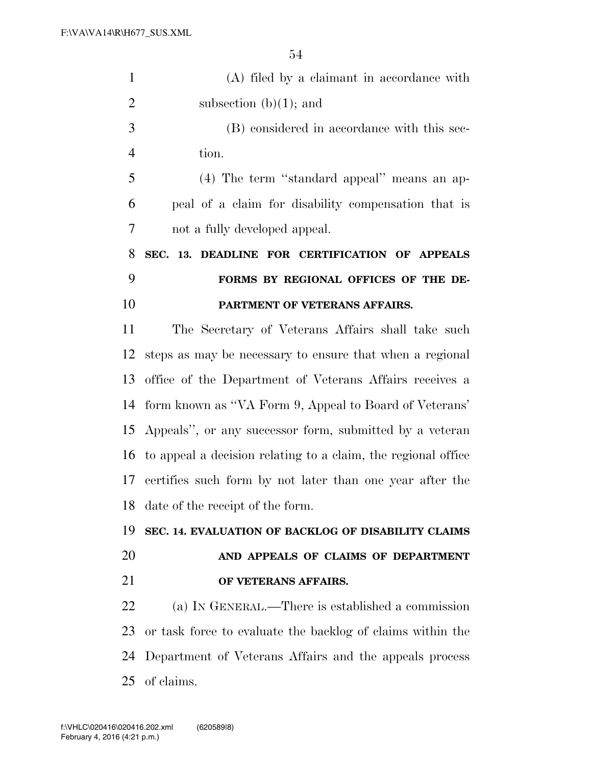(A) filed by a claimant in accordance with subsection (b)(1); and

(B) considered in accordance with this section.

(4) The term ''standard appeal'' means an appeal of a claim for disability compensation that is not a fully developed appeal.

**SEC. 13. DEADLINE FOR CERTIFICATION OF APPEALS FORMS BY REGIONAL OFFICES OF THE DEPARTMENT OF VETERANS AFFAIRS.**

The Secretary of Veterans Affairs shall take such steps as may be necessary to ensure that when a regional office of the Department of Veterans Affairs receives a form known as ''VA Form 9, Appeal to Board of Veterans' Appeals'', or any successor form, submitted by a veteran to appeal a decision relating to a claim, the regional office certifies such form by not later than one year after the date of the receipt of the form.

**SEC. 14. EVALUATION OF BACKLOG OF DISABILITY CLAIMS AND APPEALS OF CLAIMS OF DEPARTMENT OF VETERANS AFFAIRS.**

(a) IN GENERAL.—There is established a commission or task force to evaluate the backlog of claims within the Department of Veterans Affairs and the appeals process of claims.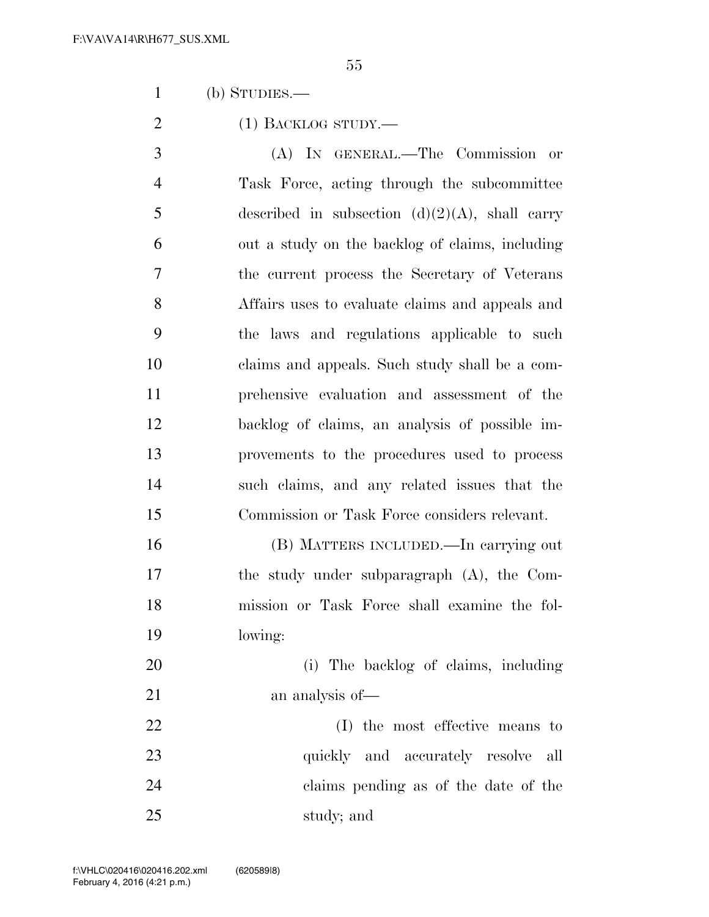(b) STUDIES.—

(1) BACKLOG STUDY.—

(A) IN GENERAL.—The Commission or Task Force, acting through the subcommittee described in subsection (d)(2)(A), shall carry out a study on the backlog of claims, including the current process the Secretary of Veterans Affairs uses to evaluate claims and appeals and the laws and regulations applicable to such claims and appeals. Such study shall be a comprehensive evaluation and assessment of the backlog of claims, an analysis of possible improvements to the procedures used to process such claims, and any related issues that the Commission or Task Force considers relevant.

(B) MATTERS INCLUDED.—In carrying out the study under subparagraph (A), the Commission or Task Force shall examine the following:

(i) The backlog of claims, including an analysis of—

(I) the most effective means to quickly and accurately resolve all claims pending as of the date of the study; and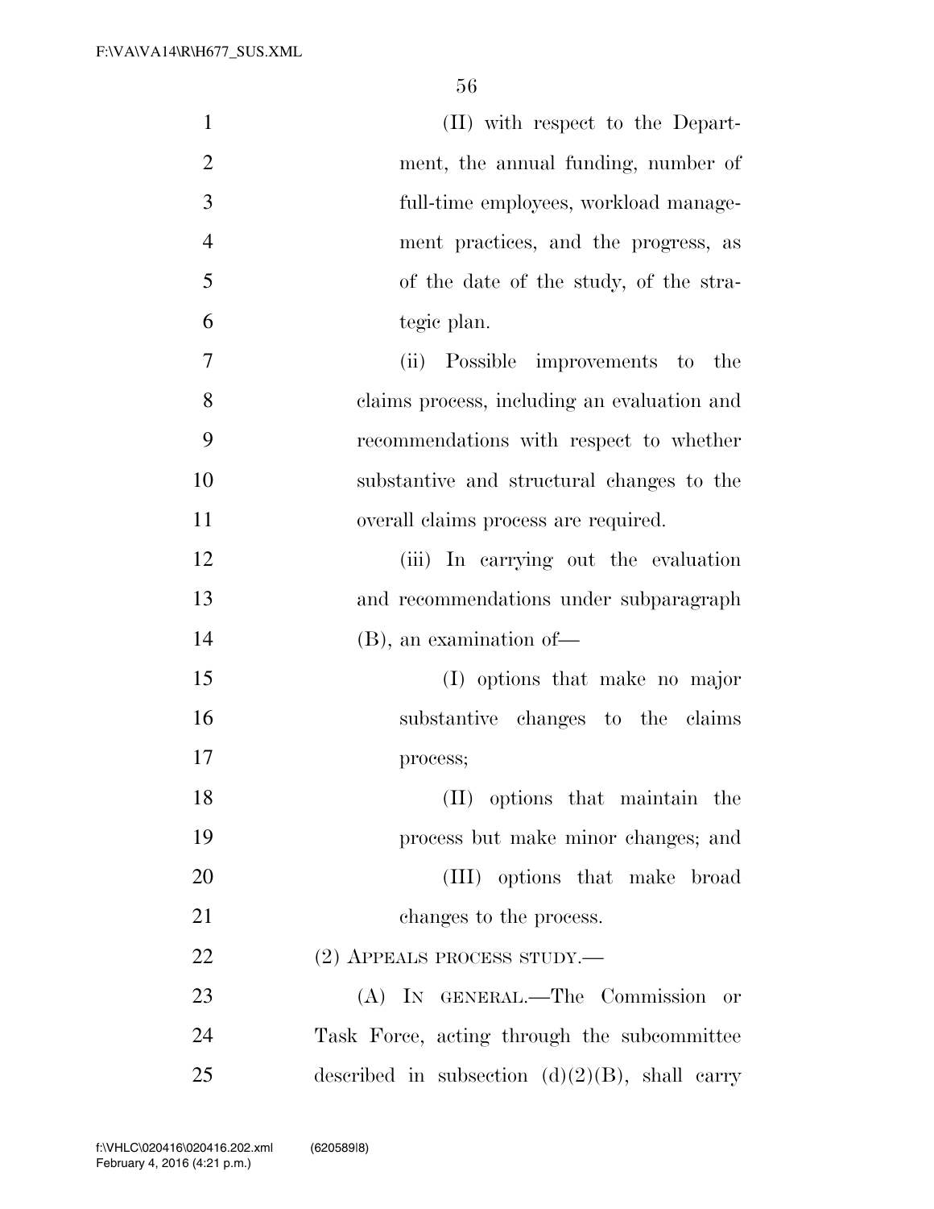(II) with respect to the Department, the annual funding, number of full-time employees, workload management practices, and the progress, as of the date of the study, of the strategic plan.

(ii) Possible improvements to the claims process, including an evaluation and recommendations with respect to whether substantive and structural changes to the overall claims process are required.

(iii) In carrying out the evaluation and recommendations under subparagraph (B), an examination of—

(I) options that make no major substantive changes to the claims process;

(II) options that maintain the process but make minor changes; and

(III) options that make broad changes to the process.

(2) APPEALS PROCESS STUDY.—

(A) IN GENERAL.—The Commission or Task Force, acting through the subcommittee described in subsection (d)(2)(B), shall carry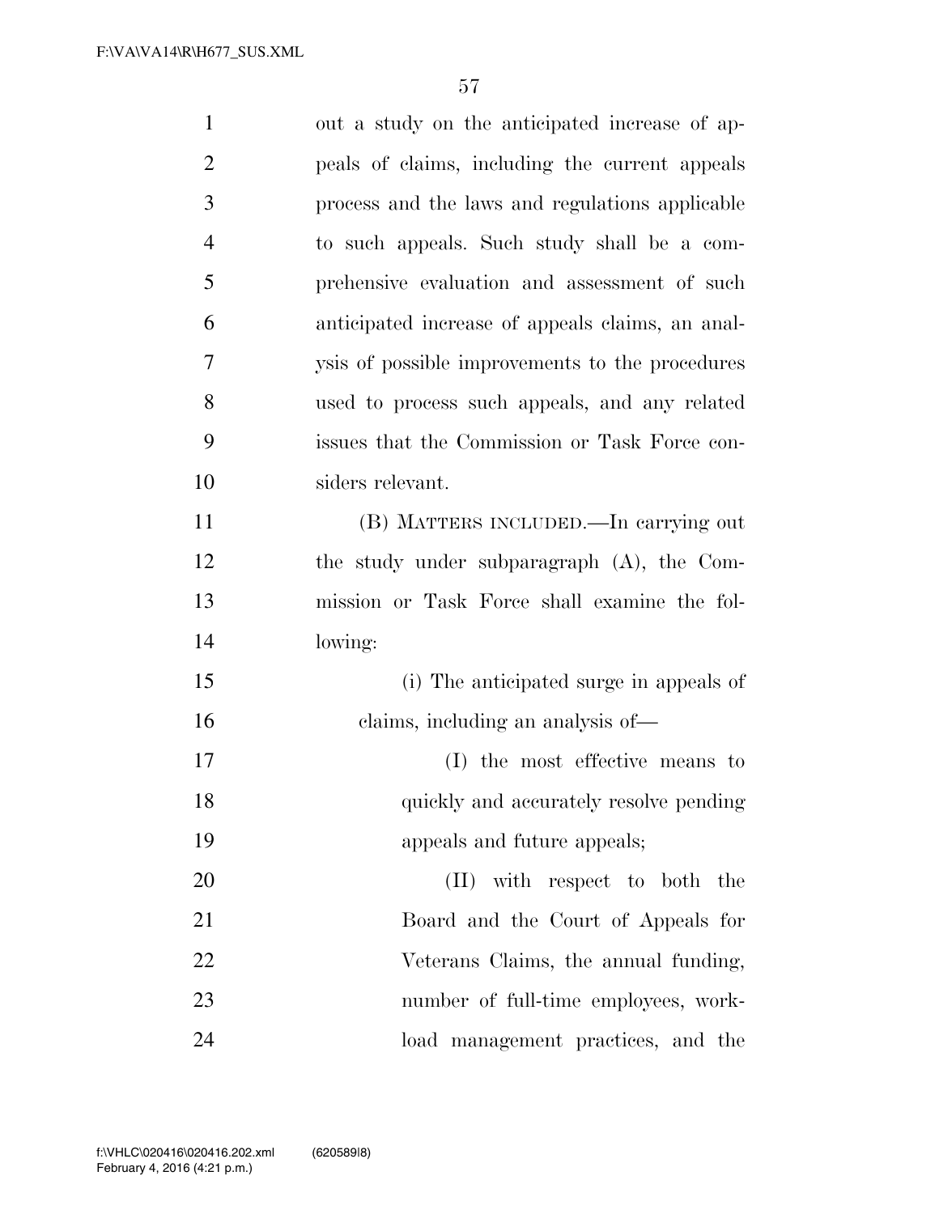out a study on the anticipated increase of appeals of claims, including the current appeals process and the laws and regulations applicable to such appeals. Such study shall be a comprehensive evaluation and assessment of such anticipated increase of appeals claims, an analysis of possible improvements to the procedures used to process such appeals, and any related issues that the Commission or Task Force considers relevant.

(B) MATTERS INCLUDED.—In carrying out the study under subparagraph (A), the Commission or Task Force shall examine the following:

(i) The anticipated surge in appeals of claims, including an analysis of—

(I) the most effective means to quickly and accurately resolve pending appeals and future appeals;

(II) with respect to both the Board and the Court of Appeals for Veterans Claims, the annual funding, number of full-time employees, workload management practices, and the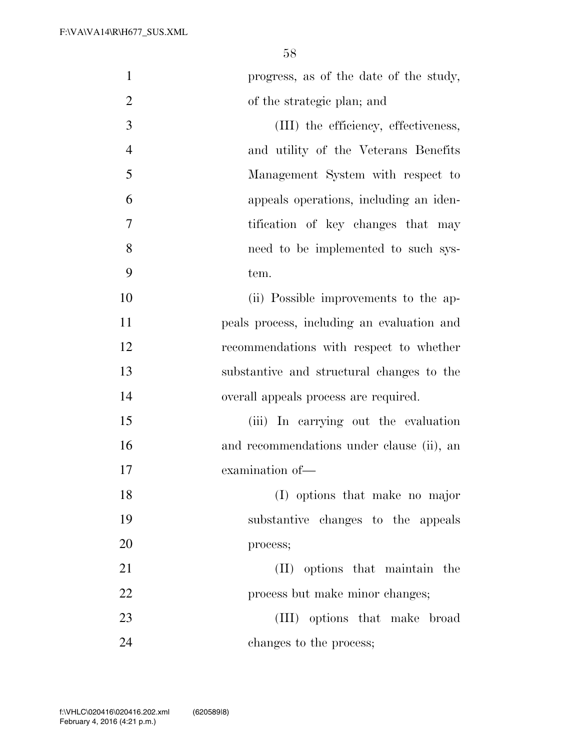progress, as of the date of the study, of the strategic plan; and

(III) the efficiency, effectiveness, and utility of the Veterans Benefits Management System with respect to appeals operations, including an identification of key changes that may need to be implemented to such system.

(ii) Possible improvements to the appeals process, including an evaluation and recommendations with respect to whether substantive and structural changes to the overall appeals process are required.

(iii) In carrying out the evaluation and recommendations under clause (ii), an examination of—

(I) options that make no major substantive changes to the appeals process;

(II) options that maintain the process but make minor changes;

(III) options that make broad changes to the process;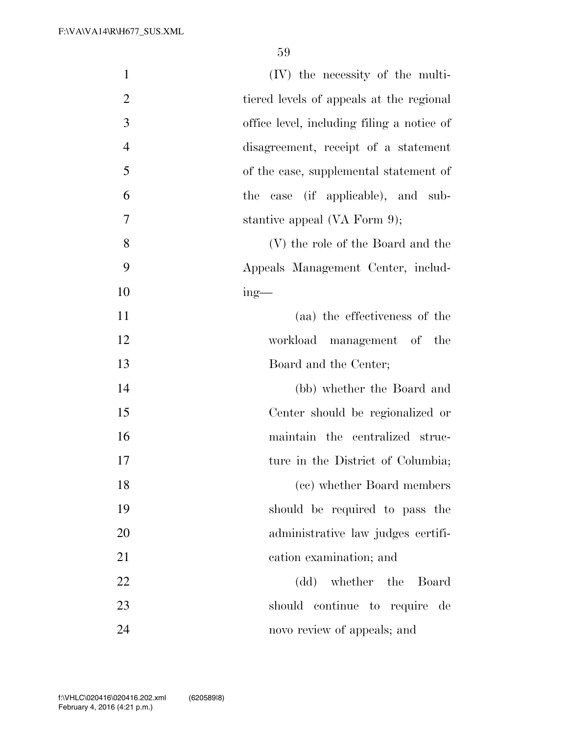(IV) the necessity of the multi-tiered levels of appeals at the regional office level, including filing a notice of disagreement, receipt of a statement of the case, supplemental statement of the case (if applicable), and substantive appeal (VA Form 9);

(V) the role of the Board and the Appeals Management Center, including—

(aa) the effectiveness of the workload management of the Board and the Center;

(bb) whether the Board and Center should be regionalized or maintain the centralized structure in the District of Columbia;

(cc) whether Board members should be required to pass the administrative law judges certification examination; and

(dd) whether the Board should continue to require de novo review of appeals; and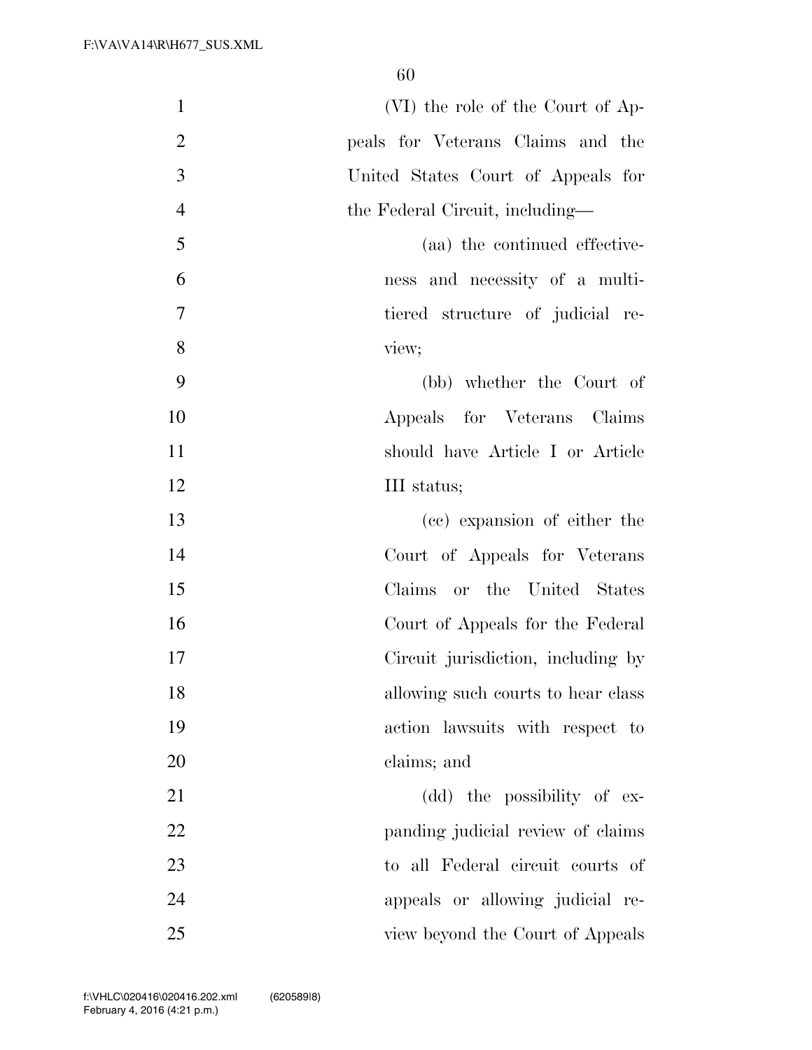(VI) the role of the Court of Appeals for Veterans Claims and the United States Court of Appeals for the Federal Circuit, including—

(aa) the continued effectiveness and necessity of a multi-tiered structure of judicial review;

(bb) whether the Court of Appeals for Veterans Claims should have Article I or Article III status;

(cc) expansion of either the Court of Appeals for Veterans Claims or the United States Court of Appeals for the Federal Circuit jurisdiction, including by allowing such courts to hear class action lawsuits with respect to claims; and

(dd) the possibility of expanding judicial review of claims to all Federal circuit courts of appeals or allowing judicial review beyond the Court of Appeals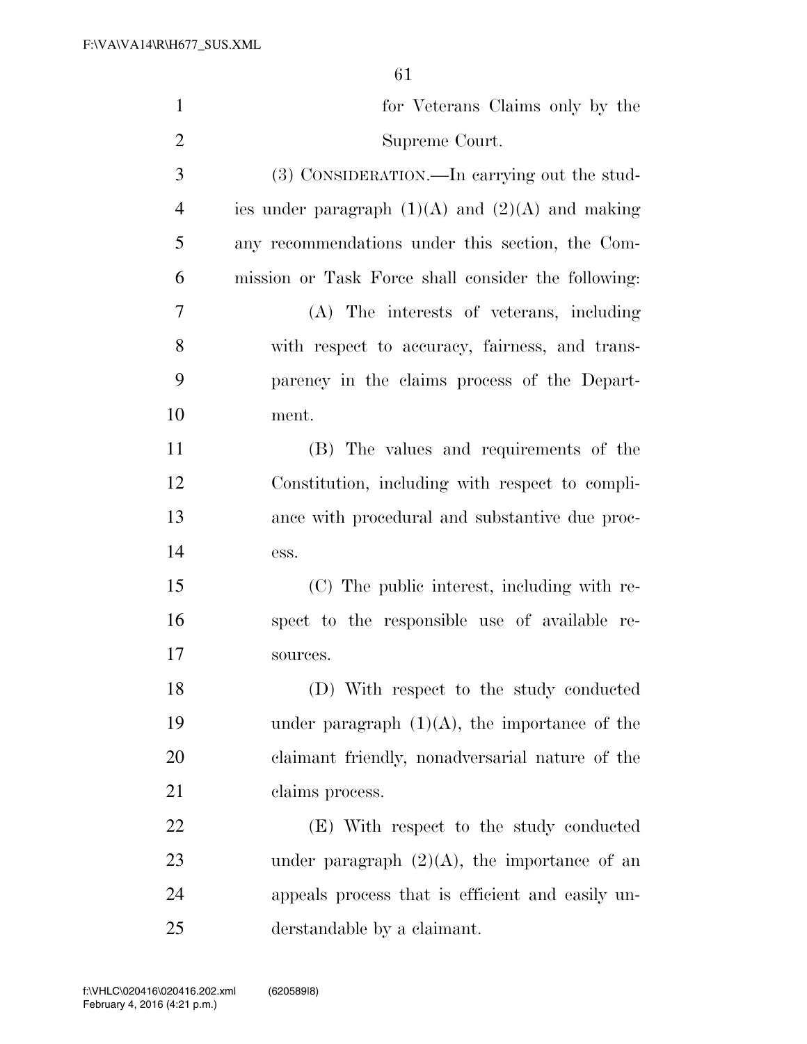for Veterans Claims only by the Supreme Court.

(3) CONSIDERATION.—In carrying out the studies under paragraph (1)(A) and (2)(A) and making any recommendations under this section, the Commission or Task Force shall consider the following:

(A) The interests of veterans, including with respect to accuracy, fairness, and transparency in the claims process of the Department.

(B) The values and requirements of the Constitution, including with respect to compliance with procedural and substantive due process.

(C) The public interest, including with respect to the responsible use of available resources.

(D) With respect to the study conducted under paragraph (1)(A), the importance of the claimant friendly, nonadversarial nature of the claims process.

(E) With respect to the study conducted under paragraph (2)(A), the importance of an appeals process that is efficient and easily understandable by a claimant.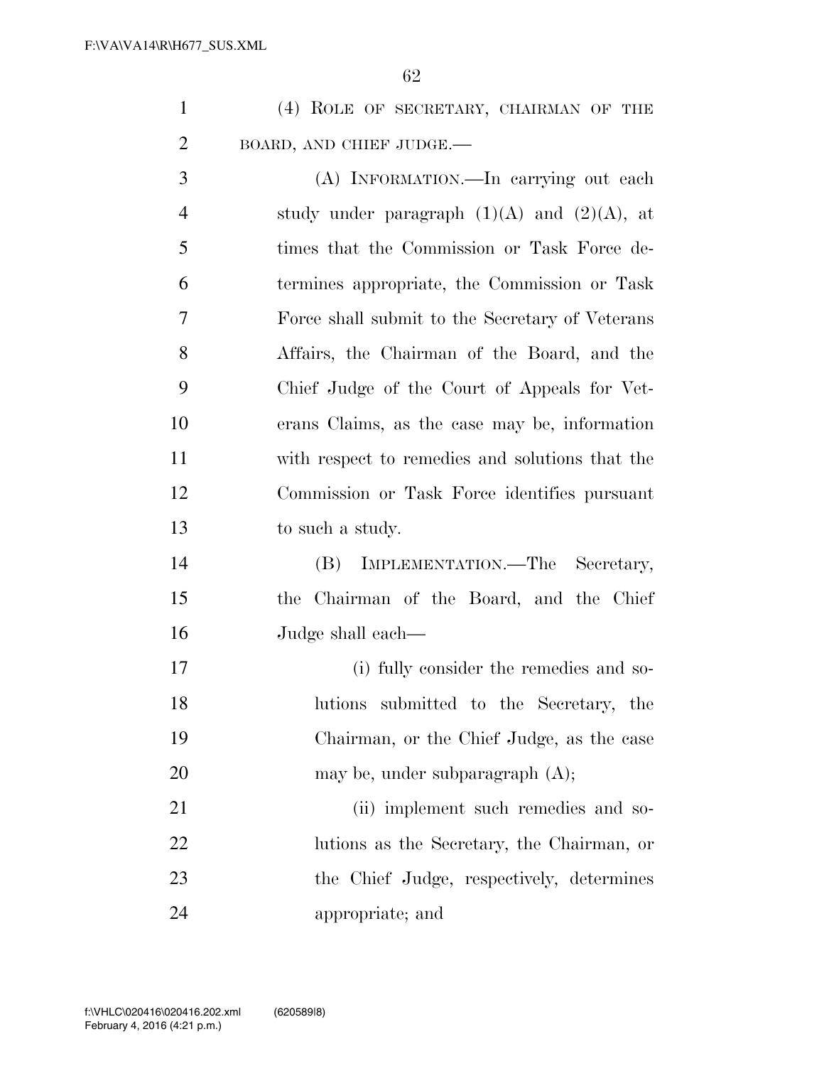(4) ROLE OF SECRETARY, CHAIRMAN OF THE BOARD, AND CHIEF JUDGE.—

(A) INFORMATION.—In carrying out each study under paragraph (1)(A) and (2)(A), at times that the Commission or Task Force determines appropriate, the Commission or Task Force shall submit to the Secretary of Veterans Affairs, the Chairman of the Board, and the Chief Judge of the Court of Appeals for Veterans Claims, as the case may be, information with respect to remedies and solutions that the Commission or Task Force identifies pursuant to such a study.

(B) IMPLEMENTATION.—The Secretary, the Chairman of the Board, and the Chief Judge shall each—

(i) fully consider the remedies and solutions submitted to the Secretary, the Chairman, or the Chief Judge, as the case may be, under subparagraph (A);

(ii) implement such remedies and solutions as the Secretary, the Chairman, or the Chief Judge, respectively, determines appropriate; and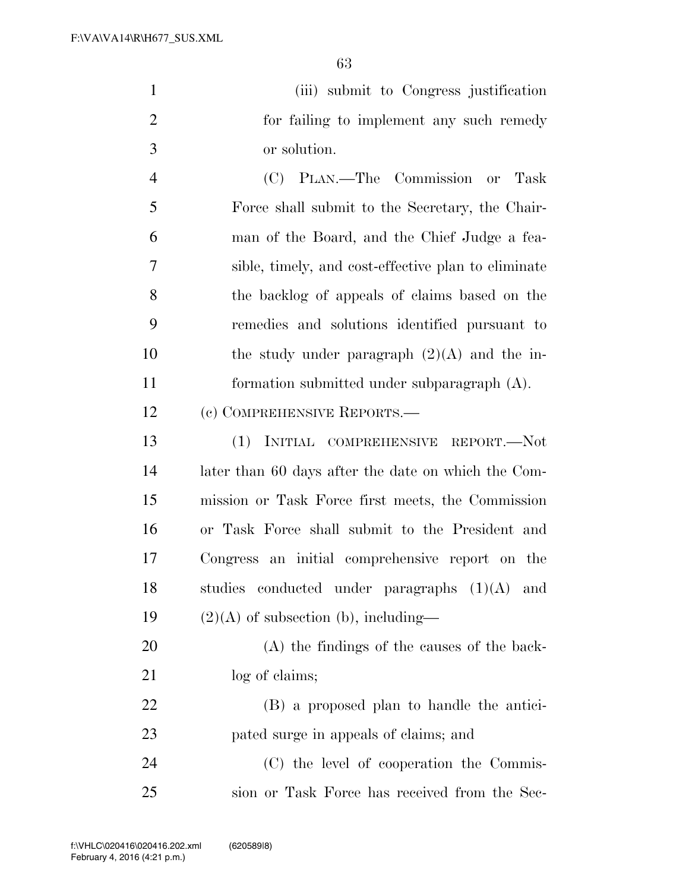(iii) submit to Congress justification for failing to implement any such remedy or solution.

(C) PLAN.—The Commission or Task Force shall submit to the Secretary, the Chairman of the Board, and the Chief Judge a feasible, timely, and cost-effective plan to eliminate the backlog of appeals of claims based on the remedies and solutions identified pursuant to the study under paragraph (2)(A) and the information submitted under subparagraph (A).

(c) COMPREHENSIVE REPORTS.—

(1) INITIAL COMPREHENSIVE REPORT.—Not later than 60 days after the date on which the Commission or Task Force first meets, the Commission or Task Force shall submit to the President and Congress an initial comprehensive report on the studies conducted under paragraphs (1)(A) and (2)(A) of subsection (b), including—

(A) the findings of the causes of the backlog of claims;

(B) a proposed plan to handle the anticipated surge in appeals of claims; and

(C) the level of cooperation the Commission or Task Force has received from the Sec-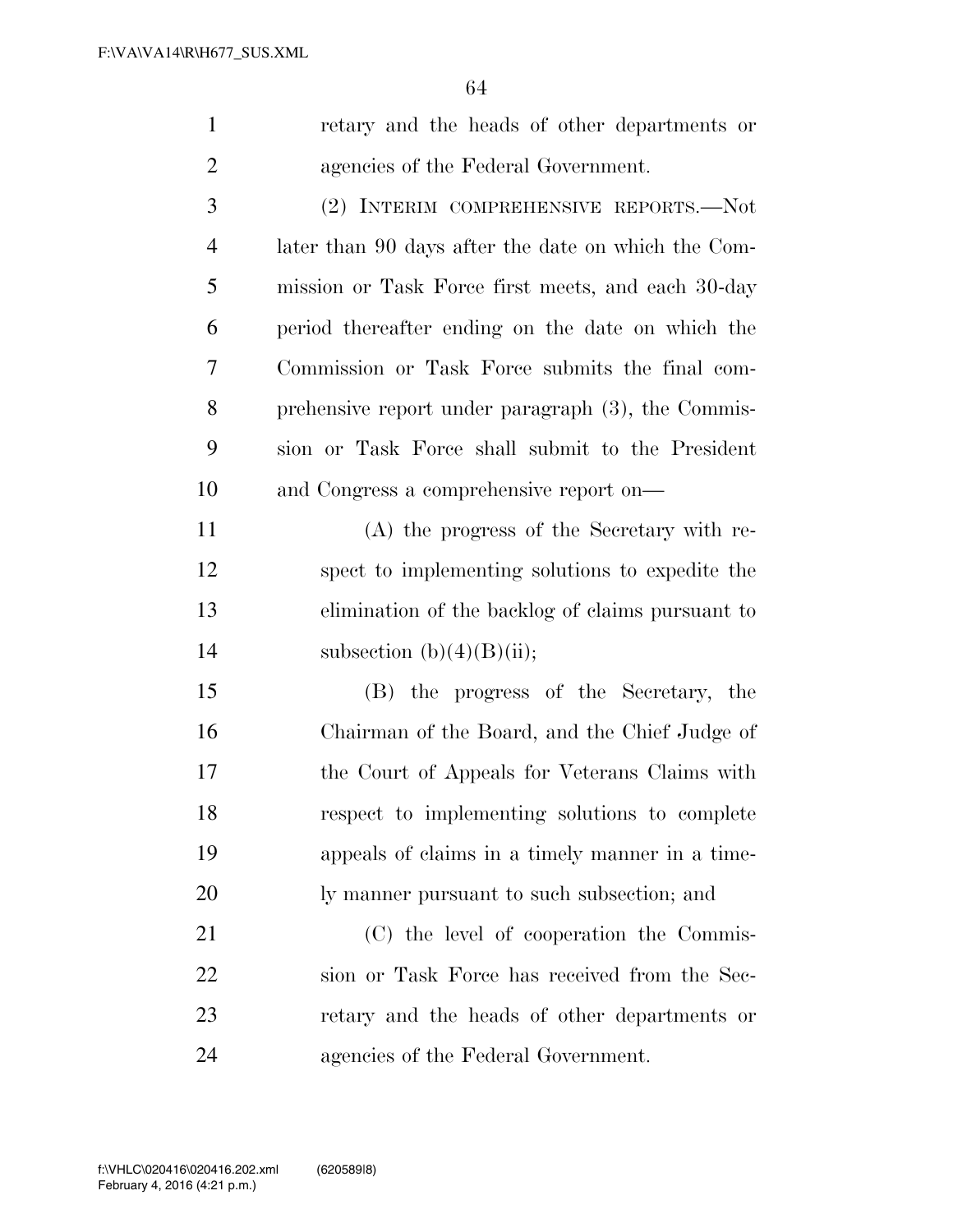retary and the heads of other departments or agencies of the Federal Government.

(2) INTERIM COMPREHENSIVE REPORTS.—Not later than 90 days after the date on which the Commission or Task Force first meets, and each 30-day period thereafter ending on the date on which the Commission or Task Force submits the final comprehensive report under paragraph (3), the Commission or Task Force shall submit to the President and Congress a comprehensive report on—

(A) the progress of the Secretary with respect to implementing solutions to expedite the elimination of the backlog of claims pursuant to subsection (b)(4)(B)(ii);

(B) the progress of the Secretary, the Chairman of the Board, and the Chief Judge of the Court of Appeals for Veterans Claims with respect to implementing solutions to complete appeals of claims in a timely manner in a timely manner pursuant to such subsection; and

(C) the level of cooperation the Commission or Task Force has received from the Secretary and the heads of other departments or agencies of the Federal Government.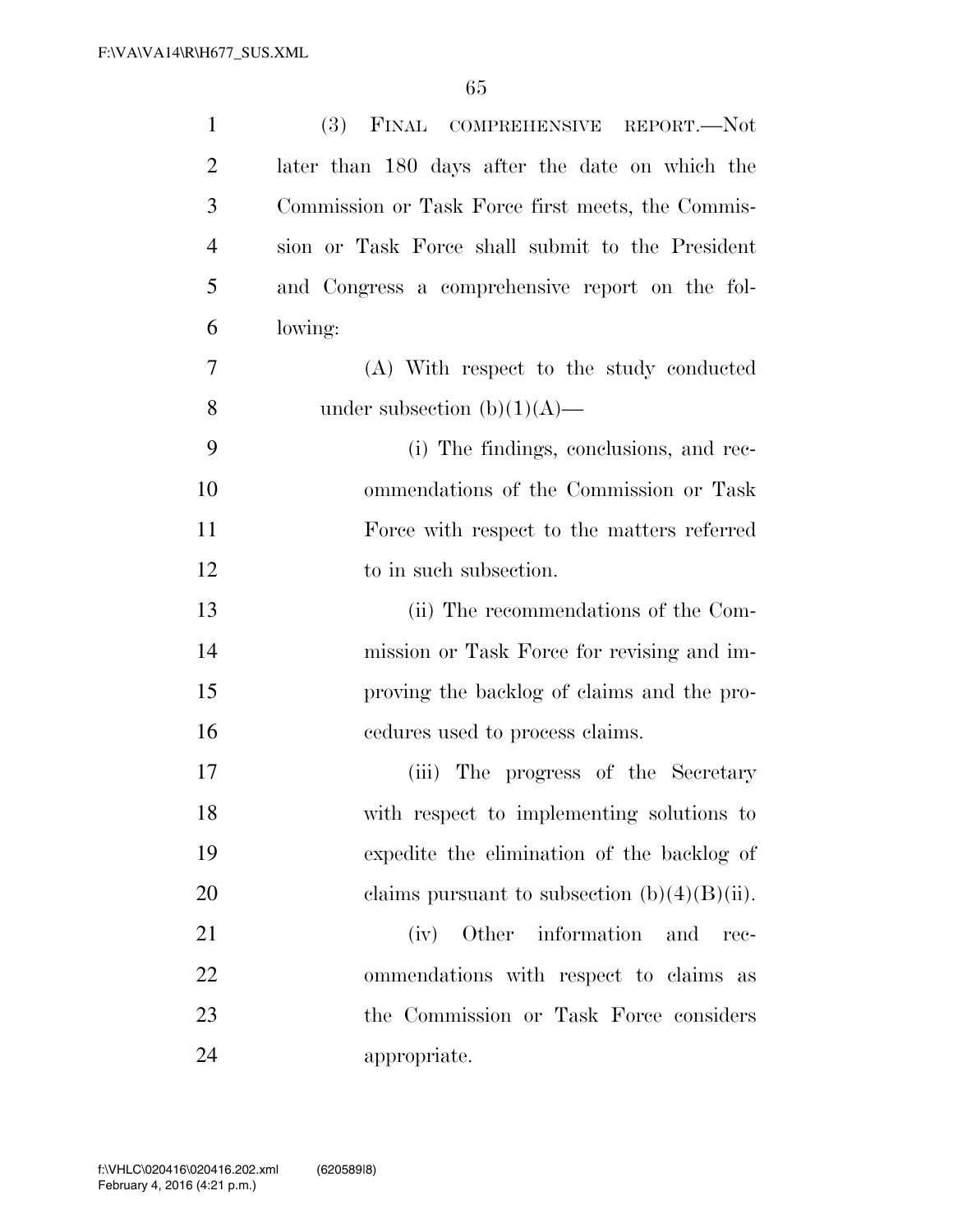(3) FINAL COMPREHENSIVE REPORT.—Not later than 180 days after the date on which the Commission or Task Force first meets, the Commission or Task Force shall submit to the President and Congress a comprehensive report on the following:

(A) With respect to the study conducted under subsection (b)(1)(A)—

(i) The findings, conclusions, and recommendations of the Commission or Task Force with respect to the matters referred to in such subsection.

(ii) The recommendations of the Commission or Task Force for revising and improving the backlog of claims and the procedures used to process claims.

(iii) The progress of the Secretary with respect to implementing solutions to expedite the elimination of the backlog of claims pursuant to subsection (b)(4)(B)(ii).

(iv) Other information and recommendations with respect to claims as the Commission or Task Force considers appropriate.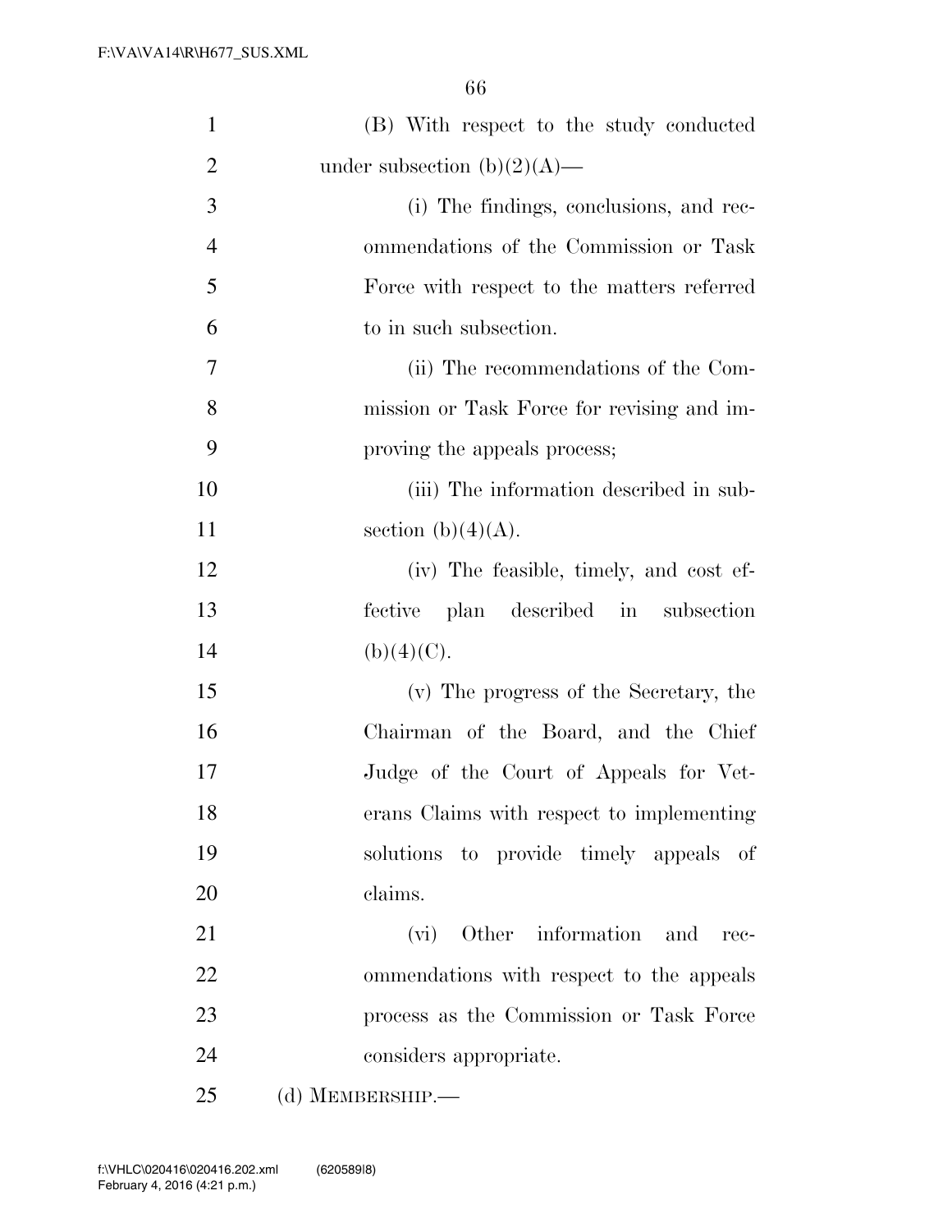(B) With respect to the study conducted under subsection (b)(2)(A)—

(i) The findings, conclusions, and recommendations of the Commission or Task Force with respect to the matters referred to in such subsection.

(ii) The recommendations of the Commission or Task Force for revising and improving the appeals process;

(iii) The information described in subsection (b)(4)(A).

(iv) The feasible, timely, and cost effective plan described in subsection (b)(4)(C).

(v) The progress of the Secretary, the Chairman of the Board, and the Chief Judge of the Court of Appeals for Veterans Claims with respect to implementing solutions to provide timely appeals of claims.

(vi) Other information and recommendations with respect to the appeals process as the Commission or Task Force considers appropriate.

(d) MEMBERSHIP.—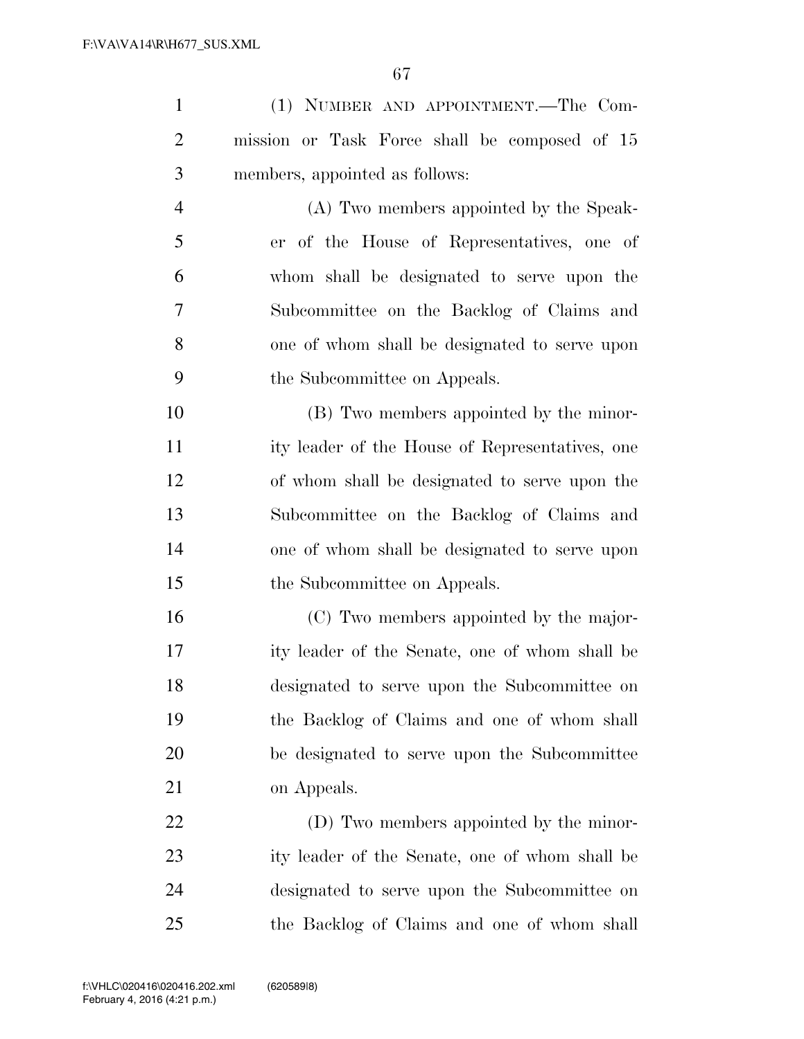(1) NUMBER AND APPOINTMENT.—The Commission or Task Force shall be composed of 15 members, appointed as follows:

(A) Two members appointed by the Speaker of the House of Representatives, one of whom shall be designated to serve upon the Subcommittee on the Backlog of Claims and one of whom shall be designated to serve upon the Subcommittee on Appeals.

(B) Two members appointed by the minority leader of the House of Representatives, one of whom shall be designated to serve upon the Subcommittee on the Backlog of Claims and one of whom shall be designated to serve upon the Subcommittee on Appeals.

(C) Two members appointed by the majority leader of the Senate, one of whom shall be designated to serve upon the Subcommittee on the Backlog of Claims and one of whom shall be designated to serve upon the Subcommittee on Appeals.

(D) Two members appointed by the minority leader of the Senate, one of whom shall be designated to serve upon the Subcommittee on the Backlog of Claims and one of whom shall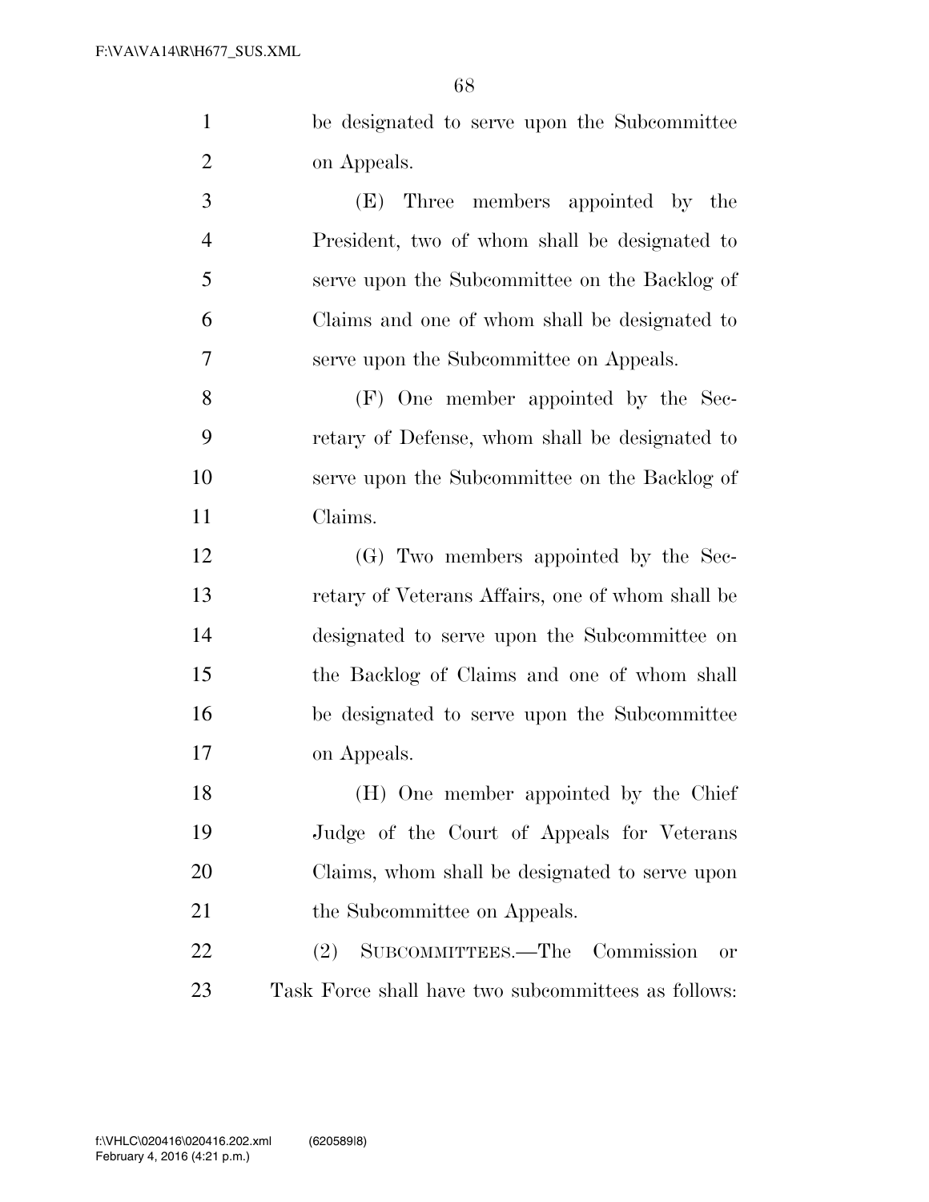be designated to serve upon the Subcommittee on Appeals.

(E) Three members appointed by the President, two of whom shall be designated to serve upon the Subcommittee on the Backlog of Claims and one of whom shall be designated to serve upon the Subcommittee on Appeals.

(F) One member appointed by the Secretary of Defense, whom shall be designated to serve upon the Subcommittee on the Backlog of Claims.

(G) Two members appointed by the Secretary of Veterans Affairs, one of whom shall be designated to serve upon the Subcommittee on the Backlog of Claims and one of whom shall be designated to serve upon the Subcommittee on Appeals.

(H) One member appointed by the Chief Judge of the Court of Appeals for Veterans Claims, whom shall be designated to serve upon the Subcommittee on Appeals.

(2) SUBCOMMITTEES.—The Commission or Task Force shall have two subcommittees as follows: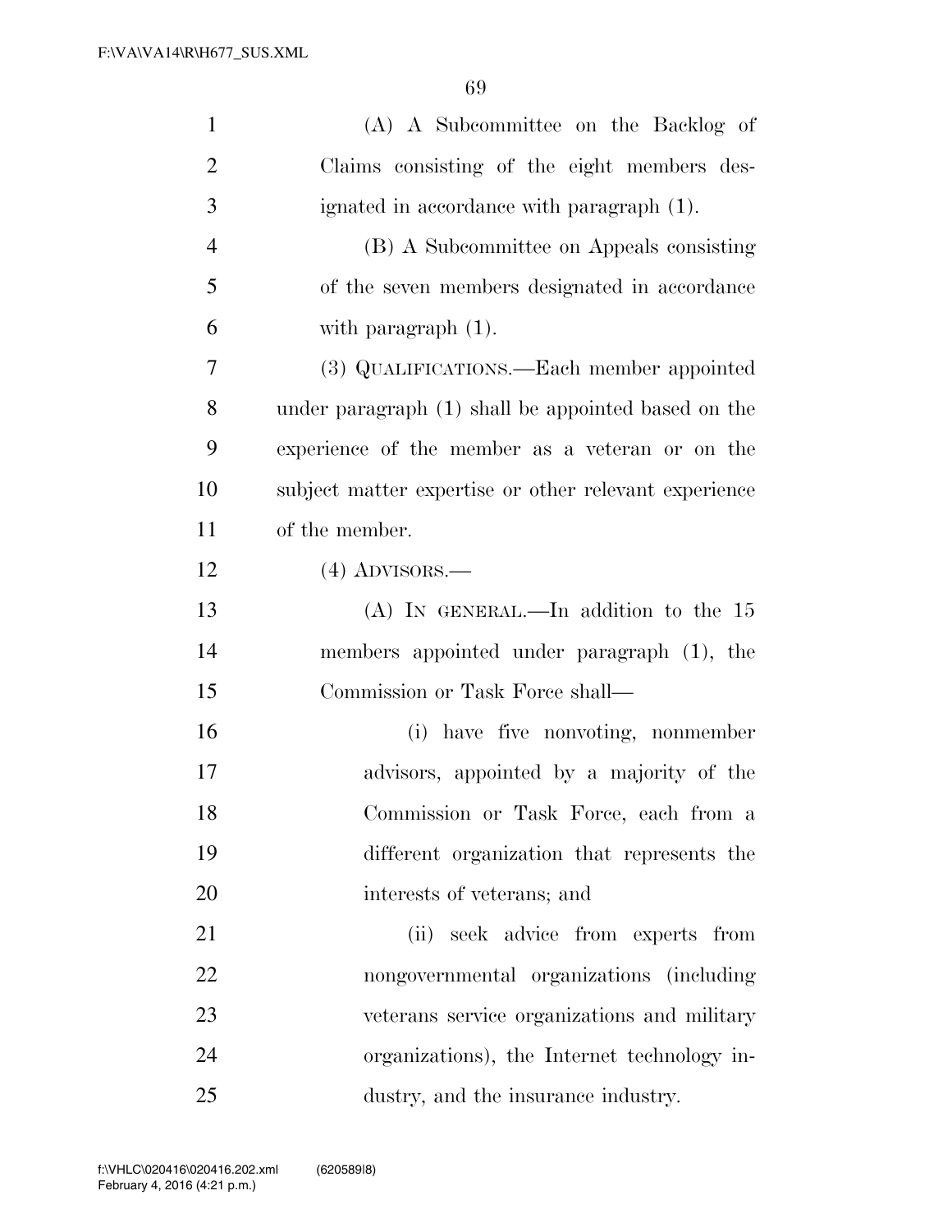(A) A Subcommittee on the Backlog of Claims consisting of the eight members designated in accordance with paragraph (1).

(B) A Subcommittee on Appeals consisting of the seven members designated in accordance with paragraph (1).

(3) QUALIFICATIONS.—Each member appointed under paragraph (1) shall be appointed based on the experience of the member as a veteran or on the subject matter expertise or other relevant experience of the member.

(4) ADVISORS.—

(A) IN GENERAL.—In addition to the 15 members appointed under paragraph (1), the Commission or Task Force shall—

(i) have five nonvoting, nonmember advisors, appointed by a majority of the Commission or Task Force, each from a different organization that represents the interests of veterans; and

(ii) seek advice from experts from nongovernmental organizations (including veterans service organizations and military organizations), the Internet technology industry, and the insurance industry.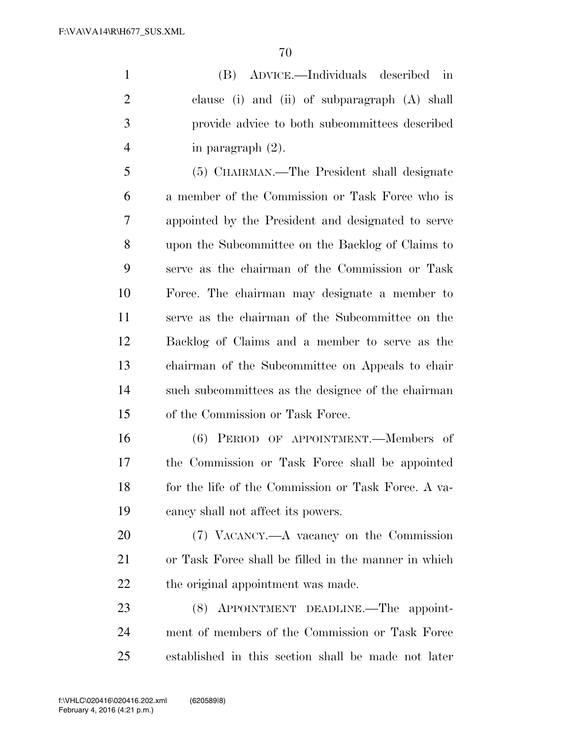(B) ADVICE.—Individuals described in clause (i) and (ii) of subparagraph (A) shall provide advice to both subcommittees described in paragraph (2).

(5) CHAIRMAN.—The President shall designate a member of the Commission or Task Force who is appointed by the President and designated to serve upon the Subcommittee on the Backlog of Claims to serve as the chairman of the Commission or Task Force. The chairman may designate a member to serve as the chairman of the Subcommittee on the Backlog of Claims and a member to serve as the chairman of the Subcommittee on Appeals to chair such subcommittees as the designee of the chairman of the Commission or Task Force.

(6) PERIOD OF APPOINTMENT.—Members of the Commission or Task Force shall be appointed for the life of the Commission or Task Force. A vacancy shall not affect its powers.

(7) VACANCY.—A vacancy on the Commission or Task Force shall be filled in the manner in which the original appointment was made.

(8) APPOINTMENT DEADLINE.—The appointment of members of the Commission or Task Force established in this section shall be made not later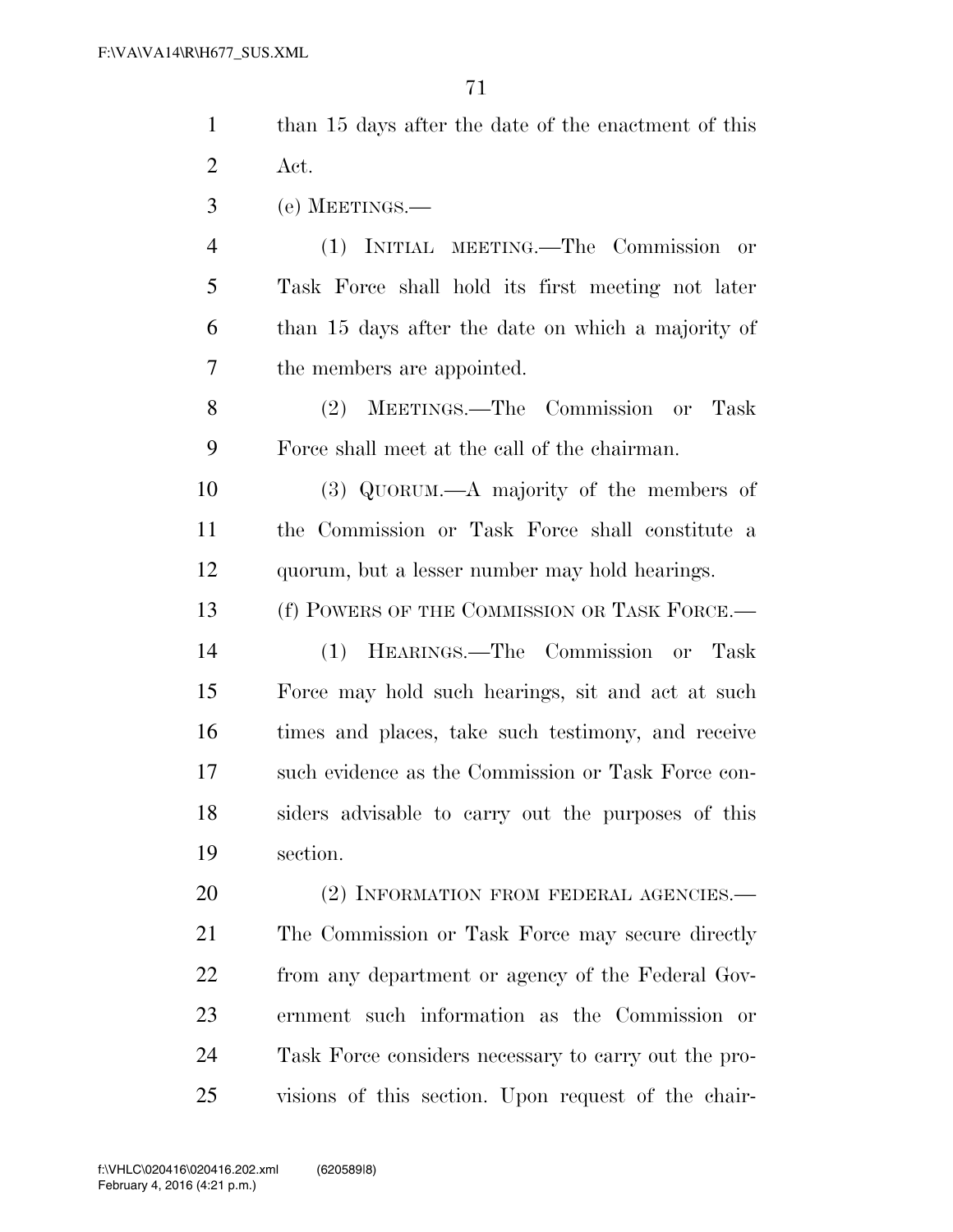than 15 days after the date of the enactment of this Act.

(e) MEETINGS.—

(1) INITIAL MEETING.—The Commission or Task Force shall hold its first meeting not later than 15 days after the date on which a majority of the members are appointed.

(2) MEETINGS.—The Commission or Task Force shall meet at the call of the chairman.

(3) QUORUM.—A majority of the members of the Commission or Task Force shall constitute a quorum, but a lesser number may hold hearings.

(f) POWERS OF THE COMMISSION OR TASK FORCE.—

(1) HEARINGS.—The Commission or Task Force may hold such hearings, sit and act at such times and places, take such testimony, and receive such evidence as the Commission or Task Force considers advisable to carry out the purposes of this section.

(2) INFORMATION FROM FEDERAL AGENCIES.— The Commission or Task Force may secure directly from any department or agency of the Federal Government such information as the Commission or Task Force considers necessary to carry out the provisions of this section. Upon request of the chair-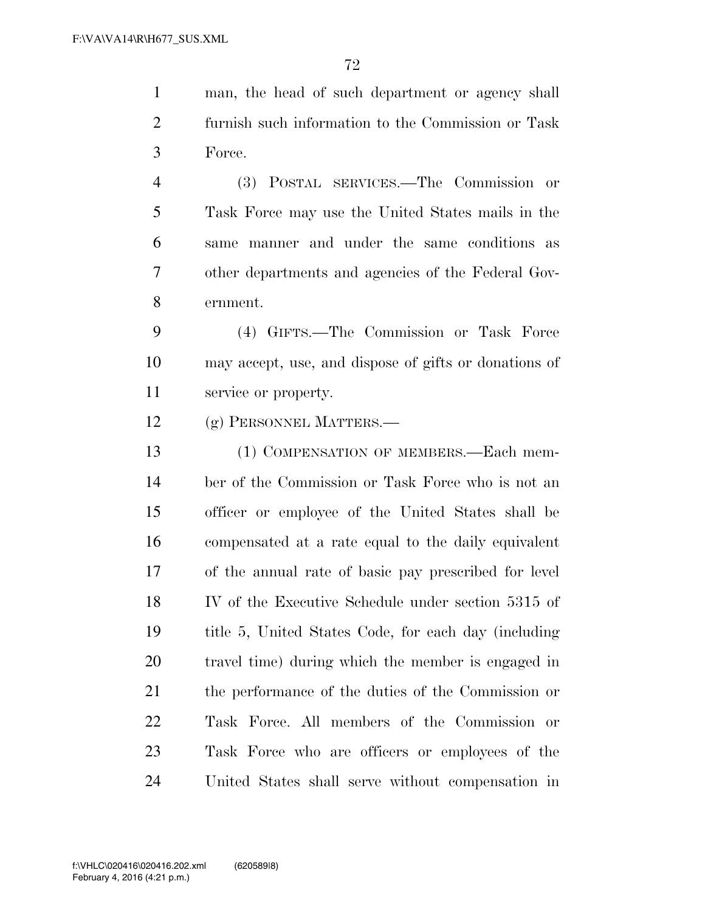man, the head of such department or agency shall furnish such information to the Commission or Task Force.

(3) POSTAL SERVICES.—The Commission or Task Force may use the United States mails in the same manner and under the same conditions as other departments and agencies of the Federal Government.

(4) GIFTS.—The Commission or Task Force may accept, use, and dispose of gifts or donations of service or property.

(g) PERSONNEL MATTERS.—

(1) COMPENSATION OF MEMBERS.—Each member of the Commission or Task Force who is not an officer or employee of the United States shall be compensated at a rate equal to the daily equivalent of the annual rate of basic pay prescribed for level IV of the Executive Schedule under section 5315 of title 5, United States Code, for each day (including travel time) during which the member is engaged in the performance of the duties of the Commission or Task Force. All members of the Commission or Task Force who are officers or employees of the United States shall serve without compensation in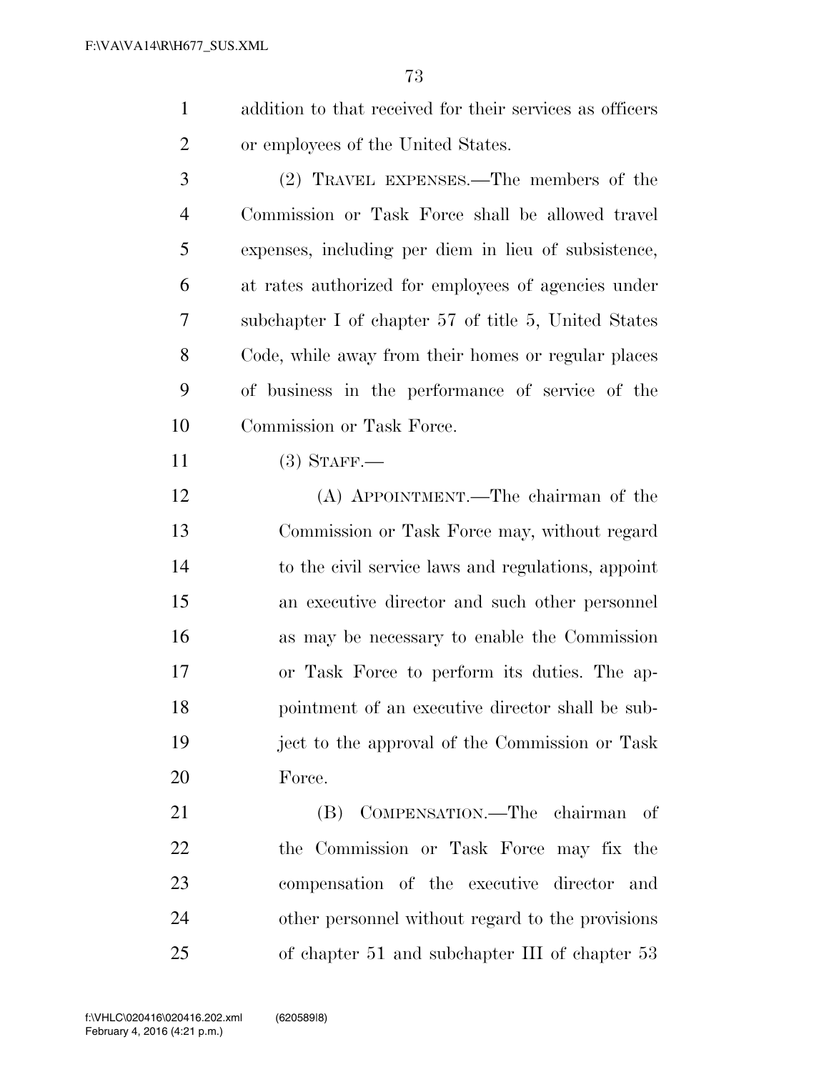addition to that received for their services as officers or employees of the United States.

(2) TRAVEL EXPENSES.—The members of the Commission or Task Force shall be allowed travel expenses, including per diem in lieu of subsistence, at rates authorized for employees of agencies under subchapter I of chapter 57 of title 5, United States Code, while away from their homes or regular places of business in the performance of service of the Commission or Task Force.

(3) STAFF.—

(A) APPOINTMENT.—The chairman of the Commission or Task Force may, without regard to the civil service laws and regulations, appoint an executive director and such other personnel as may be necessary to enable the Commission or Task Force to perform its duties. The appointment of an executive director shall be subject to the approval of the Commission or Task Force.

(B) COMPENSATION.—The chairman of the Commission or Task Force may fix the compensation of the executive director and other personnel without regard to the provisions of chapter 51 and subchapter III of chapter 53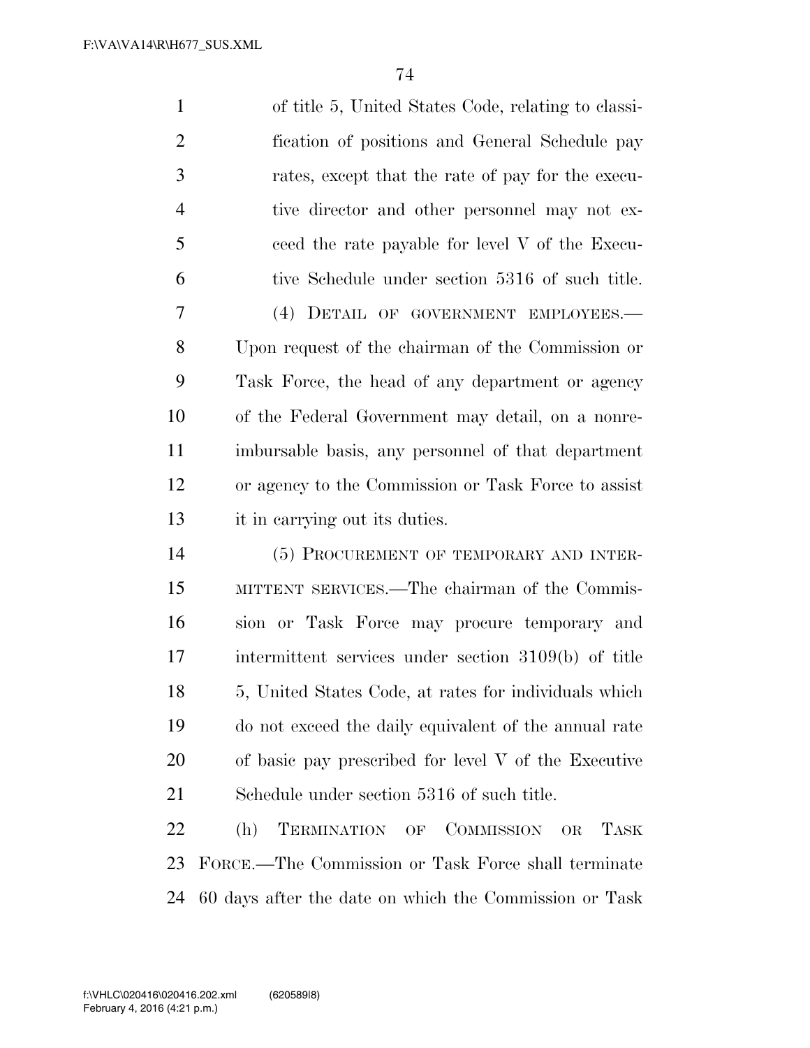of title 5, United States Code, relating to classification of positions and General Schedule pay rates, except that the rate of pay for the executive director and other personnel may not exceed the rate payable for level V of the Executive Schedule under section 5316 of such title.

(4) DETAIL OF GOVERNMENT EMPLOYEES.—Upon request of the chairman of the Commission or Task Force, the head of any department or agency of the Federal Government may detail, on a nonreimbursable basis, any personnel of that department or agency to the Commission or Task Force to assist it in carrying out its duties.

(5) PROCUREMENT OF TEMPORARY AND INTERMITTENT SERVICES.—The chairman of the Commission or Task Force may procure temporary and intermittent services under section 3109(b) of title 5, United States Code, at rates for individuals which do not exceed the daily equivalent of the annual rate of basic pay prescribed for level V of the Executive Schedule under section 5316 of such title.

(h) TERMINATION OF COMMISSION OR TASK FORCE.—The Commission or Task Force shall terminate 60 days after the date on which the Commission or Task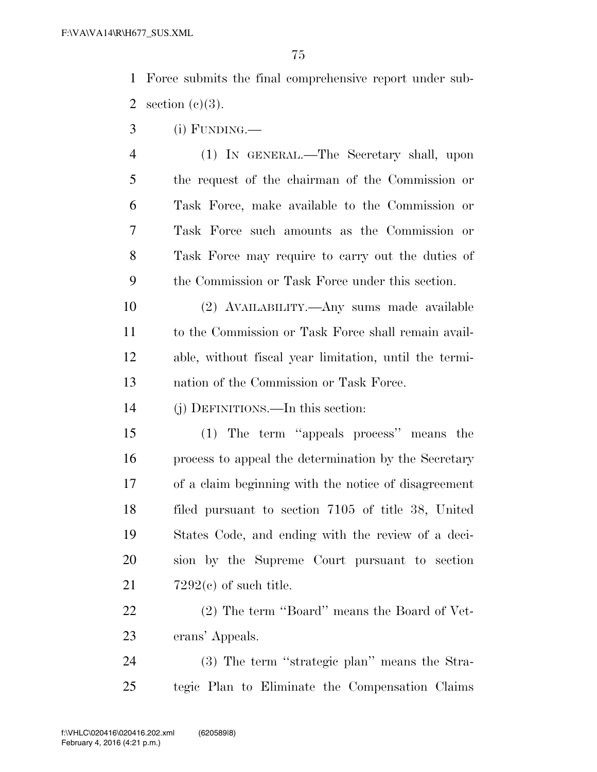Force submits the final comprehensive report under subsection (c)(3).

(i) FUNDING.—

(1) IN GENERAL.—The Secretary shall, upon the request of the chairman of the Commission or Task Force, make available to the Commission or Task Force such amounts as the Commission or Task Force may require to carry out the duties of the Commission or Task Force under this section.

(2) AVAILABILITY.—Any sums made available to the Commission or Task Force shall remain available, without fiscal year limitation, until the termination of the Commission or Task Force.

(j) DEFINITIONS.—In this section:

(1) The term ''appeals process'' means the process to appeal the determination by the Secretary of a claim beginning with the notice of disagreement filed pursuant to section 7105 of title 38, United States Code, and ending with the review of a decision by the Supreme Court pursuant to section 7292(c) of such title.

(2) The term ''Board'' means the Board of Veterans' Appeals.

(3) The term ''strategic plan'' means the Strategic Plan to Eliminate the Compensation Claims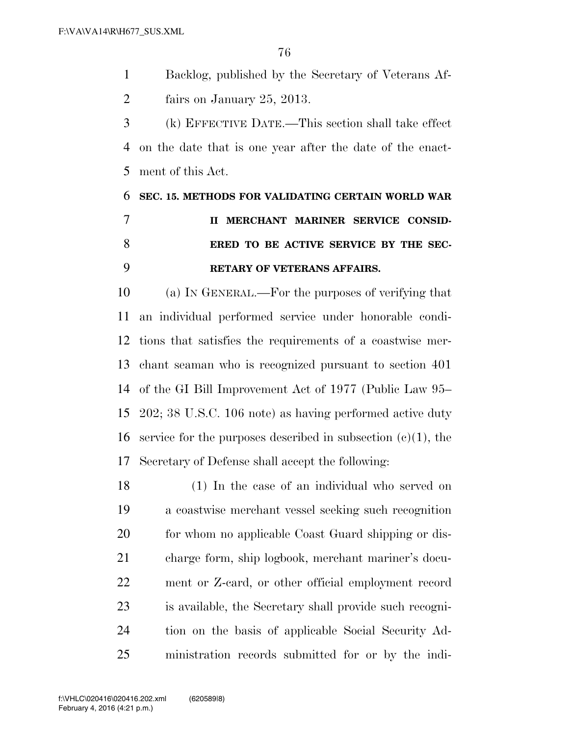Backlog, published by the Secretary of Veterans Affairs on January 25, 2013.

(k) EFFECTIVE DATE.—This section shall take effect on the date that is one year after the date of the enactment of this Act.

**SEC. 15. METHODS FOR VALIDATING CERTAIN WORLD WAR II MERCHANT MARINER SERVICE CONSIDERED TO BE ACTIVE SERVICE BY THE SECRETARY OF VETERANS AFFAIRS.**

(a) IN GENERAL.—For the purposes of verifying that an individual performed service under honorable conditions that satisfies the requirements of a coastwise merchant seaman who is recognized pursuant to section 401 of the GI Bill Improvement Act of 1977 (Public Law 95–202; 38 U.S.C. 106 note) as having performed active duty service for the purposes described in subsection (c)(1), the Secretary of Defense shall accept the following:

(1) In the case of an individual who served on a coastwise merchant vessel seeking such recognition for whom no applicable Coast Guard shipping or discharge form, ship logbook, merchant mariner's document or Z-card, or other official employment record is available, the Secretary shall provide such recognition on the basis of applicable Social Security Administration records submitted for or by the indi-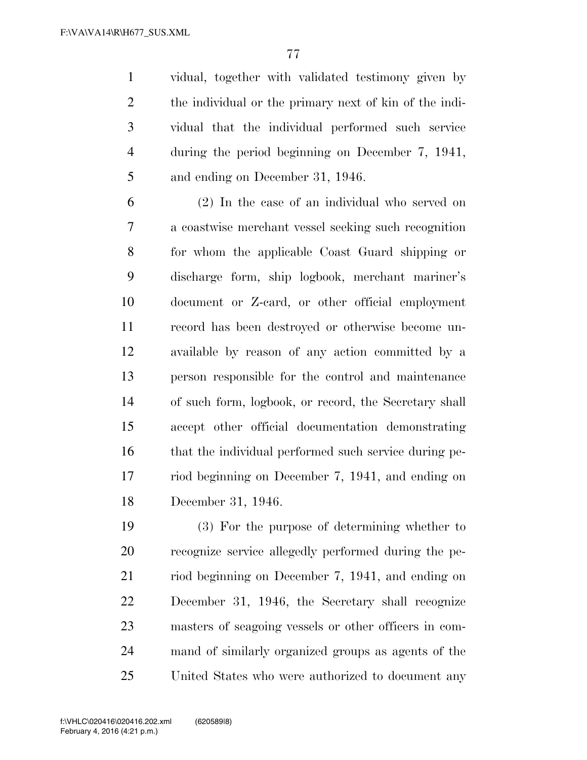vidual, together with validated testimony given by the individual or the primary next of kin of the individual that the individual performed such service during the period beginning on December 7, 1941, and ending on December 31, 1946.

(2) In the case of an individual who served on a coastwise merchant vessel seeking such recognition for whom the applicable Coast Guard shipping or discharge form, ship logbook, merchant mariner's document or Z-card, or other official employment record has been destroyed or otherwise become unavailable by reason of any action committed by a person responsible for the control and maintenance of such form, logbook, or record, the Secretary shall accept other official documentation demonstrating that the individual performed such service during period beginning on December 7, 1941, and ending on December 31, 1946.

(3) For the purpose of determining whether to recognize service allegedly performed during the period beginning on December 7, 1941, and ending on December 31, 1946, the Secretary shall recognize masters of seagoing vessels or other officers in command of similarly organized groups as agents of the United States who were authorized to document any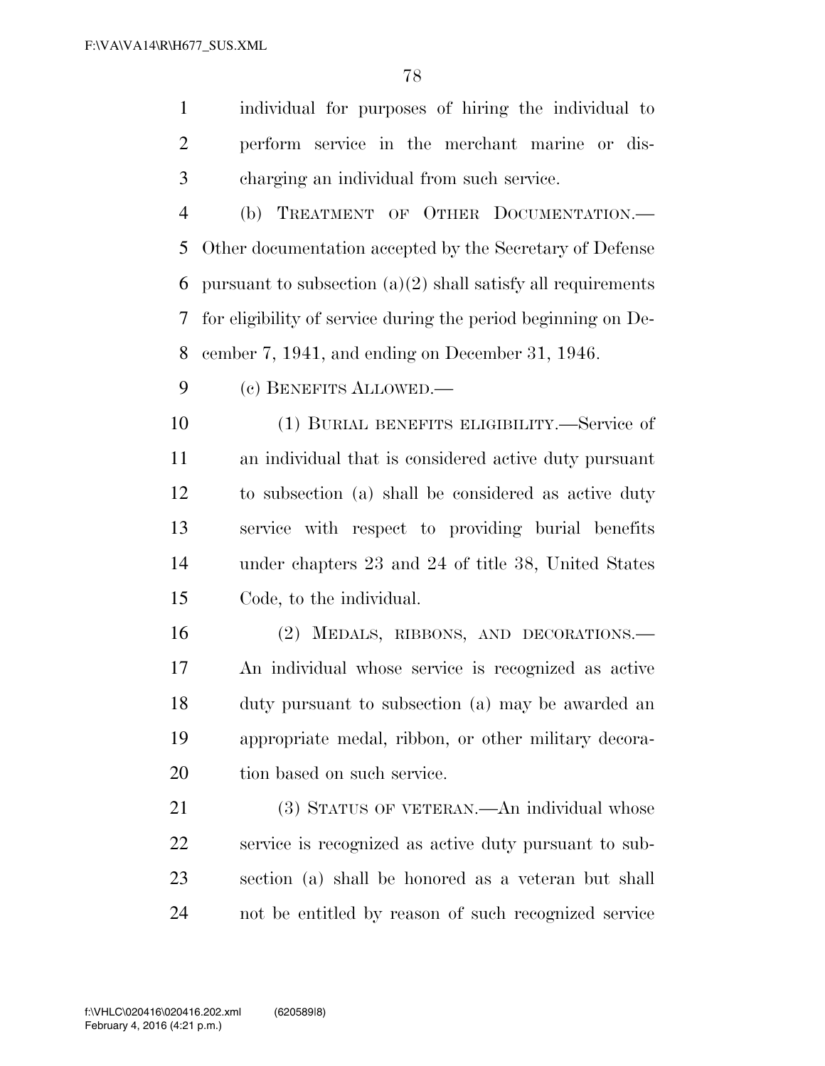individual for purposes of hiring the individual to perform service in the merchant marine or discharging an individual from such service.

(b) TREATMENT OF OTHER DOCUMENTATION.—Other documentation accepted by the Secretary of Defense pursuant to subsection (a)(2) shall satisfy all requirements for eligibility of service during the period beginning on December 7, 1941, and ending on December 31, 1946.

(c) BENEFITS ALLOWED.—

(1) BURIAL BENEFITS ELIGIBILITY.—Service of an individual that is considered active duty pursuant to subsection (a) shall be considered as active duty service with respect to providing burial benefits under chapters 23 and 24 of title 38, United States Code, to the individual.

(2) MEDALS, RIBBONS, AND DECORATIONS.—An individual whose service is recognized as active duty pursuant to subsection (a) may be awarded an appropriate medal, ribbon, or other military decoration based on such service.

(3) STATUS OF VETERAN.—An individual whose service is recognized as active duty pursuant to subsection (a) shall be honored as a veteran but shall not be entitled by reason of such recognized service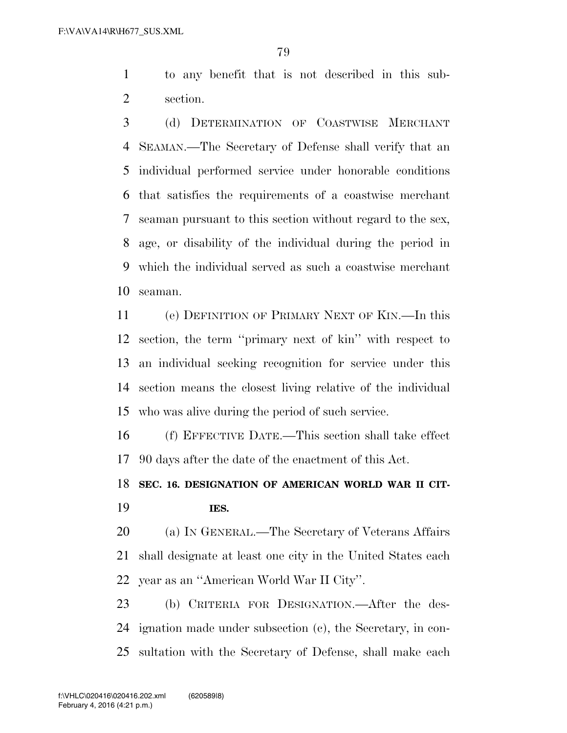to any benefit that is not described in this subsection.

(d) DETERMINATION OF COASTWISE MERCHANT SEAMAN.—The Secretary of Defense shall verify that an individual performed service under honorable conditions that satisfies the requirements of a coastwise merchant seaman pursuant to this section without regard to the sex, age, or disability of the individual during the period in which the individual served as such a coastwise merchant seaman.

(e) DEFINITION OF PRIMARY NEXT OF KIN.—In this section, the term ''primary next of kin'' with respect to an individual seeking recognition for service under this section means the closest living relative of the individual who was alive during the period of such service.

(f) EFFECTIVE DATE.—This section shall take effect 90 days after the date of the enactment of this Act.

**SEC. 16. DESIGNATION OF AMERICAN WORLD WAR II CITIES.**

(a) IN GENERAL.—The Secretary of Veterans Affairs shall designate at least one city in the United States each year as an ''American World War II City''.

(b) CRITERIA FOR DESIGNATION.—After the designation made under subsection (c), the Secretary, in consultation with the Secretary of Defense, shall make each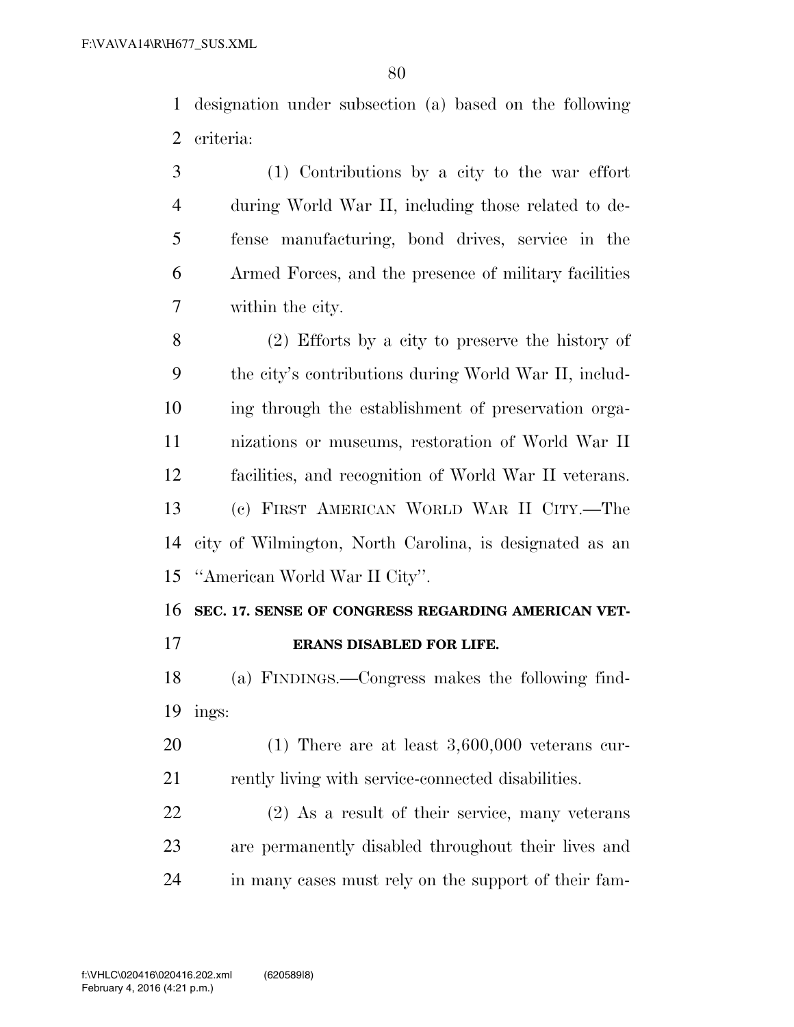designation under subsection (a) based on the following criteria:

(1) Contributions by a city to the war effort during World War II, including those related to defense manufacturing, bond drives, service in the Armed Forces, and the presence of military facilities within the city.

(2) Efforts by a city to preserve the history of the city's contributions during World War II, including through the establishment of preservation organizations or museums, restoration of World War II facilities, and recognition of World War II veterans.

(c) FIRST AMERICAN WORLD WAR II CITY.—The city of Wilmington, North Carolina, is designated as an "American World War II City".

**SEC. 17. SENSE OF CONGRESS REGARDING AMERICAN VETERANS DISABLED FOR LIFE.**

(a) FINDINGS.—Congress makes the following findings:

(1) There are at least 3,600,000 veterans currently living with service-connected disabilities.

(2) As a result of their service, many veterans are permanently disabled throughout their lives and in many cases must rely on the support of their fam-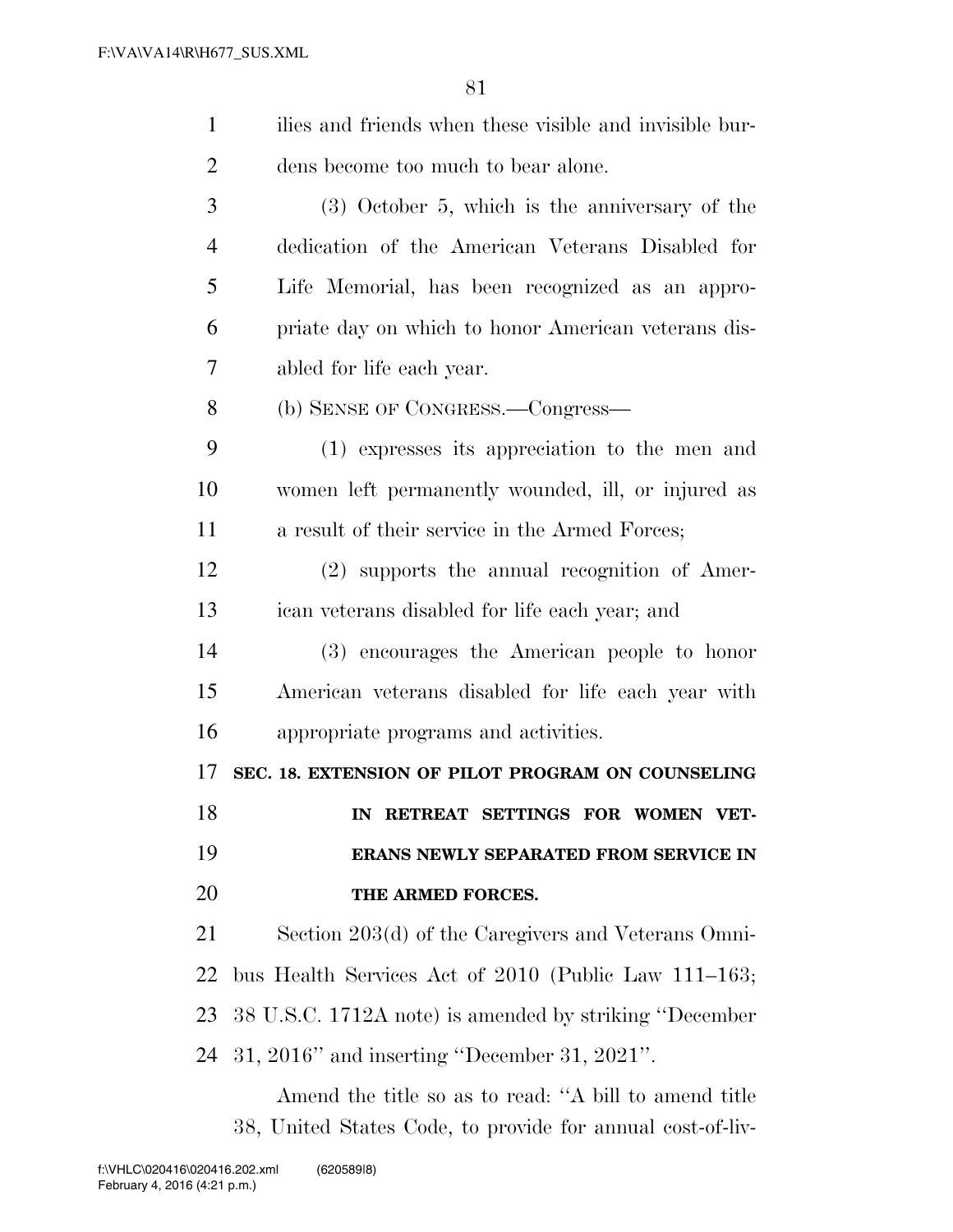ilies and friends when these visible and invisible burdens become too much to bear alone.

(3) October 5, which is the anniversary of the dedication of the American Veterans Disabled for Life Memorial, has been recognized as an appropriate day on which to honor American veterans disabled for life each year.

(b) SENSE OF CONGRESS.—Congress—

(1) expresses its appreciation to the men and women left permanently wounded, ill, or injured as a result of their service in the Armed Forces;

(2) supports the annual recognition of American veterans disabled for life each year; and

(3) encourages the American people to honor American veterans disabled for life each year with appropriate programs and activities.

**SEC. 18. EXTENSION OF PILOT PROGRAM ON COUNSELING IN RETREAT SETTINGS FOR WOMEN VETERANS NEWLY SEPARATED FROM SERVICE IN THE ARMED FORCES.**

Section 203(d) of the Caregivers and Veterans Omnibus Health Services Act of 2010 (Public Law 111–163; 38 U.S.C. 1712A note) is amended by striking ''December 31, 2016'' and inserting ''December 31, 2021''.

Amend the title so as to read: ''A bill to amend title 38, United States Code, to provide for annual cost-of-liv-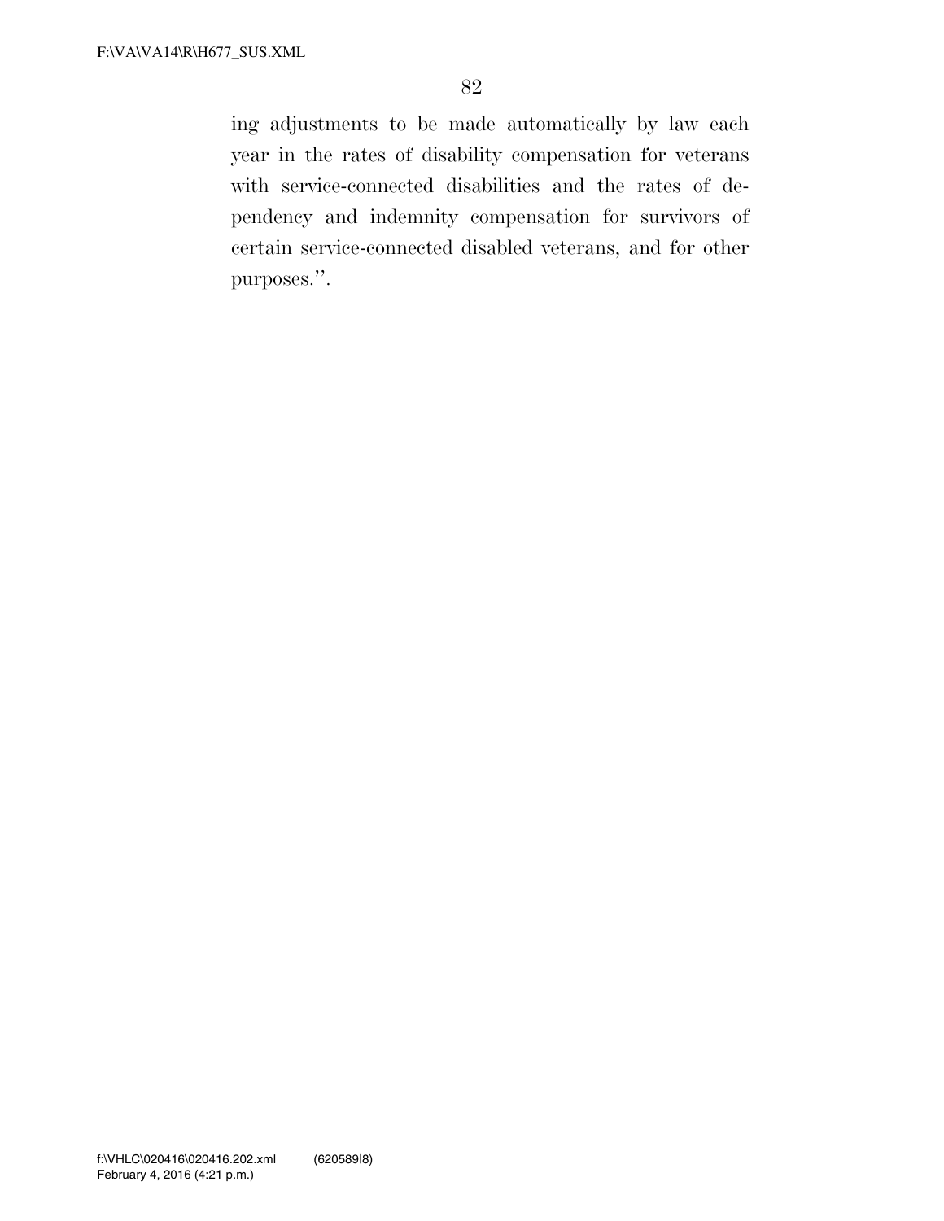ing adjustments to be made automatically by law each year in the rates of disability compensation for veterans with service-connected disabilities and the rates of dependency and indemnity compensation for survivors of certain service-connected disabled veterans, and for other purposes.''.